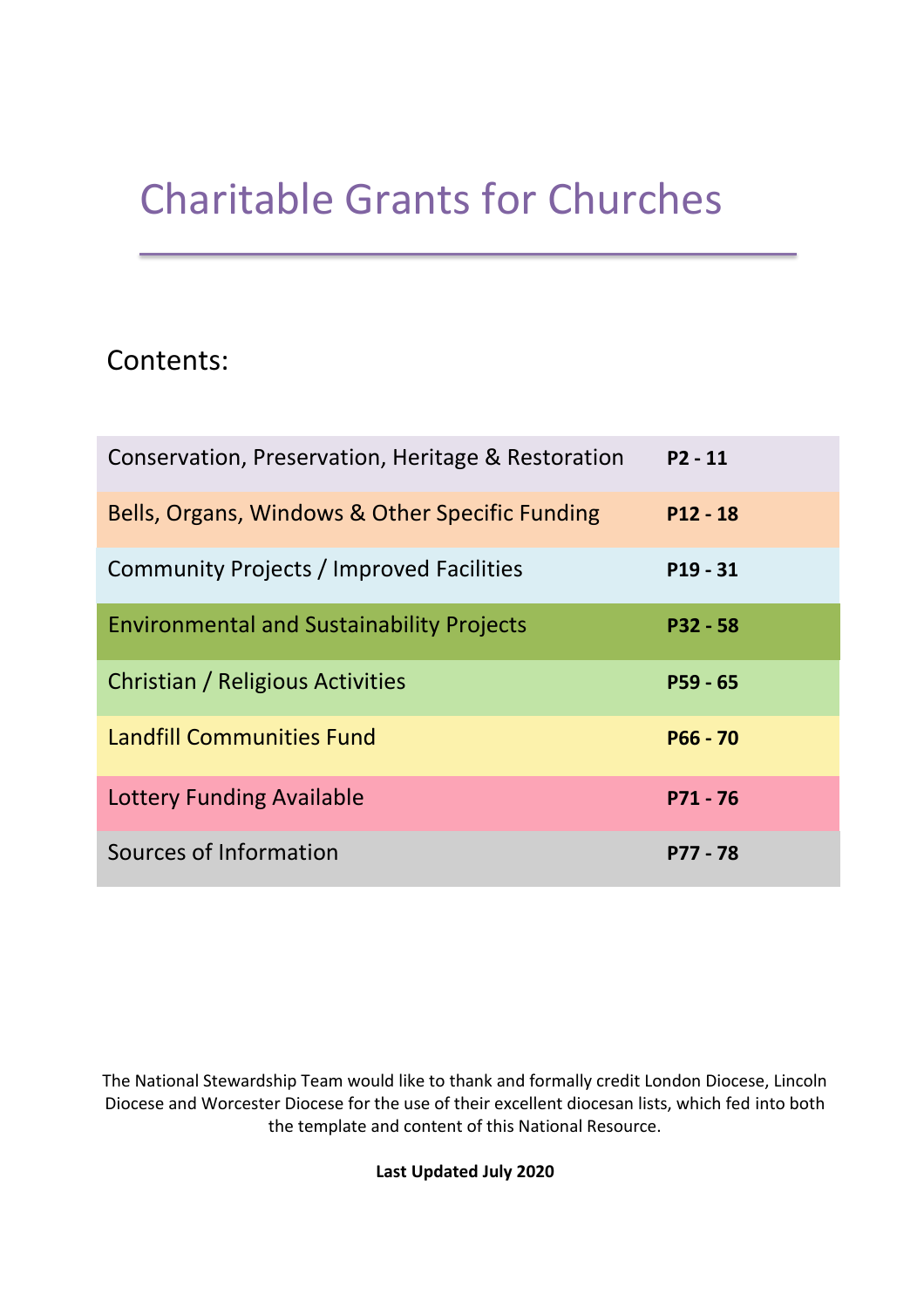# Charitable Grants for Churches

## Contents:

| Section | Pages |
|---|---|
| Conservation, Preservation, Heritage & Restoration | **P2 - 11** |
| Bells, Organs, Windows & Other Specific Funding | **P12 - 18** |
| Community Projects / Improved Facilities | **P19 - 31** |
| Environmental and Sustainability Projects | **P32 - 58** |
| Christian / Religious Activities | **P59 - 65** |
| Landfill Communities Fund | **P66 - 70** |
| Lottery Funding Available | **P71 - 76** |
| Sources of Information | **P77 - 78** |

The National Stewardship Team would like to thank and formally credit London Diocese, Lincoln Diocese and Worcester Diocese for the use of their excellent diocesan lists, which fed into both the template and content of this National Resource.

**Last Updated July 2020**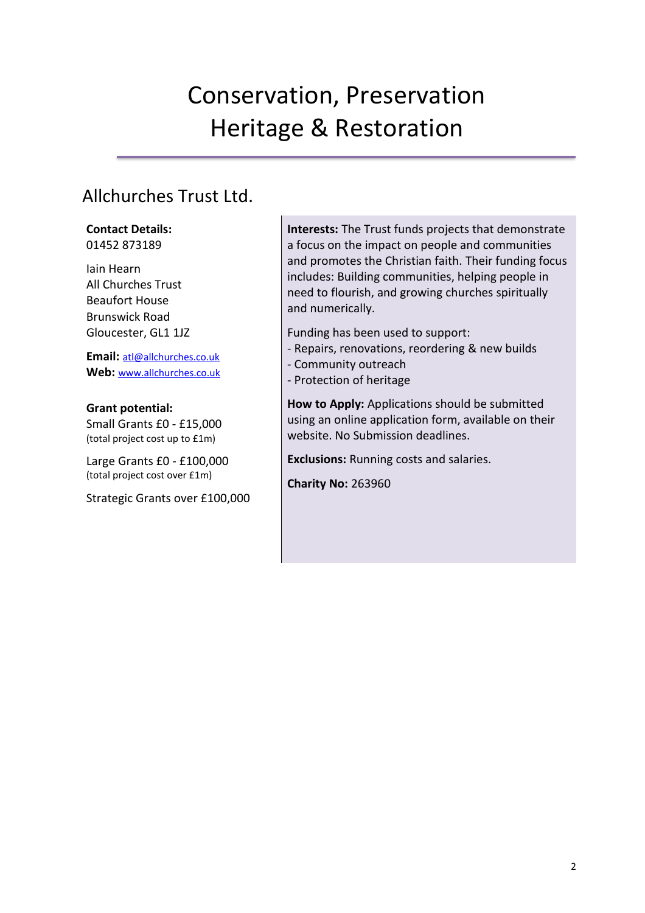# Conservation, Preservation Heritage & Restoration

## Allchurches Trust Ltd.

**Contact Details:**
01452 873189

Iain Hearn
All Churches Trust
Beaufort House
Brunswick Road
Gloucester, GL1 1JZ

**Email:** atl@allchurches.co.uk
**Web:** www.allchurches.co.uk

**Grant potential:**
Small Grants £0 - £15,000
(total project cost up to £1m)

Large Grants £0 - £100,000
(total project cost over £1m)

Strategic Grants over £100,000

**Interests:** The Trust funds projects that demonstrate a focus on the impact on people and communities and promotes the Christian faith. Their funding focus includes: Building communities, helping people in need to flourish, and growing churches spiritually and numerically.

Funding has been used to support:
- Repairs, renovations, reordering & new builds
- Community outreach
- Protection of heritage

**How to Apply:** Applications should be submitted using an online application form, available on their website. No Submission deadlines.

**Exclusions:** Running costs and salaries.

**Charity No:** 263960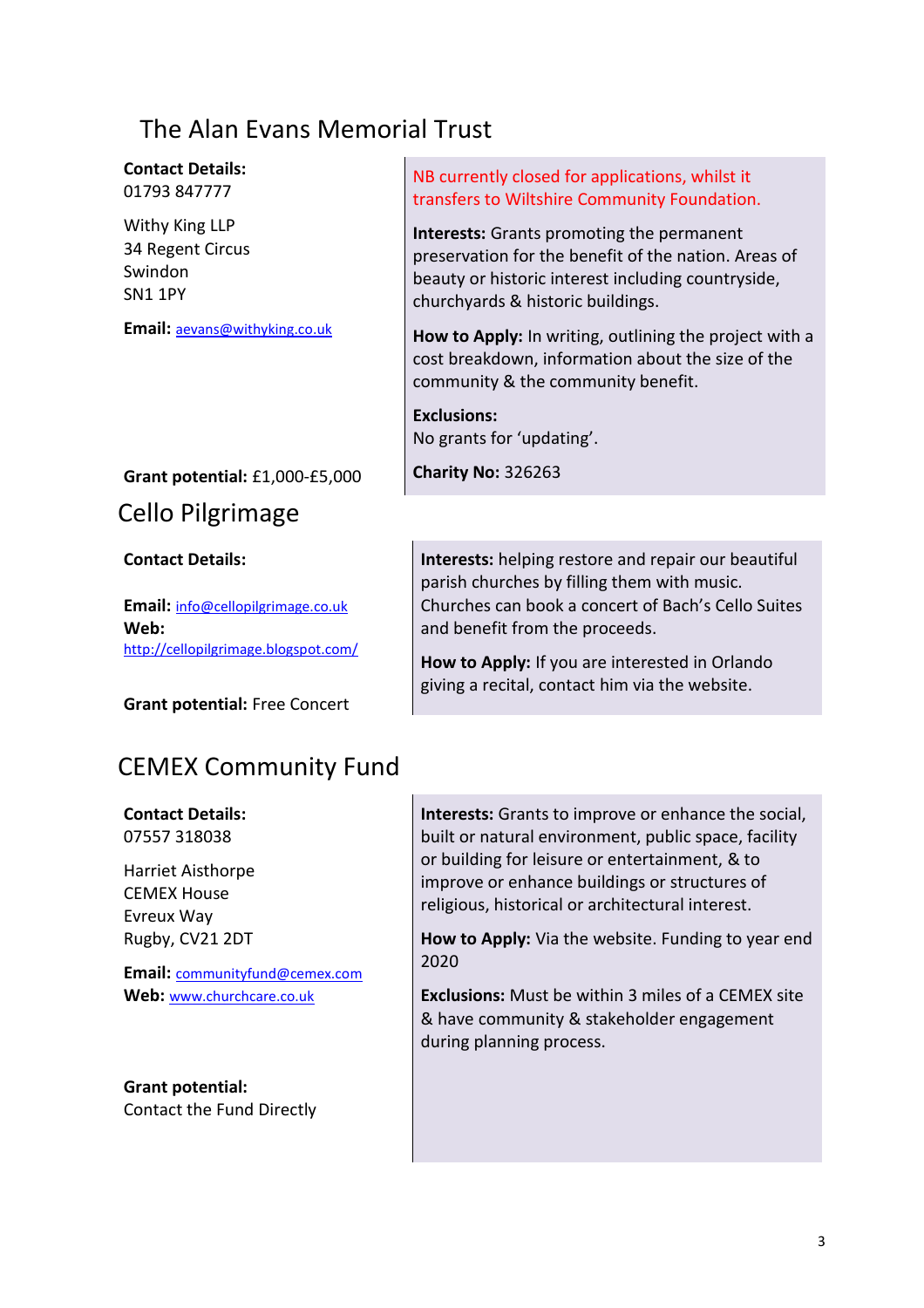## The Alan Evans Memorial Trust

**Contact Details:**
01793 847777

Withy King LLP
34 Regent Circus
Swindon
SN1 1PY

**Email:** aevans@withyking.co.uk

**Grant potential:** £1,000-£5,000

NB currently closed for applications, whilst it transfers to Wiltshire Community Foundation.

**Interests:** Grants promoting the permanent preservation for the benefit of the nation. Areas of beauty or historic interest including countryside, churchyards & historic buildings.

**How to Apply:** In writing, outlining the project with a cost breakdown, information about the size of the community & the community benefit.

**Exclusions:**
No grants for 'updating'.

**Charity No:** 326263

## Cello Pilgrimage

**Contact Details:**

**Email:** info@cellopilgrimage.co.uk
**Web:** http://cellopilgrimage.blogspot.com/

**Grant potential:** Free Concert

**Interests:** helping restore and repair our beautiful parish churches by filling them with music. Churches can book a concert of Bach's Cello Suites and benefit from the proceeds.

**How to Apply:** If you are interested in Orlando giving a recital, contact him via the website.

## CEMEX Community Fund

**Contact Details:**
07557 318038

Harriet Aisthorpe
CEMEX House
Evreux Way
Rugby, CV21 2DT

**Email:** communityfund@cemex.com
**Web:** www.churchcare.co.uk

**Grant potential:**
Contact the Fund Directly

**Interests:** Grants to improve or enhance the social, built or natural environment, public space, facility or building for leisure or entertainment, & to improve or enhance buildings or structures of religious, historical or architectural interest.

**How to Apply:** Via the website. Funding to year end 2020

**Exclusions:** Must be within 3 miles of a CEMEX site & have community & stakeholder engagement during planning process.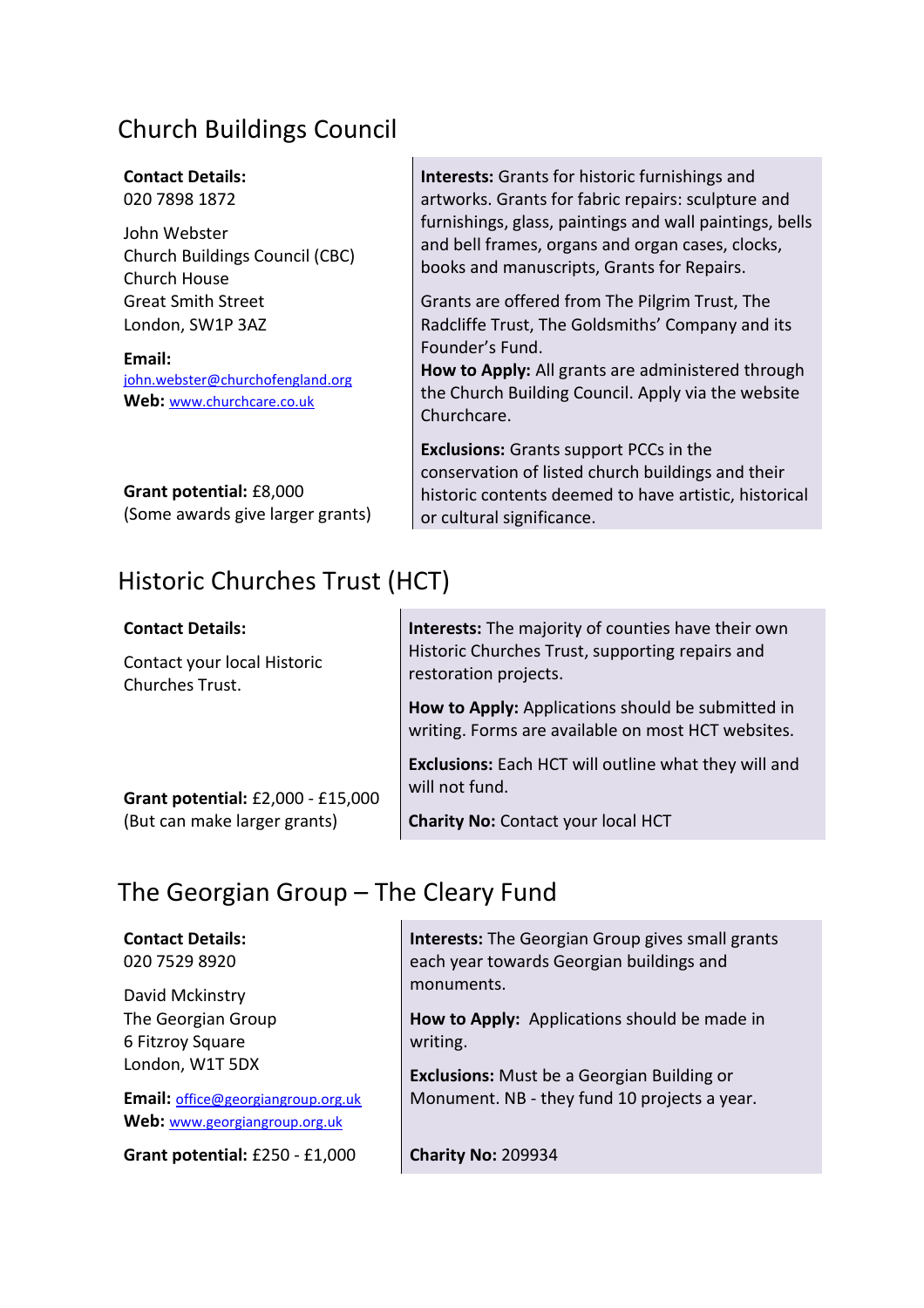## Church Buildings Council

**Contact Details:**
020 7898 1872

John Webster
Church Buildings Council (CBC)
Church House
Great Smith Street
London, SW1P 3AZ

**Email:**
john.webster@churchofengland.org
**Web:** www.churchcare.co.uk

**Grant potential:** £8,000
(Some awards give larger grants)

**Interests:** Grants for historic furnishings and artworks. Grants for fabric repairs: sculpture and furnishings, glass, paintings and wall paintings, bells and bell frames, organs and organ cases, clocks, books and manuscripts, Grants for Repairs.

Grants are offered from The Pilgrim Trust, The Radcliffe Trust, The Goldsmiths' Company and its Founder's Fund.
**How to Apply:** All grants are administered through the Church Building Council. Apply via the website Churchcare.

**Exclusions:** Grants support PCCs in the conservation of listed church buildings and their historic contents deemed to have artistic, historical or cultural significance.

## Historic Churches Trust (HCT)

**Contact Details:**

Contact your local Historic Churches Trust.

**Grant potential:** £2,000 - £15,000
(But can make larger grants)

**Interests:** The majority of counties have their own Historic Churches Trust, supporting repairs and restoration projects.

**How to Apply:** Applications should be submitted in writing. Forms are available on most HCT websites.

**Exclusions:** Each HCT will outline what they will and will not fund.

**Charity No:** Contact your local HCT

## The Georgian Group – The Cleary Fund

**Contact Details:**
020 7529 8920

David Mckinstry
The Georgian Group
6 Fitzroy Square
London, W1T 5DX

**Email:** office@georgiangroup.org.uk
**Web:** www.georgiangroup.org.uk

**Grant potential:** £250 - £1,000

**Interests:** The Georgian Group gives small grants each year towards Georgian buildings and monuments.

**How to Apply:** Applications should be made in writing.

**Exclusions:** Must be a Georgian Building or Monument. NB - they fund 10 projects a year.

**Charity No:** 209934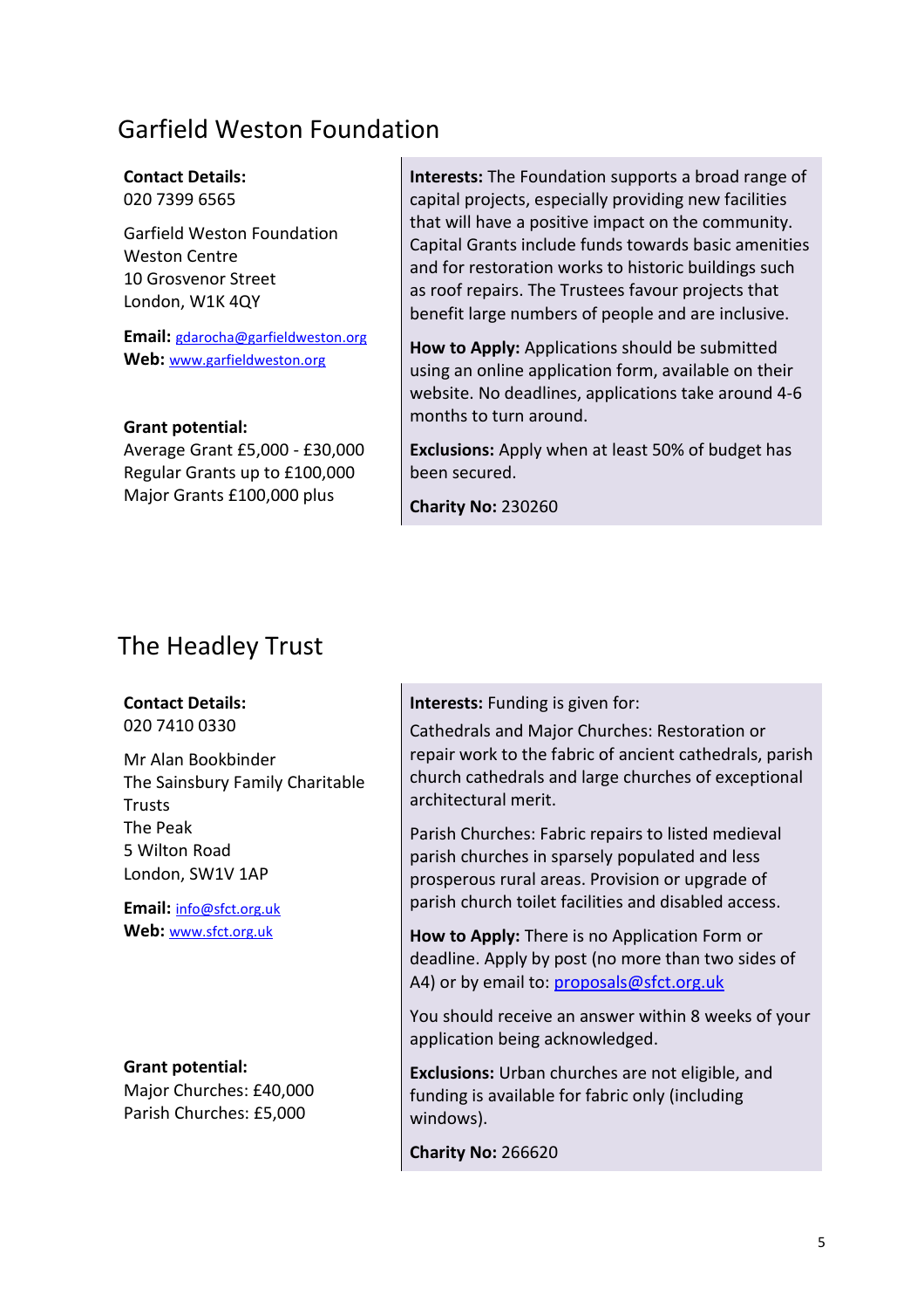## Garfield Weston Foundation

**Contact Details:**
020 7399 6565

Garfield Weston Foundation
Weston Centre
10 Grosvenor Street
London, W1K 4QY

**Email:** gdarocha@garfieldweston.org
**Web:** www.garfieldweston.org

**Grant potential:**
Average Grant £5,000 - £30,000
Regular Grants up to £100,000
Major Grants £100,000 plus

**Interests:** The Foundation supports a broad range of capital projects, especially providing new facilities that will have a positive impact on the community. Capital Grants include funds towards basic amenities and for restoration works to historic buildings such as roof repairs. The Trustees favour projects that benefit large numbers of people and are inclusive.

**How to Apply:** Applications should be submitted using an online application form, available on their website. No deadlines, applications take around 4-6 months to turn around.

**Exclusions:** Apply when at least 50% of budget has been secured.

**Charity No:** 230260

## The Headley Trust

**Contact Details:**
020 7410 0330

Mr Alan Bookbinder
The Sainsbury Family Charitable Trusts
The Peak
5 Wilton Road
London, SW1V 1AP

**Email:** info@sfct.org.uk
**Web:** www.sfct.org.uk

**Grant potential:**
Major Churches: £40,000
Parish Churches: £5,000

**Interests:** Funding is given for:

Cathedrals and Major Churches: Restoration or repair work to the fabric of ancient cathedrals, parish church cathedrals and large churches of exceptional architectural merit.

Parish Churches: Fabric repairs to listed medieval parish churches in sparsely populated and less prosperous rural areas. Provision or upgrade of parish church toilet facilities and disabled access.

**How to Apply:** There is no Application Form or deadline. Apply by post (no more than two sides of A4) or by email to: proposals@sfct.org.uk

You should receive an answer within 8 weeks of your application being acknowledged.

**Exclusions:** Urban churches are not eligible, and funding is available for fabric only (including windows).

**Charity No:** 266620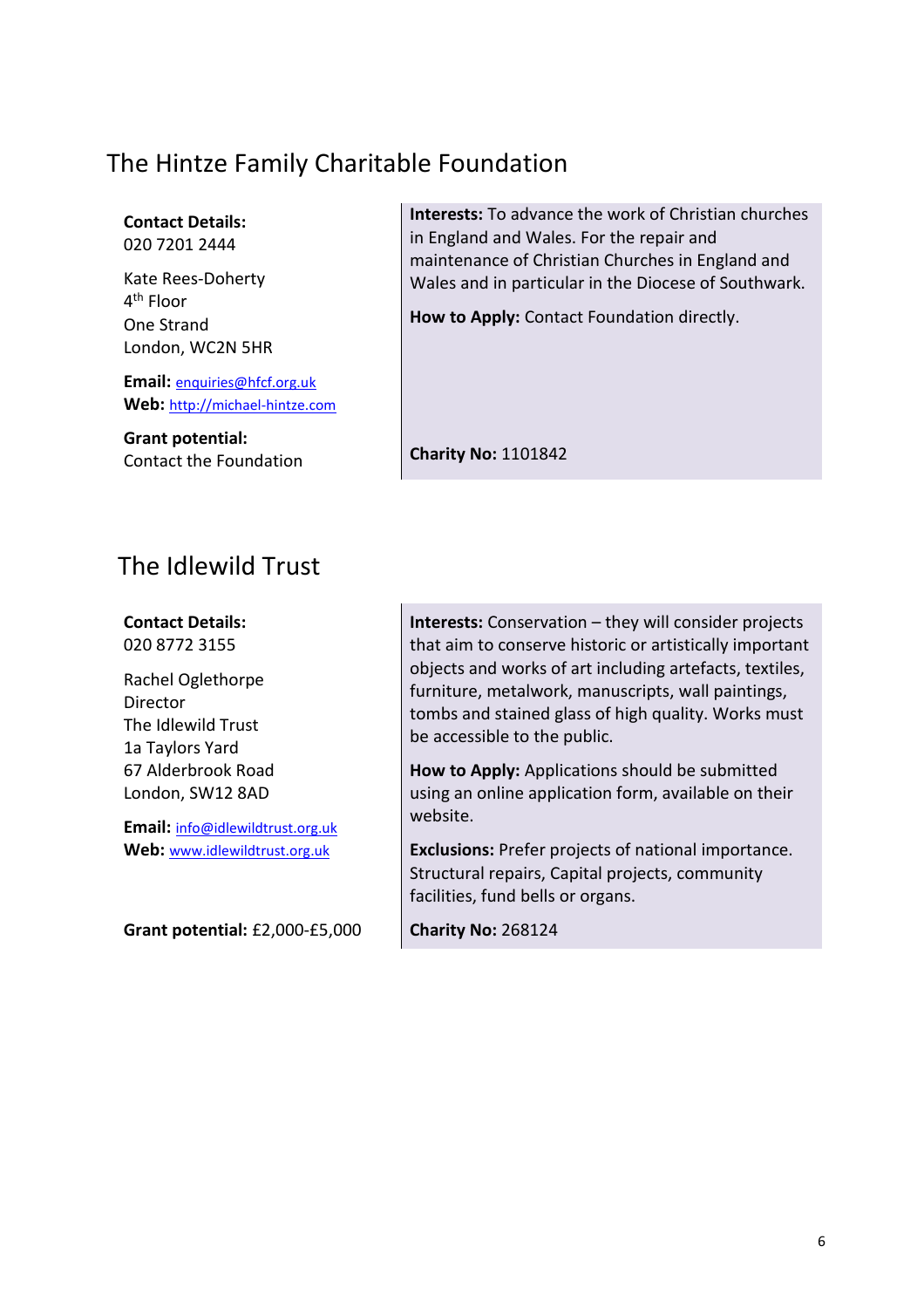## The Hintze Family Charitable Foundation

**Contact Details:**
020 7201 2444

Kate Rees-Doherty
4th Floor
One Strand
London, WC2N 5HR

**Email:** enquiries@hfcf.org.uk
**Web:** http://michael-hintze.com

**Grant potential:**
Contact the Foundation

**Interests:** To advance the work of Christian churches in England and Wales. For the repair and maintenance of Christian Churches in England and Wales and in particular in the Diocese of Southwark.

**How to Apply:** Contact Foundation directly.

**Charity No:** 1101842

## The Idlewild Trust

**Contact Details:**
020 8772 3155

Rachel Oglethorpe
Director
The Idlewild Trust
1a Taylors Yard
67 Alderbrook Road
London, SW12 8AD

**Email:** info@idlewildtrust.org.uk
**Web:** www.idlewildtrust.org.uk

**Grant potential:** £2,000-£5,000

**Interests:** Conservation – they will consider projects that aim to conserve historic or artistically important objects and works of art including artefacts, textiles, furniture, metalwork, manuscripts, wall paintings, tombs and stained glass of high quality. Works must be accessible to the public.

**How to Apply:** Applications should be submitted using an online application form, available on their website.

**Exclusions:** Prefer projects of national importance. Structural repairs, Capital projects, community facilities, fund bells or organs.

**Charity No:** 268124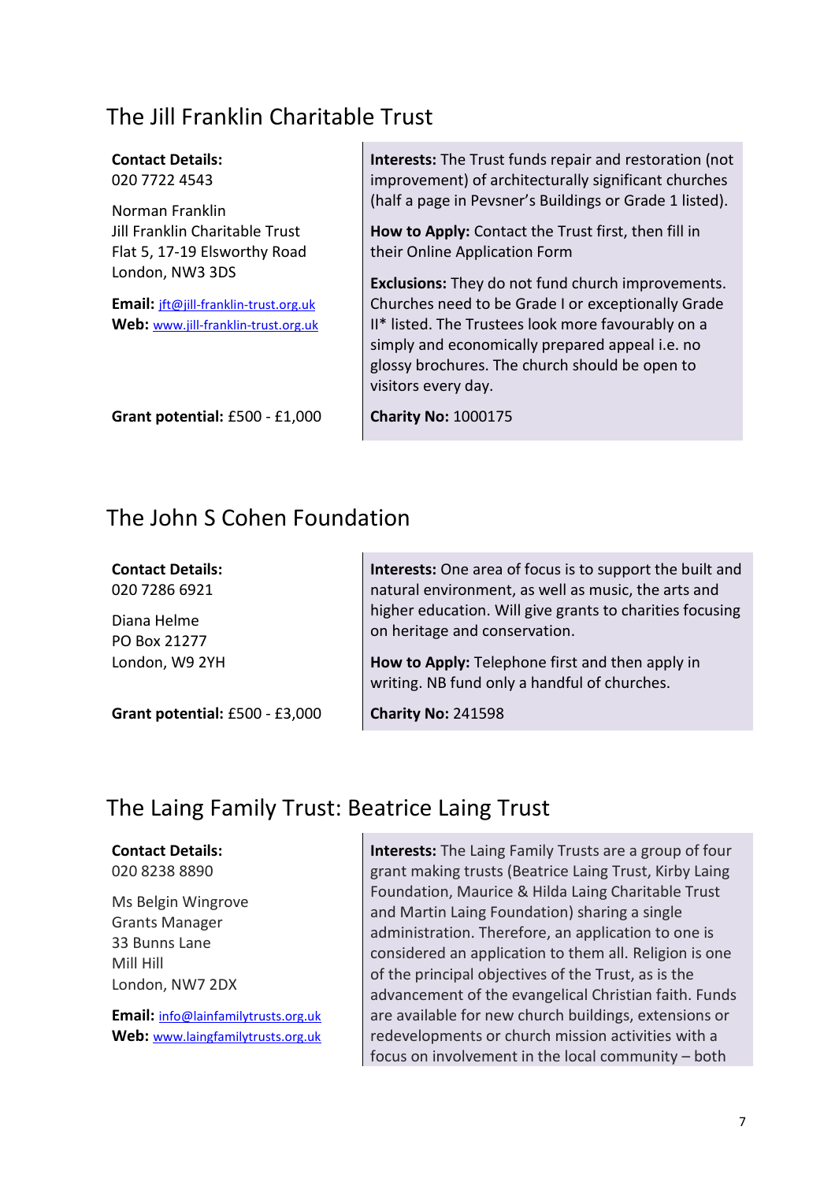## The Jill Franklin Charitable Trust

**Contact Details:**
020 7722 4543

Norman Franklin
Jill Franklin Charitable Trust
Flat 5, 17-19 Elsworthy Road
London, NW3 3DS

**Email:** jft@jill-franklin-trust.org.uk
**Web:** www.jill-franklin-trust.org.uk

**Grant potential:** £500 - £1,000

**Interests:** The Trust funds repair and restoration (not improvement) of architecturally significant churches (half a page in Pevsner's Buildings or Grade 1 listed).

**How to Apply:** Contact the Trust first, then fill in their Online Application Form

**Exclusions:** They do not fund church improvements. Churches need to be Grade I or exceptionally Grade II* listed. The Trustees look more favourably on a simply and economically prepared appeal i.e. no glossy brochures. The church should be open to visitors every day.

**Charity No:** 1000175

## The John S Cohen Foundation

**Contact Details:**
020 7286 6921

Diana Helme
PO Box 21277
London, W9 2YH

**Grant potential:** £500 - £3,000

**Interests:** One area of focus is to support the built and natural environment, as well as music, the arts and higher education. Will give grants to charities focusing on heritage and conservation.

**How to Apply:** Telephone first and then apply in writing. NB fund only a handful of churches.

**Charity No:** 241598

## The Laing Family Trust: Beatrice Laing Trust

**Contact Details:**
020 8238 8890

Ms Belgin Wingrove
Grants Manager
33 Bunns Lane
Mill Hill
London, NW7 2DX

**Email:** info@lainfamilytrusts.org.uk
**Web:** www.laingfamilytrusts.org.uk

**Interests:** The Laing Family Trusts are a group of four grant making trusts (Beatrice Laing Trust, Kirby Laing Foundation, Maurice & Hilda Laing Charitable Trust and Martin Laing Foundation) sharing a single administration. Therefore, an application to one is considered an application to them all. Religion is one of the principal objectives of the Trust, as is the advancement of the evangelical Christian faith. Funds are available for new church buildings, extensions or redevelopments or church mission activities with a focus on involvement in the local community – both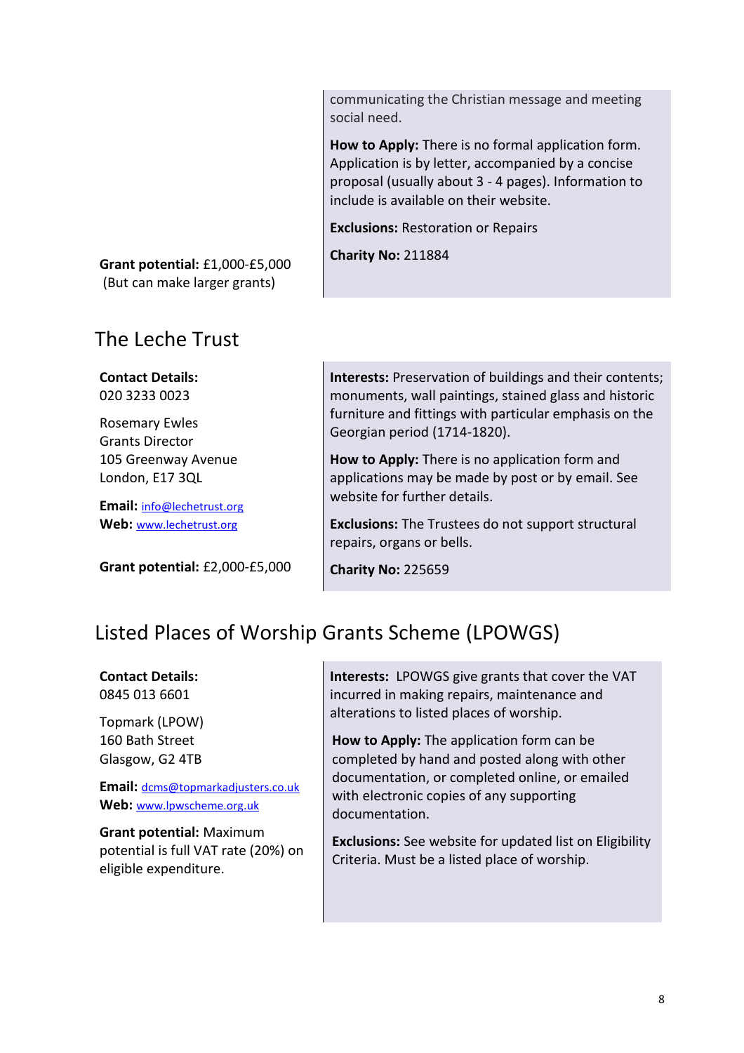communicating the Christian message and meeting social need.

**How to Apply:** There is no formal application form. Application is by letter, accompanied by a concise proposal (usually about 3 - 4 pages). Information to include is available on their website.

**Exclusions:** Restoration or Repairs

**Charity No:** 211884

**Grant potential:** £1,000-£5,000 (But can make larger grants)

## The Leche Trust

**Contact Details:**
020 3233 0023

Rosemary Ewles
Grants Director
105 Greenway Avenue
London, E17 3QL

**Email:** info@lechetrust.org
**Web:** www.lechetrust.org

**Grant potential:** £2,000-£5,000

**Interests:** Preservation of buildings and their contents; monuments, wall paintings, stained glass and historic furniture and fittings with particular emphasis on the Georgian period (1714-1820).

**How to Apply:** There is no application form and applications may be made by post or by email. See website for further details.

**Exclusions:** The Trustees do not support structural repairs, organs or bells.

**Charity No:** 225659

## Listed Places of Worship Grants Scheme (LPOWGS)

**Contact Details:**
0845 013 6601

Topmark (LPOW)
160 Bath Street
Glasgow, G2 4TB

**Email:** dcms@topmarkadjusters.co.uk
**Web:** www.lpwscheme.org.uk

**Grant potential:** Maximum potential is full VAT rate (20%) on eligible expenditure.

**Interests:** LPOWGS give grants that cover the VAT incurred in making repairs, maintenance and alterations to listed places of worship.

**How to Apply:** The application form can be completed by hand and posted along with other documentation, or completed online, or emailed with electronic copies of any supporting documentation.

**Exclusions:** See website for updated list on Eligibility Criteria. Must be a listed place of worship.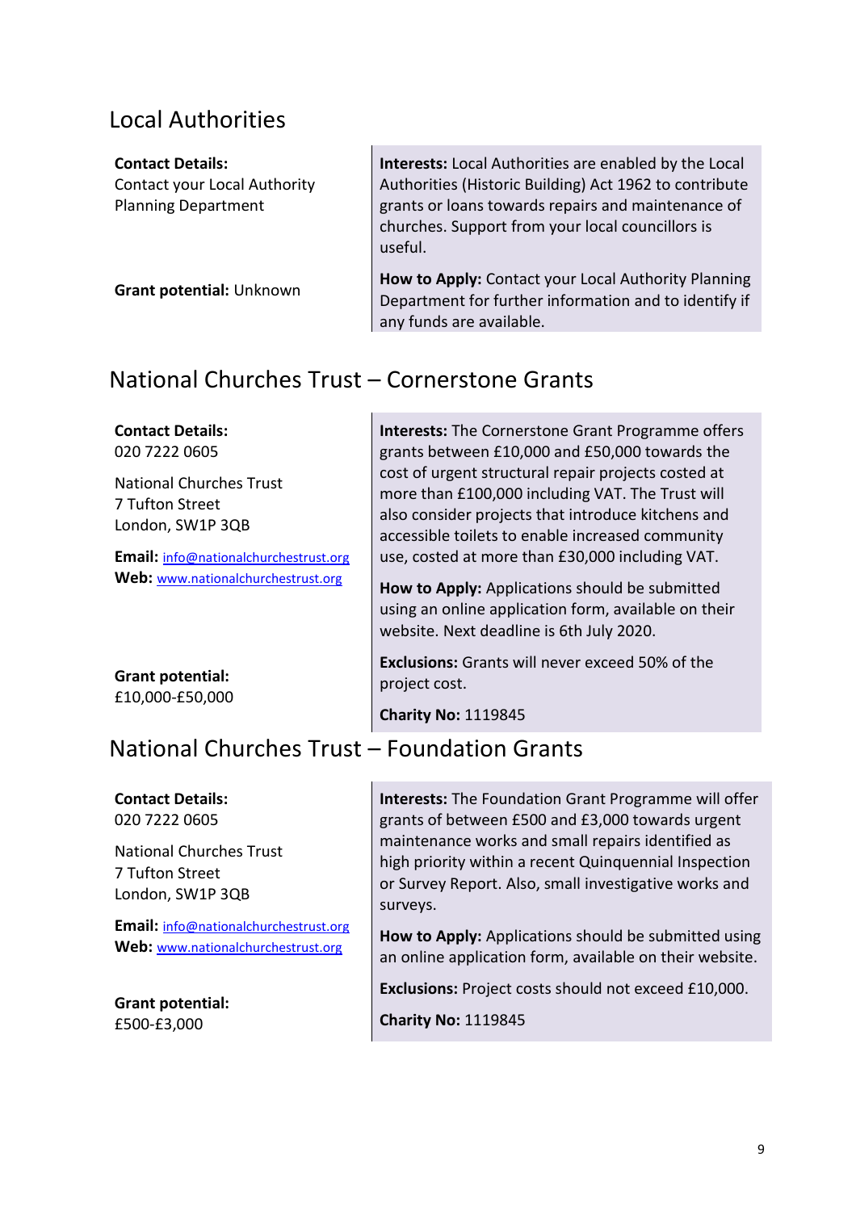## Local Authorities

**Contact Details:**
Contact your Local Authority Planning Department

**Grant potential:** Unknown

**Interests:** Local Authorities are enabled by the Local Authorities (Historic Building) Act 1962 to contribute grants or loans towards repairs and maintenance of churches. Support from your local councillors is useful.

**How to Apply:** Contact your Local Authority Planning Department for further information and to identify if any funds are available.

## National Churches Trust – Cornerstone Grants

**Contact Details:**
020 7222 0605

National Churches Trust
7 Tufton Street
London, SW1P 3QB

**Email:** info@nationalchurchestrust.org
**Web:** www.nationalchurchestrust.org

**Grant potential:**
£10,000-£50,000

**Interests:** The Cornerstone Grant Programme offers grants between £10,000 and £50,000 towards the cost of urgent structural repair projects costed at more than £100,000 including VAT. The Trust will also consider projects that introduce kitchens and accessible toilets to enable increased community use, costed at more than £30,000 including VAT.

**How to Apply:** Applications should be submitted using an online application form, available on their website. Next deadline is 6th July 2020.

**Exclusions:** Grants will never exceed 50% of the project cost.

**Charity No:** 1119845

## National Churches Trust – Foundation Grants

**Contact Details:**
020 7222 0605

National Churches Trust
7 Tufton Street
London, SW1P 3QB

**Email:** info@nationalchurchestrust.org
**Web:** www.nationalchurchestrust.org

**Grant potential:**
£500-£3,000

**Interests:** The Foundation Grant Programme will offer grants of between £500 and £3,000 towards urgent maintenance works and small repairs identified as high priority within a recent Quinquennial Inspection or Survey Report. Also, small investigative works and surveys.

**How to Apply:** Applications should be submitted using an online application form, available on their website.

**Exclusions:** Project costs should not exceed £10,000.

**Charity No:** 1119845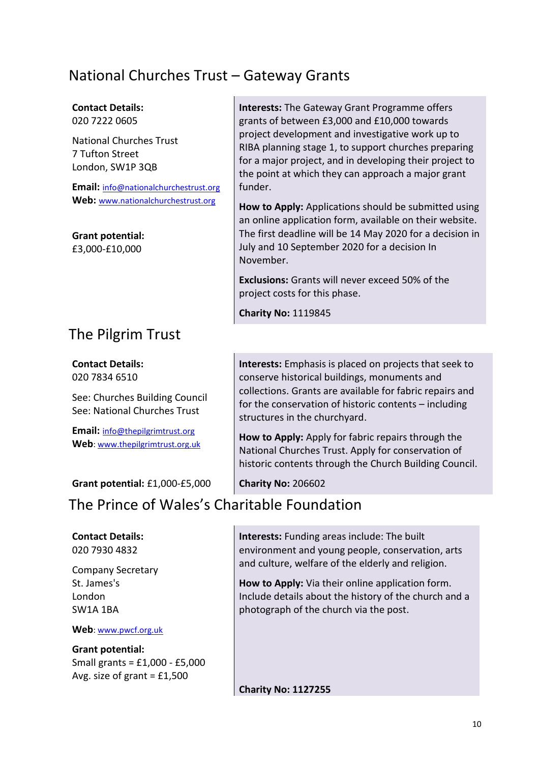## National Churches Trust – Gateway Grants

**Contact Details:**
020 7222 0605

National Churches Trust
7 Tufton Street
London, SW1P 3QB

**Email:** info@nationalchurchestrust.org
**Web:** www.nationalchurchestrust.org

**Grant potential:**
£3,000-£10,000

**Interests:** The Gateway Grant Programme offers grants of between £3,000 and £10,000 towards project development and investigative work up to RIBA planning stage 1, to support churches preparing for a major project, and in developing their project to the point at which they can approach a major grant funder.

**How to Apply:** Applications should be submitted using an online application form, available on their website. The first deadline will be 14 May 2020 for a decision in July and 10 September 2020 for a decision In November.

**Exclusions:** Grants will never exceed 50% of the project costs for this phase.

**Charity No:** 1119845

## The Pilgrim Trust

**Contact Details:**
020 7834 6510

See: Churches Building Council
See: National Churches Trust

**Email:** info@thepilgrimtrust.org
**Web**: www.thepilgrimtrust.org.uk

**Grant potential:** £1,000-£5,000

**Interests:** Emphasis is placed on projects that seek to conserve historical buildings, monuments and collections. Grants are available for fabric repairs and for the conservation of historic contents – including structures in the churchyard.

**How to Apply:** Apply for fabric repairs through the National Churches Trust. Apply for conservation of historic contents through the Church Building Council.

**Charity No:** 206602

## The Prince of Wales's Charitable Foundation

**Contact Details:**
020 7930 4832

Company Secretary
St. James's
London
SW1A 1BA

**Web**: www.pwcf.org.uk

**Grant potential:**
Small grants = £1,000 - £5,000
Avg. size of grant = £1,500

**Interests:** Funding areas include: The built environment and young people, conservation, arts and culture, welfare of the elderly and religion.

**How to Apply:** Via their online application form. Include details about the history of the church and a photograph of the church via the post.

**Charity No: 1127255**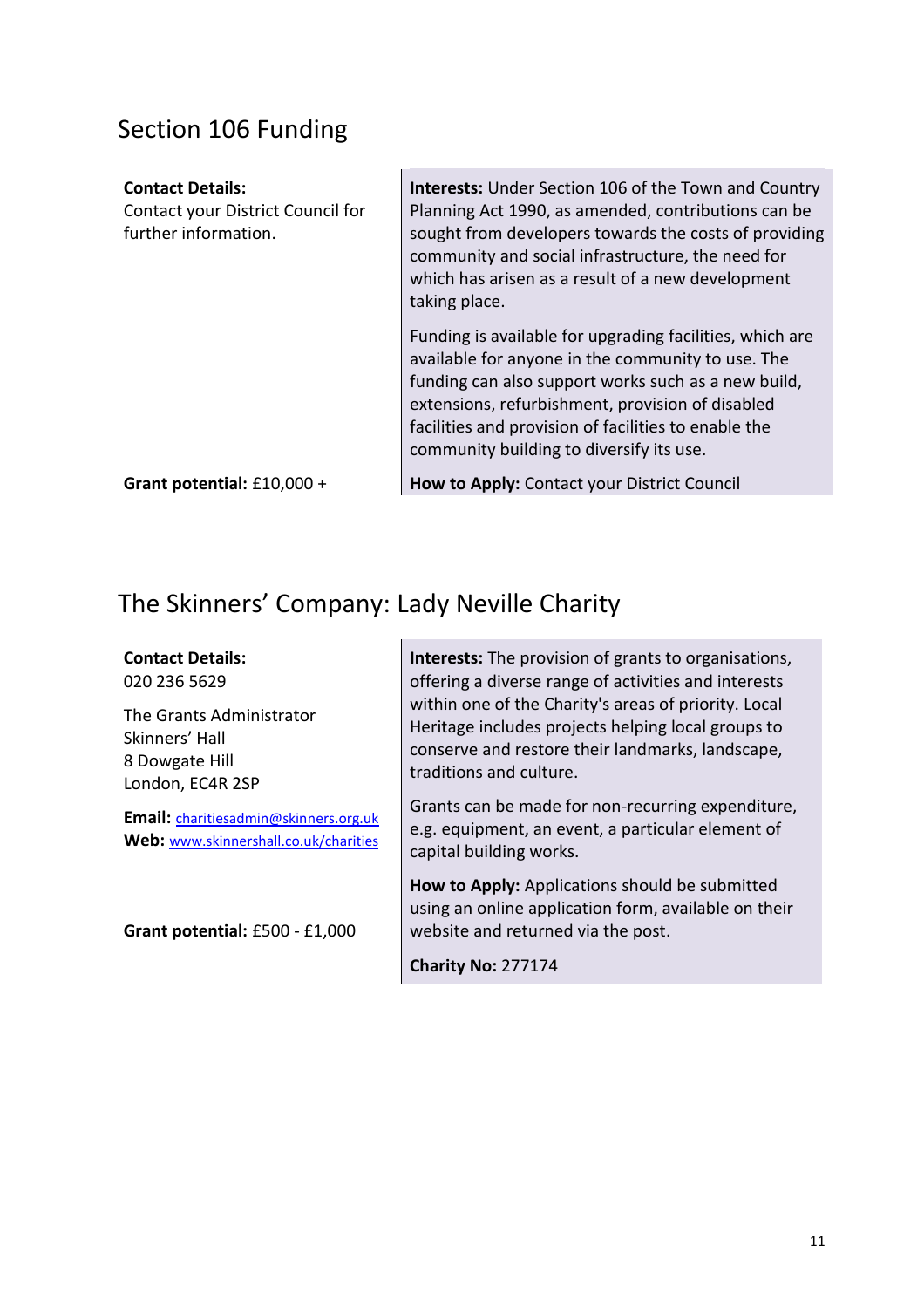## Section 106 Funding

**Contact Details:**
Contact your District Council for further information.

**Interests:** Under Section 106 of the Town and Country Planning Act 1990, as amended, contributions can be sought from developers towards the costs of providing community and social infrastructure, the need for which has arisen as a result of a new development taking place.

Funding is available for upgrading facilities, which are available for anyone in the community to use. The funding can also support works such as a new build, extensions, refurbishment, provision of disabled facilities and provision of facilities to enable the community building to diversify its use.

**Grant potential:** £10,000 +

**How to Apply:** Contact your District Council

## The Skinners' Company: Lady Neville Charity

**Contact Details:**
020 236 5629

The Grants Administrator
Skinners' Hall
8 Dowgate Hill
London, EC4R 2SP

**Email:** charitiesadmin@skinners.org.uk
**Web:** www.skinnershall.co.uk/charities

**Interests:** The provision of grants to organisations, offering a diverse range of activities and interests within one of the Charity's areas of priority. Local Heritage includes projects helping local groups to conserve and restore their landmarks, landscape, traditions and culture.

Grants can be made for non-recurring expenditure, e.g. equipment, an event, a particular element of capital building works.

**How to Apply:** Applications should be submitted using an online application form, available on their website and returned via the post.

**Grant potential:** £500 - £1,000

**Charity No:** 277174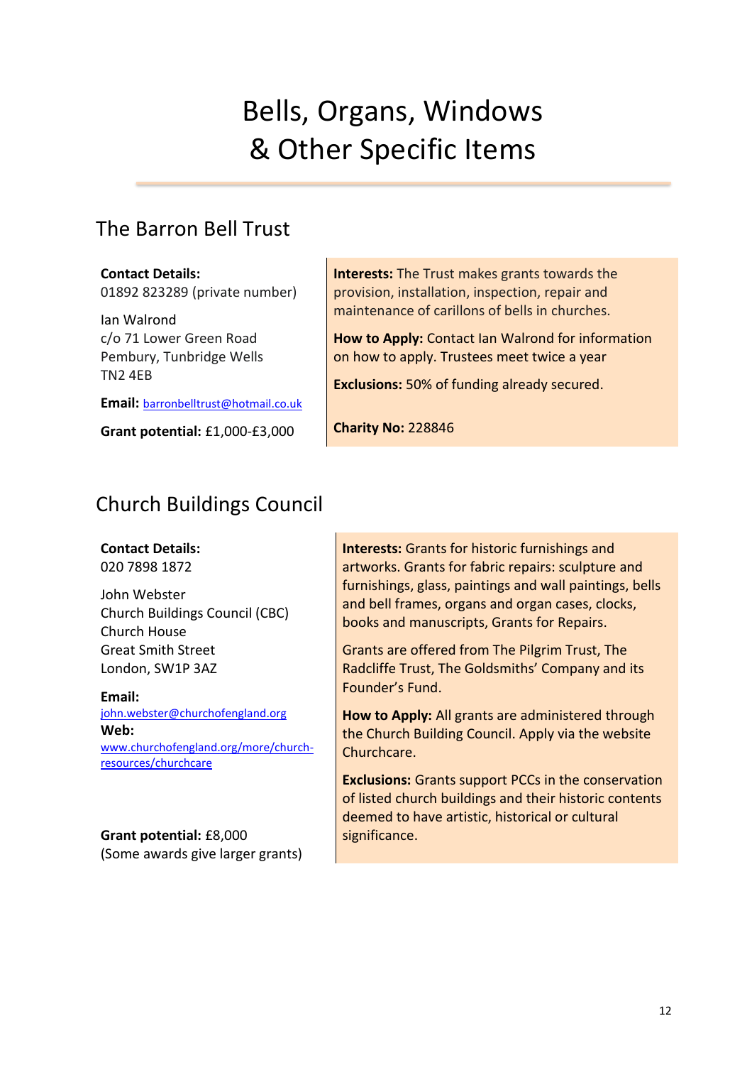# Bells, Organs, Windows & Other Specific Items

## The Barron Bell Trust

**Contact Details:**
01892 823289 (private number)

Ian Walrond
c/o 71 Lower Green Road
Pembury, Tunbridge Wells
TN2 4EB

**Email:** barronbelltrust@hotmail.co.uk

**Grant potential:** £1,000-£3,000

**Interests:** The Trust makes grants towards the provision, installation, inspection, repair and maintenance of carillons of bells in churches.

**How to Apply:** Contact Ian Walrond for information on how to apply. Trustees meet twice a year

**Exclusions:** 50% of funding already secured.

**Charity No:** 228846

## Church Buildings Council

**Contact Details:**
020 7898 1872

John Webster
Church Buildings Council (CBC)
Church House
Great Smith Street
London, SW1P 3AZ

**Email:**
john.webster@churchofengland.org

**Web:**
www.churchofengland.org/more/church-resources/churchcare

**Grant potential:** £8,000
(Some awards give larger grants)

**Interests:** Grants for historic furnishings and artworks. Grants for fabric repairs: sculpture and furnishings, glass, paintings and wall paintings, bells and bell frames, organs and organ cases, clocks, books and manuscripts, Grants for Repairs.

Grants are offered from The Pilgrim Trust, The Radcliffe Trust, The Goldsmiths' Company and its Founder's Fund.

**How to Apply:** All grants are administered through the Church Building Council. Apply via the website Churchcare.

**Exclusions:** Grants support PCCs in the conservation of listed church buildings and their historic contents deemed to have artistic, historical or cultural significance.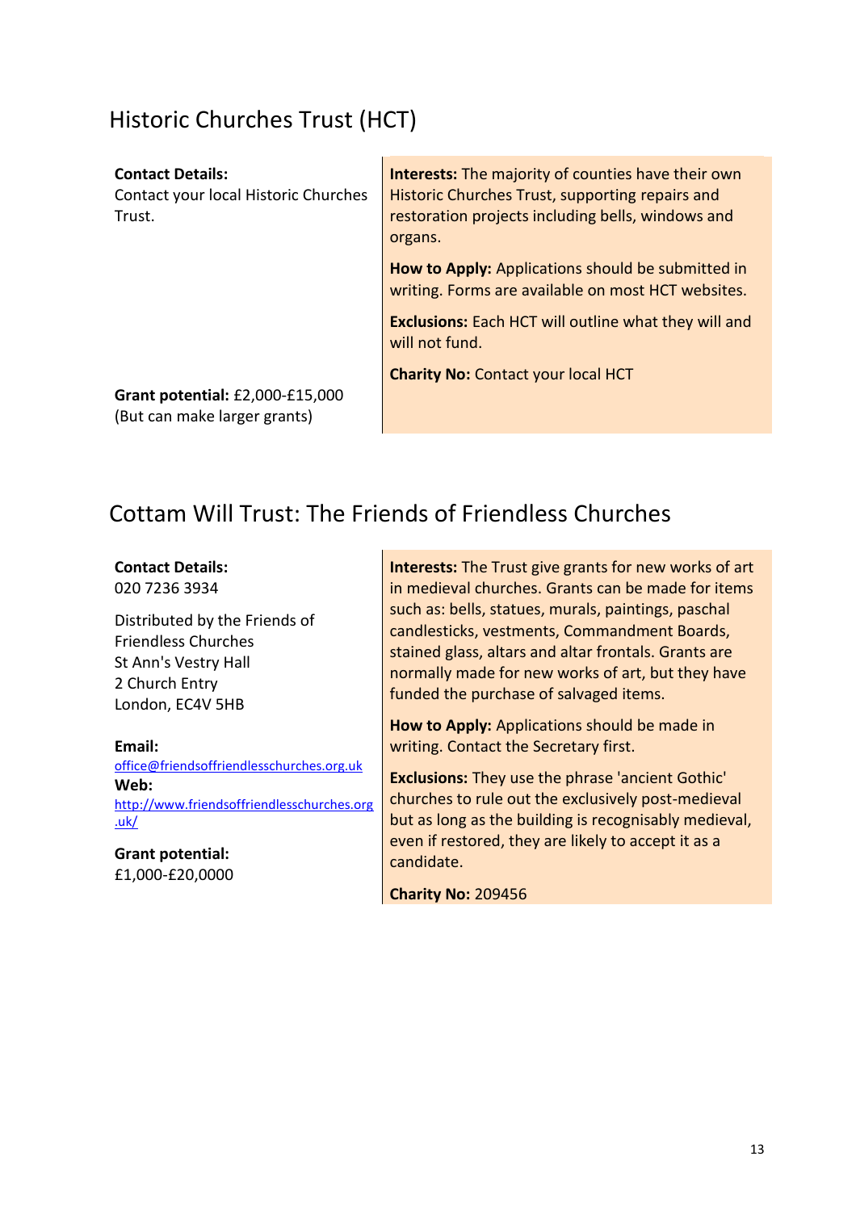## Historic Churches Trust (HCT)

**Contact Details:**
Contact your local Historic Churches Trust.

**Grant potential:** £2,000-£15,000
(But can make larger grants)

**Interests:** The majority of counties have their own Historic Churches Trust, supporting repairs and restoration projects including bells, windows and organs.

**How to Apply:** Applications should be submitted in writing. Forms are available on most HCT websites.

**Exclusions:** Each HCT will outline what they will and will not fund.

**Charity No:** Contact your local HCT

## Cottam Will Trust: The Friends of Friendless Churches

**Contact Details:**
020 7236 3934

Distributed by the Friends of Friendless Churches
St Ann's Vestry Hall
2 Church Entry
London, EC4V 5HB

**Email:**
office@friendsoffriendlesschurches.org.uk

**Web:**
http://www.friendsoffriendlesschurches.org.uk/

**Grant potential:**
£1,000-£20,0000

**Interests:** The Trust give grants for new works of art in medieval churches. Grants can be made for items such as: bells, statues, murals, paintings, paschal candlesticks, vestments, Commandment Boards, stained glass, altars and altar frontals. Grants are normally made for new works of art, but they have funded the purchase of salvaged items.

**How to Apply:** Applications should be made in writing. Contact the Secretary first.

**Exclusions:** They use the phrase 'ancient Gothic' churches to rule out the exclusively post-medieval but as long as the building is recognisably medieval, even if restored, they are likely to accept it as a candidate.

**Charity No:** 209456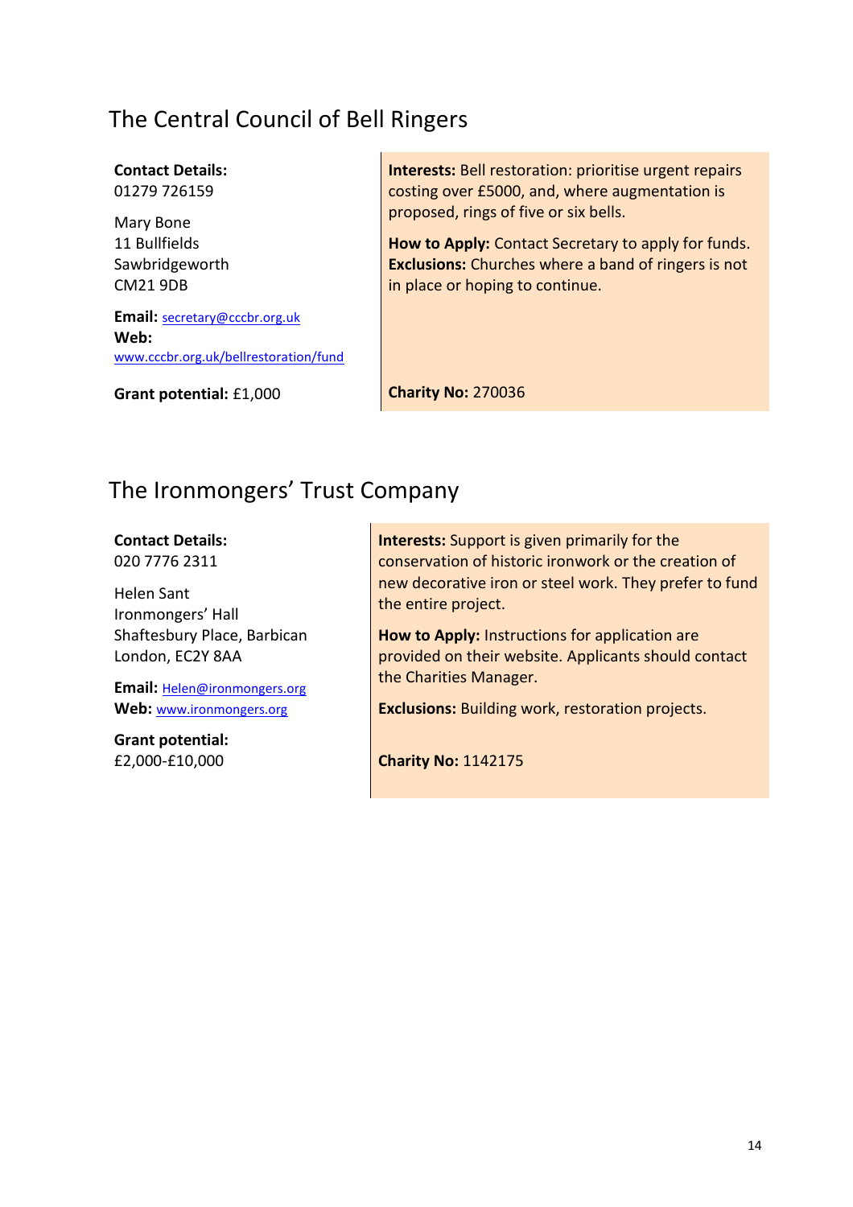## The Central Council of Bell Ringers

**Contact Details:**
01279 726159

Mary Bone
11 Bullfields
Sawbridgeworth
CM21 9DB

**Email:** secretary@cccbr.org.uk
**Web:** www.cccbr.org.uk/bellrestoration/fund

**Grant potential:** £1,000

**Interests:** Bell restoration: prioritise urgent repairs costing over £5000, and, where augmentation is proposed, rings of five or six bells.

**How to Apply:** Contact Secretary to apply for funds.
**Exclusions:** Churches where a band of ringers is not in place or hoping to continue.

**Charity No:** 270036

## The Ironmongers' Trust Company

**Contact Details:**
020 7776 2311

Helen Sant
Ironmongers' Hall
Shaftesbury Place, Barbican
London, EC2Y 8AA

**Email:** Helen@ironmongers.org
**Web:** www.ironmongers.org

**Grant potential:**
£2,000-£10,000

**Interests:** Support is given primarily for the conservation of historic ironwork or the creation of new decorative iron or steel work. They prefer to fund the entire project.

**How to Apply:** Instructions for application are provided on their website. Applicants should contact the Charities Manager.

**Exclusions:** Building work, restoration projects.

**Charity No:** 1142175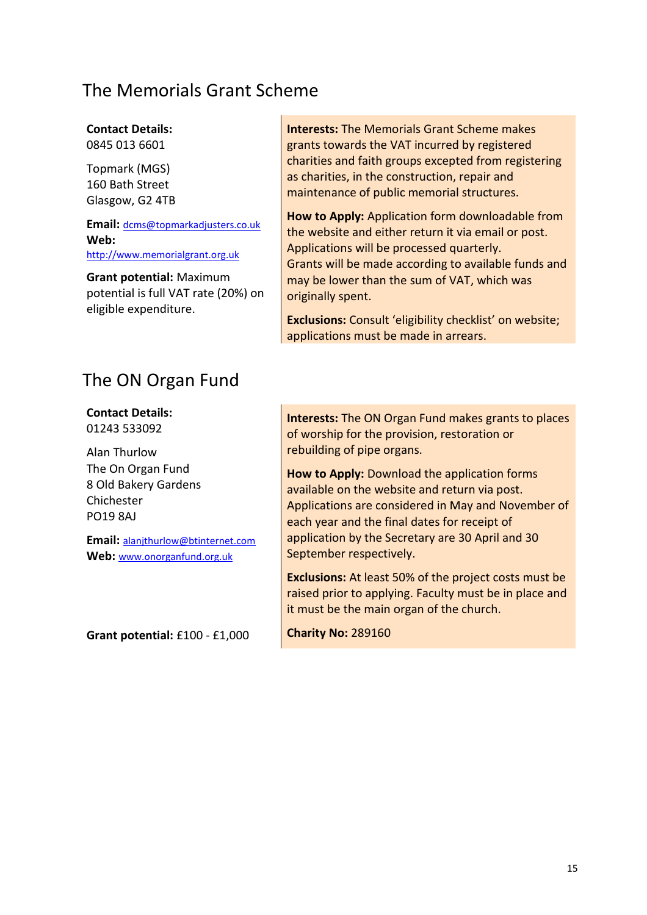## The Memorials Grant Scheme

**Contact Details:**
0845 013 6601

Topmark (MGS)
160 Bath Street
Glasgow, G2 4TB

**Email:** dcms@topmarkadjusters.co.uk
**Web:** http://www.memorialgrant.org.uk

**Grant potential:** Maximum potential is full VAT rate (20%) on eligible expenditure.

**Interests:** The Memorials Grant Scheme makes grants towards the VAT incurred by registered charities and faith groups excepted from registering as charities, in the construction, repair and maintenance of public memorial structures.

**How to Apply:** Application form downloadable from the website and either return it via email or post. Applications will be processed quarterly.
Grants will be made according to available funds and may be lower than the sum of VAT, which was originally spent.

**Exclusions:** Consult 'eligibility checklist' on website; applications must be made in arrears.

## The ON Organ Fund

**Contact Details:**
01243 533092

Alan Thurlow
The On Organ Fund
8 Old Bakery Gardens
Chichester
PO19 8AJ

**Email:** alanjthurlow@btinternet.com
**Web:** www.onorganfund.org.uk

**Grant potential:** £100 - £1,000

**Interests:** The ON Organ Fund makes grants to places of worship for the provision, restoration or rebuilding of pipe organs.

**How to Apply:** Download the application forms available on the website and return via post. Applications are considered in May and November of each year and the final dates for receipt of application by the Secretary are 30 April and 30 September respectively.

**Exclusions:** At least 50% of the project costs must be raised prior to applying. Faculty must be in place and it must be the main organ of the church.

**Charity No:** 289160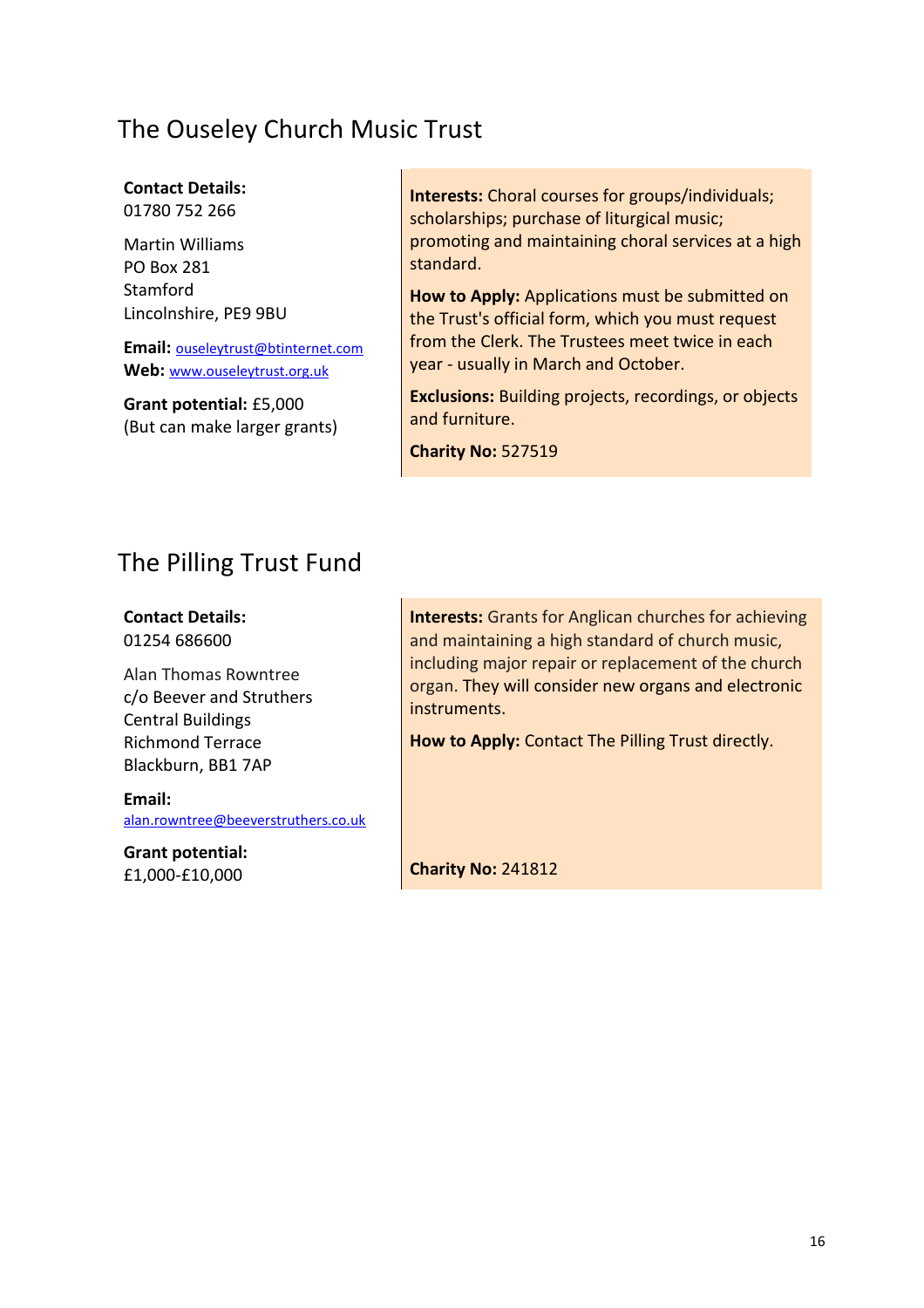## The Ouseley Church Music Trust

**Contact Details:**
01780 752 266

Martin Williams
PO Box 281
Stamford
Lincolnshire, PE9 9BU

**Email:** ouseleytrust@btinternet.com
**Web:** www.ouseleytrust.org.uk

**Grant potential:** £5,000
(But can make larger grants)

**Interests:** Choral courses for groups/individuals; scholarships; purchase of liturgical music; promoting and maintaining choral services at a high standard.

**How to Apply:** Applications must be submitted on the Trust's official form, which you must request from the Clerk. The Trustees meet twice in each year - usually in March and October.

**Exclusions:** Building projects, recordings, or objects and furniture.

**Charity No:** 527519

## The Pilling Trust Fund

**Contact Details:**
01254 686600

Alan Thomas Rowntree
c/o Beever and Struthers
Central Buildings
Richmond Terrace
Blackburn, BB1 7AP

**Email:**
alan.rowntree@beeverstruthers.co.uk

**Grant potential:**
£1,000-£10,000

**Interests:** Grants for Anglican churches for achieving and maintaining a high standard of church music, including major repair or replacement of the church organ. They will consider new organs and electronic instruments.

**How to Apply:** Contact The Pilling Trust directly.

**Charity No:** 241812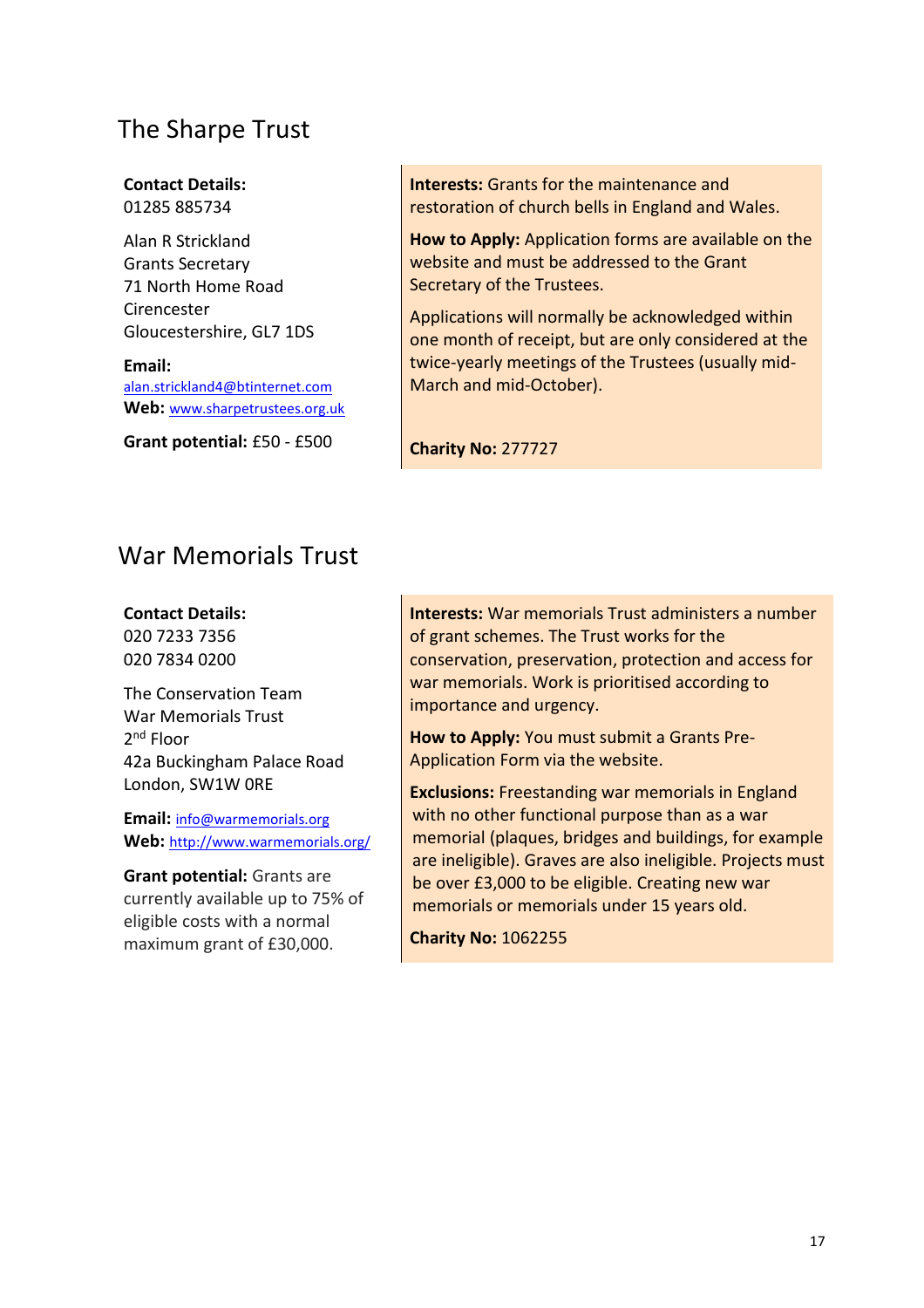## The Sharpe Trust

**Contact Details:**
01285 885734

Alan R Strickland
Grants Secretary
71 North Home Road
Cirencester
Gloucestershire, GL7 1DS

**Email:** alan.strickland4@btinternet.com
**Web:** www.sharpetrustees.org.uk

**Grant potential:** £50 - £500

**Interests:** Grants for the maintenance and restoration of church bells in England and Wales.

**How to Apply:** Application forms are available on the website and must be addressed to the Grant Secretary of the Trustees.

Applications will normally be acknowledged within one month of receipt, but are only considered at the twice-yearly meetings of the Trustees (usually mid-March and mid-October).

**Charity No:** 277727

## War Memorials Trust

**Contact Details:**
020 7233 7356
020 7834 0200

The Conservation Team
War Memorials Trust
2nd Floor
42a Buckingham Palace Road
London, SW1W 0RE

**Email:** info@warmemorials.org
**Web:** http://www.warmemorials.org/

**Grant potential:** Grants are currently available up to 75% of eligible costs with a normal maximum grant of £30,000.

**Interests:** War memorials Trust administers a number of grant schemes. The Trust works for the conservation, preservation, protection and access for war memorials. Work is prioritised according to importance and urgency.

**How to Apply:** You must submit a Grants Pre-Application Form via the website.

**Exclusions:** Freestanding war memorials in England with no other functional purpose than as a war memorial (plaques, bridges and buildings, for example are ineligible). Graves are also ineligible. Projects must be over £3,000 to be eligible. Creating new war memorials or memorials under 15 years old.

**Charity No:** 1062255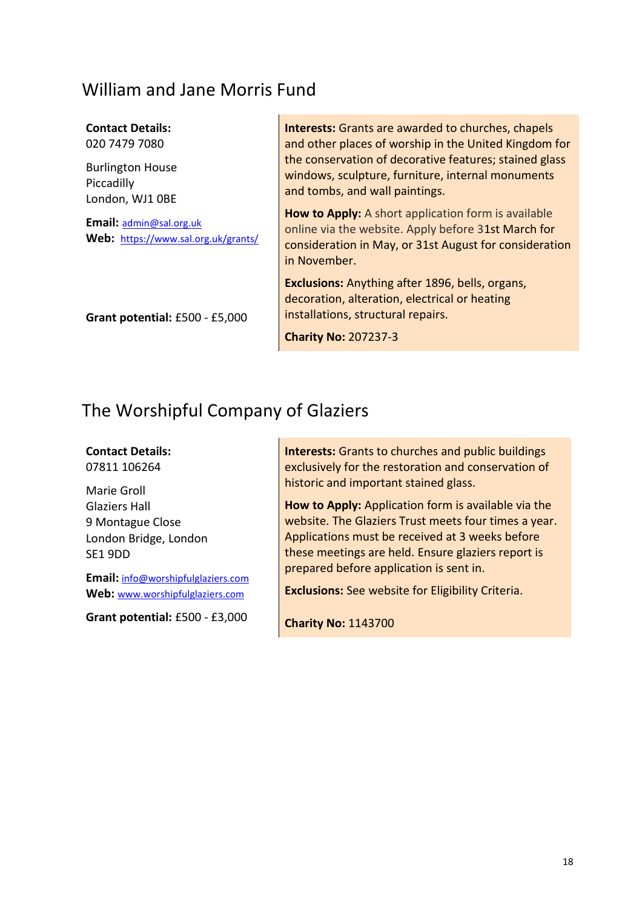## William and Jane Morris Fund

**Contact Details:**
020 7479 7080

Burlington House
Piccadilly
London, WJ1 0BE

**Email:** admin@sal.org.uk
**Web:** https://www.sal.org.uk/grants/

**Grant potential:** £500 - £5,000

**Interests:** Grants are awarded to churches, chapels and other places of worship in the United Kingdom for the conservation of decorative features; stained glass windows, sculpture, furniture, internal monuments and tombs, and wall paintings.

**How to Apply:** A short application form is available online via the website. Apply before 31st March for consideration in May, or 31st August for consideration in November.

**Exclusions:** Anything after 1896, bells, organs, decoration, alteration, electrical or heating installations, structural repairs.

**Charity No:** 207237-3

## The Worshipful Company of Glaziers

**Contact Details:**
07811 106264

Marie Groll
Glaziers Hall
9 Montague Close
London Bridge, London
SE1 9DD

**Email:** info@worshipfulglaziers.com
**Web:** www.worshipfulglaziers.com

**Grant potential:** £500 - £3,000

**Interests:** Grants to churches and public buildings exclusively for the restoration and conservation of historic and important stained glass.

**How to Apply:** Application form is available via the website. The Glaziers Trust meets four times a year. Applications must be received at 3 weeks before these meetings are held. Ensure glaziers report is prepared before application is sent in.

**Exclusions:** See website for Eligibility Criteria.

**Charity No:** 1143700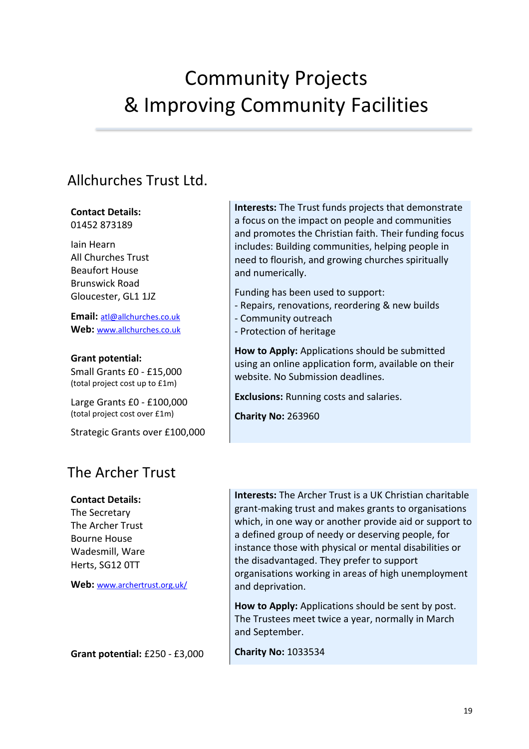# Community Projects
# & Improving Community Facilities

## Allchurches Trust Ltd.

**Contact Details:**
01452 873189

Iain Hearn
All Churches Trust
Beaufort House
Brunswick Road
Gloucester, GL1 1JZ

**Email:** atl@allchurches.co.uk
**Web:** www.allchurches.co.uk

**Grant potential:**
Small Grants £0 - £15,000
(total project cost up to £1m)

Large Grants £0 - £100,000
(total project cost over £1m)

Strategic Grants over £100,000

**Interests:** The Trust funds projects that demonstrate a focus on the impact on people and communities and promotes the Christian faith. Their funding focus includes: Building communities, helping people in need to flourish, and growing churches spiritually and numerically.

Funding has been used to support:
- Repairs, renovations, reordering & new builds
- Community outreach
- Protection of heritage

**How to Apply:** Applications should be submitted using an online application form, available on their website. No Submission deadlines.

**Exclusions:** Running costs and salaries.

**Charity No:** 263960

## The Archer Trust

**Contact Details:**
The Secretary
The Archer Trust
Bourne House
Wadesmill, Ware
Herts, SG12 0TT

**Web:** www.archertrust.org.uk/

**Grant potential:** £250 - £3,000

**Interests:** The Archer Trust is a UK Christian charitable grant-making trust and makes grants to organisations which, in one way or another provide aid or support to a defined group of needy or deserving people, for instance those with physical or mental disabilities or the disadvantaged. They prefer to support organisations working in areas of high unemployment and deprivation.

**How to Apply:** Applications should be sent by post. The Trustees meet twice a year, normally in March and September.

**Charity No:** 1033534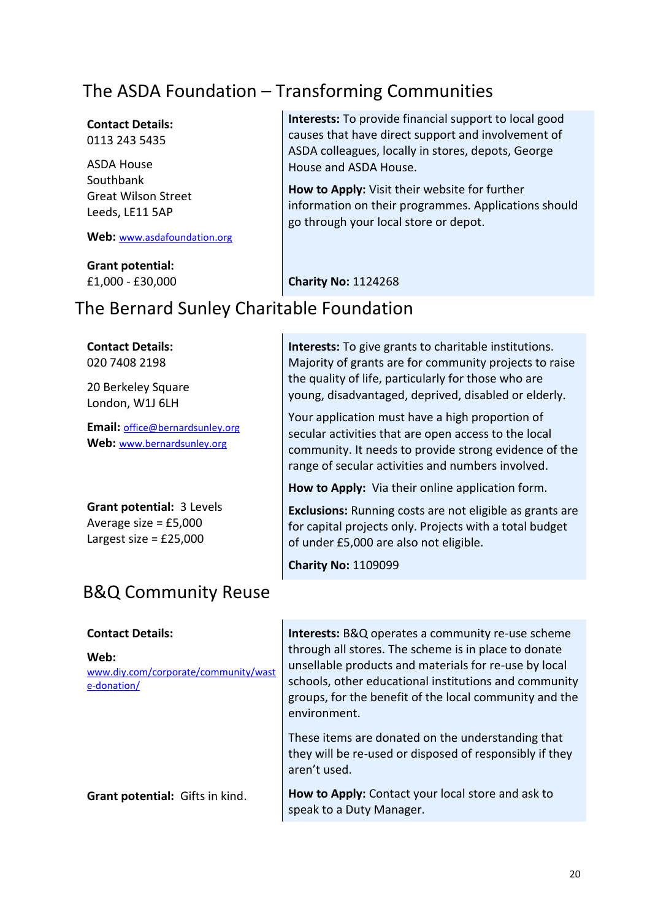## The ASDA Foundation – Transforming Communities

**Contact Details:**
0113 243 5435

ASDA House
Southbank
Great Wilson Street
Leeds, LE11 5AP

**Web:** www.asdafoundation.org

**Grant potential:**
£1,000 - £30,000

**Interests:** To provide financial support to local good causes that have direct support and involvement of ASDA colleagues, locally in stores, depots, George House and ASDA House.

**How to Apply:** Visit their website for further information on their programmes. Applications should go through your local store or depot.

**Charity No:** 1124268

## The Bernard Sunley Charitable Foundation

**Contact Details:**
020 7408 2198

20 Berkeley Square
London, W1J 6LH

**Email:** office@bernardsunley.org
**Web:** www.bernardsunley.org

**Grant potential:** 3 Levels
Average size = £5,000
Largest size = £25,000

**Interests:** To give grants to charitable institutions. Majority of grants are for community projects to raise the quality of life, particularly for those who are young, disadvantaged, deprived, disabled or elderly.

Your application must have a high proportion of secular activities that are open access to the local community. It needs to provide strong evidence of the range of secular activities and numbers involved.

**How to Apply:** Via their online application form.

**Exclusions:** Running costs are not eligible as grants are for capital projects only. Projects with a total budget of under £5,000 are also not eligible.

**Charity No:** 1109099

## B&Q Community Reuse

**Contact Details:**

**Web:**
www.diy.com/corporate/community/waste-donation/

**Grant potential:** Gifts in kind.

**Interests:** B&Q operates a community re-use scheme through all stores. The scheme is in place to donate unsellable products and materials for re-use by local schools, other educational institutions and community groups, for the benefit of the local community and the environment.

These items are donated on the understanding that they will be re-used or disposed of responsibly if they aren't used.

**How to Apply:** Contact your local store and ask to speak to a Duty Manager.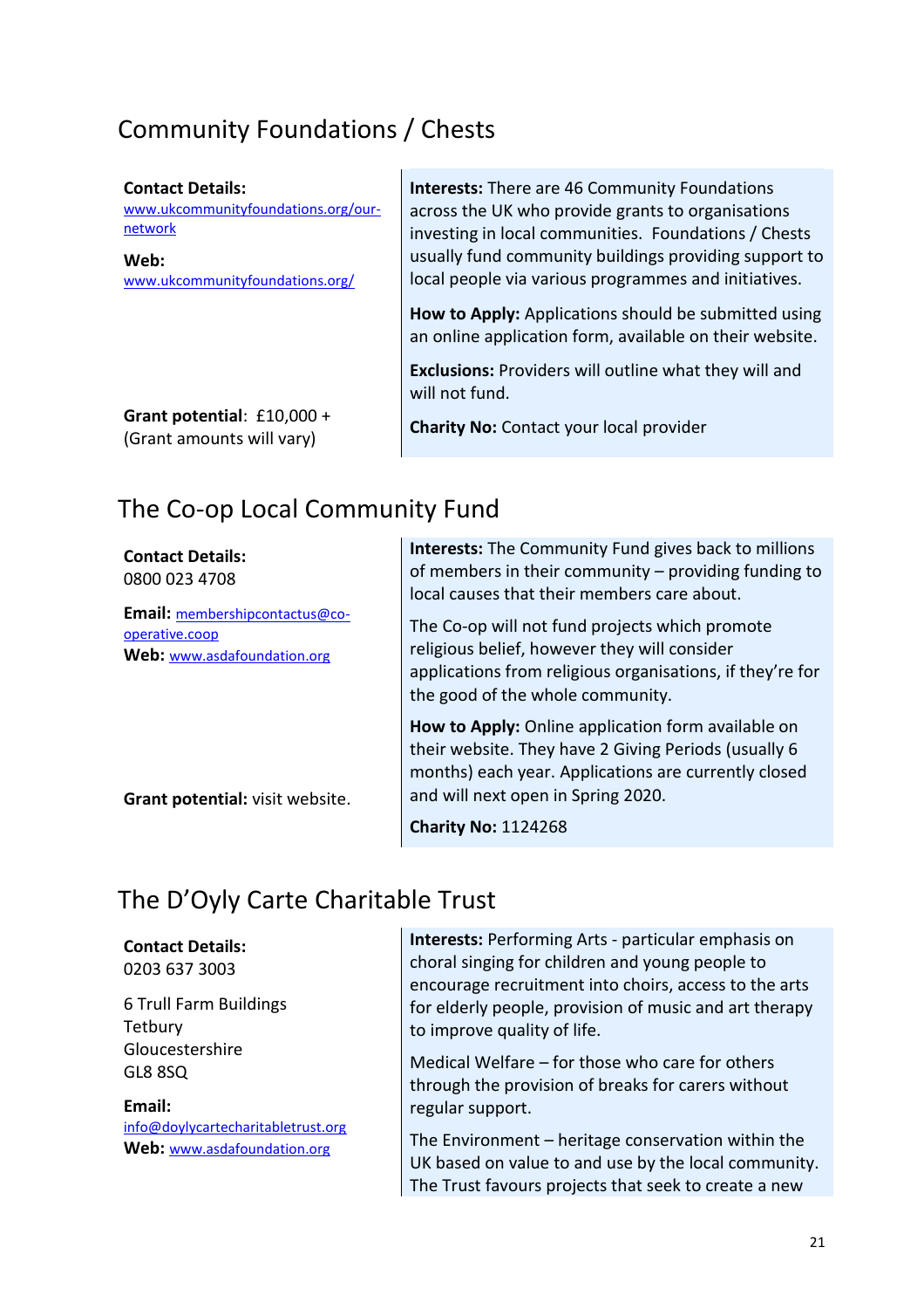## Community Foundations / Chests

**Contact Details:**
www.ukcommunityfoundations.org/our-network

**Web:**
www.ukcommunityfoundations.org/

**Grant potential**: £10,000 +
(Grant amounts will vary)

**Interests:** There are 46 Community Foundations across the UK who provide grants to organisations investing in local communities. Foundations / Chests usually fund community buildings providing support to local people via various programmes and initiatives.

**How to Apply:** Applications should be submitted using an online application form, available on their website.

**Exclusions:** Providers will outline what they will and will not fund.

**Charity No:** Contact your local provider

## The Co-op Local Community Fund

**Contact Details:**
0800 023 4708

**Email:** membershipcontactus@co-operative.coop
**Web:** www.asdafoundation.org

**Grant potential:** visit website.

**Interests:** The Community Fund gives back to millions of members in their community – providing funding to local causes that their members care about.

The Co-op will not fund projects which promote religious belief, however they will consider applications from religious organisations, if they're for the good of the whole community.

**How to Apply:** Online application form available on their website. They have 2 Giving Periods (usually 6 months) each year. Applications are currently closed and will next open in Spring 2020.

**Charity No:** 1124268

## The D'Oyly Carte Charitable Trust

**Contact Details:**
0203 637 3003

6 Trull Farm Buildings
Tetbury
Gloucestershire
GL8 8SQ

**Email:**
info@doylycartecharitabletrust.org
**Web:** www.asdafoundation.org

**Interests:** Performing Arts - particular emphasis on choral singing for children and young people to encourage recruitment into choirs, access to the arts for elderly people, provision of music and art therapy to improve quality of life.

Medical Welfare – for those who care for others through the provision of breaks for carers without regular support.

The Environment – heritage conservation within the UK based on value to and use by the local community. The Trust favours projects that seek to create a new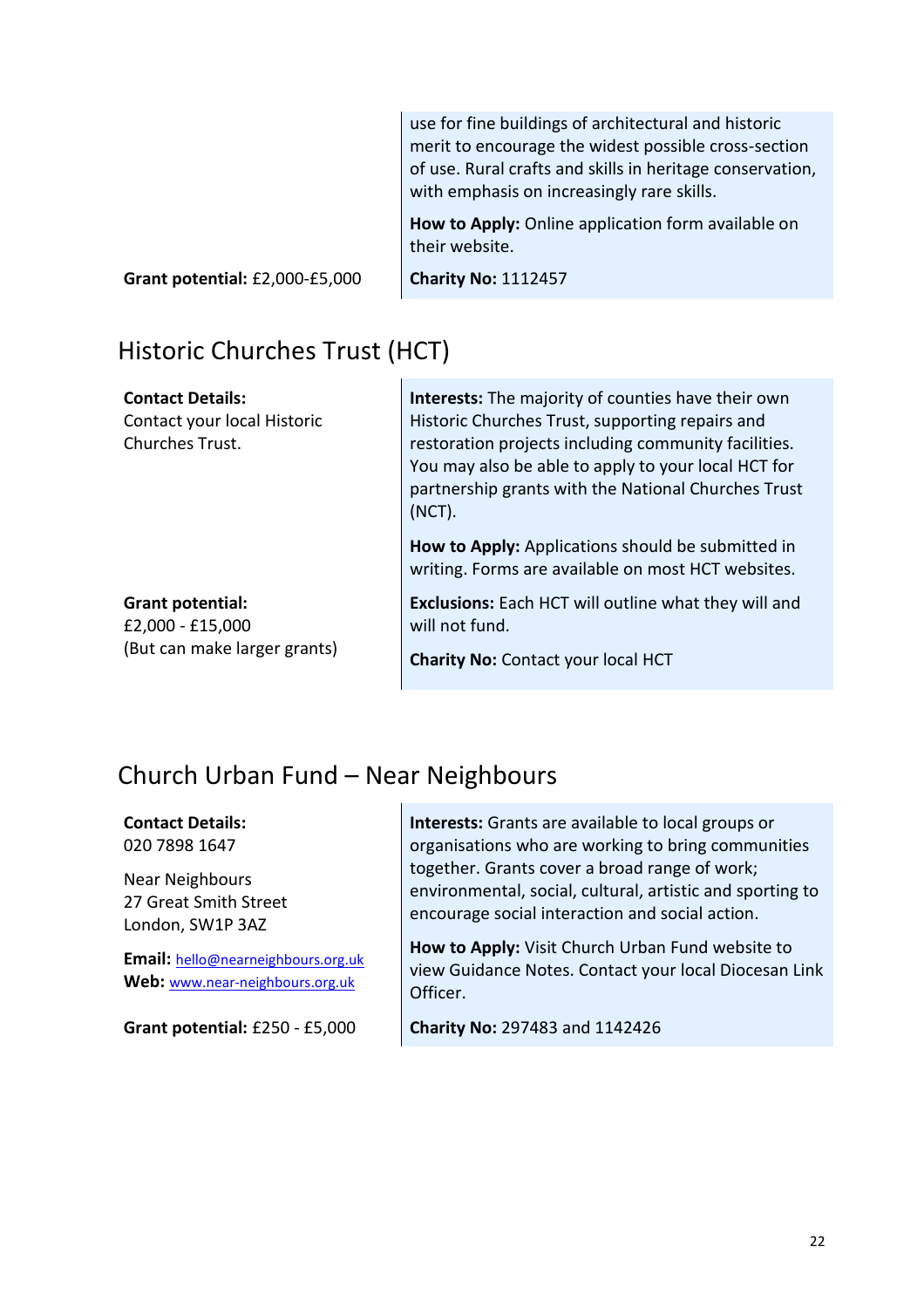use for fine buildings of architectural and historic merit to encourage the widest possible cross-section of use. Rural crafts and skills in heritage conservation, with emphasis on increasingly rare skills.

**How to Apply:** Online application form available on their website.

**Grant potential:** £2,000-£5,000

**Charity No:** 1112457

## Historic Churches Trust (HCT)

**Contact Details:**
Contact your local Historic Churches Trust.

**Grant potential:**
£2,000 - £15,000
(But can make larger grants)

**Interests:** The majority of counties have their own Historic Churches Trust, supporting repairs and restoration projects including community facilities. You may also be able to apply to your local HCT for partnership grants with the National Churches Trust (NCT).

**How to Apply:** Applications should be submitted in writing. Forms are available on most HCT websites.

**Exclusions:** Each HCT will outline what they will and will not fund.

**Charity No:** Contact your local HCT

## Church Urban Fund – Near Neighbours

**Contact Details:**
020 7898 1647

Near Neighbours
27 Great Smith Street
London, SW1P 3AZ

**Email:** hello@nearneighbours.org.uk
**Web:** www.near-neighbours.org.uk

**Grant potential:** £250 - £5,000

**Interests:** Grants are available to local groups or organisations who are working to bring communities together. Grants cover a broad range of work; environmental, social, cultural, artistic and sporting to encourage social interaction and social action.

**How to Apply:** Visit Church Urban Fund website to view Guidance Notes. Contact your local Diocesan Link Officer.

**Charity No:** 297483 and 1142426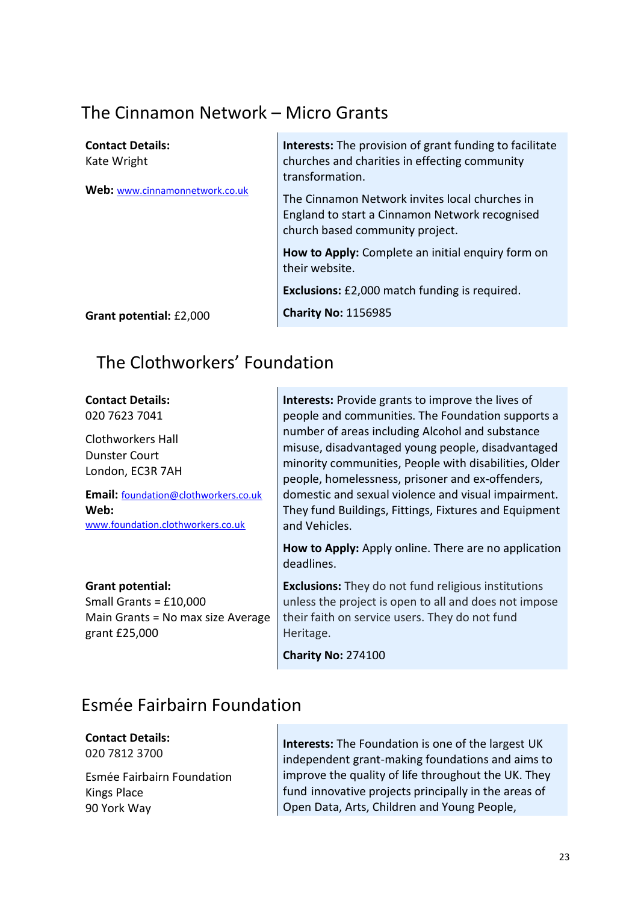## The Cinnamon Network – Micro Grants

**Contact Details:**
Kate Wright

**Web:** www.cinnamonnetwork.co.uk

**Grant potential:** £2,000

**Interests:** The provision of grant funding to facilitate churches and charities in effecting community transformation.

The Cinnamon Network invites local churches in England to start a Cinnamon Network recognised church based community project.

**How to Apply:** Complete an initial enquiry form on their website.

**Exclusions:** £2,000 match funding is required.

**Charity No:** 1156985

## The Clothworkers' Foundation

**Contact Details:**
020 7623 7041

Clothworkers Hall
Dunster Court
London, EC3R 7AH

**Email:** foundation@clothworkers.co.uk
**Web:** www.foundation.clothworkers.co.uk

**Grant potential:**
Small Grants = £10,000
Main Grants = No max size Average grant £25,000

**Interests:** Provide grants to improve the lives of people and communities. The Foundation supports a number of areas including Alcohol and substance misuse, disadvantaged young people, disadvantaged minority communities, People with disabilities, Older people, homelessness, prisoner and ex-offenders, domestic and sexual violence and visual impairment. They fund Buildings, Fittings, Fixtures and Equipment and Vehicles.

**How to Apply:** Apply online. There are no application deadlines.

**Exclusions:** They do not fund religious institutions unless the project is open to all and does not impose their faith on service users. They do not fund Heritage.

**Charity No:** 274100

## Esmée Fairbairn Foundation

**Contact Details:**
020 7812 3700

Esmée Fairbairn Foundation
Kings Place
90 York Way

**Interests:** The Foundation is one of the largest UK independent grant-making foundations and aims to improve the quality of life throughout the UK. They fund innovative projects principally in the areas of Open Data, Arts, Children and Young People,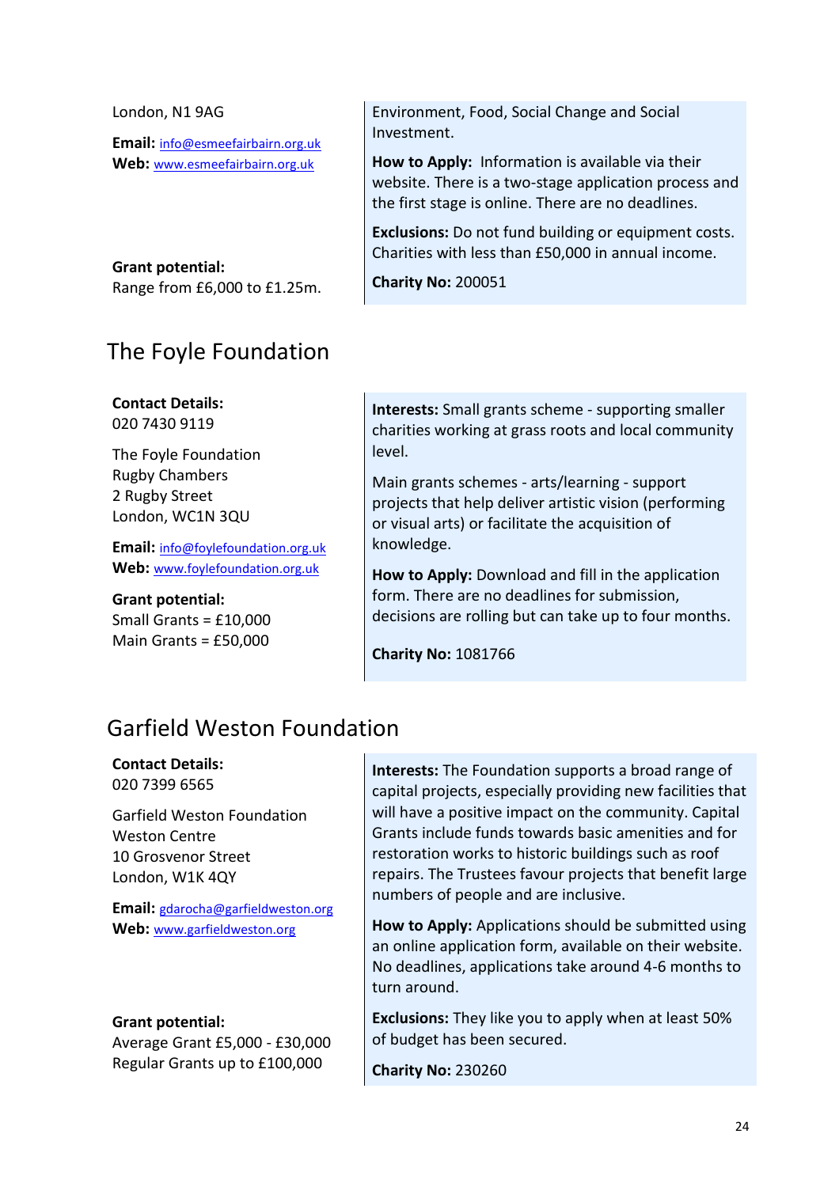London, N1 9AG

**Email:** info@esmeefairbairn.org.uk
**Web:** www.esmeefairbairn.org.uk

**Grant potential:**
Range from £6,000 to £1.25m.

Environment, Food, Social Change and Social Investment.

**How to Apply:** Information is available via their website. There is a two-stage application process and the first stage is online. There are no deadlines.

**Exclusions:** Do not fund building or equipment costs. Charities with less than £50,000 in annual income.

**Charity No:** 200051

## The Foyle Foundation

**Contact Details:**
020 7430 9119

The Foyle Foundation
Rugby Chambers
2 Rugby Street
London, WC1N 3QU

**Email:** info@foylefoundation.org.uk
**Web:** www.foylefoundation.org.uk

**Grant potential:**
Small Grants = £10,000
Main Grants = £50,000

**Interests:** Small grants scheme - supporting smaller charities working at grass roots and local community level.

Main grants schemes - arts/learning - support projects that help deliver artistic vision (performing or visual arts) or facilitate the acquisition of knowledge.

**How to Apply:** Download and fill in the application form. There are no deadlines for submission, decisions are rolling but can take up to four months.

**Charity No:** 1081766

## Garfield Weston Foundation

**Contact Details:**
020 7399 6565

Garfield Weston Foundation
Weston Centre
10 Grosvenor Street
London, W1K 4QY

**Email:** gdarocha@garfieldweston.org
**Web:** www.garfieldweston.org

**Grant potential:**
Average Grant £5,000 - £30,000
Regular Grants up to £100,000

**Interests:** The Foundation supports a broad range of capital projects, especially providing new facilities that will have a positive impact on the community. Capital Grants include funds towards basic amenities and for restoration works to historic buildings such as roof repairs. The Trustees favour projects that benefit large numbers of people and are inclusive.

**How to Apply:** Applications should be submitted using an online application form, available on their website. No deadlines, applications take around 4-6 months to turn around.

**Exclusions:** They like you to apply when at least 50% of budget has been secured.

**Charity No:** 230260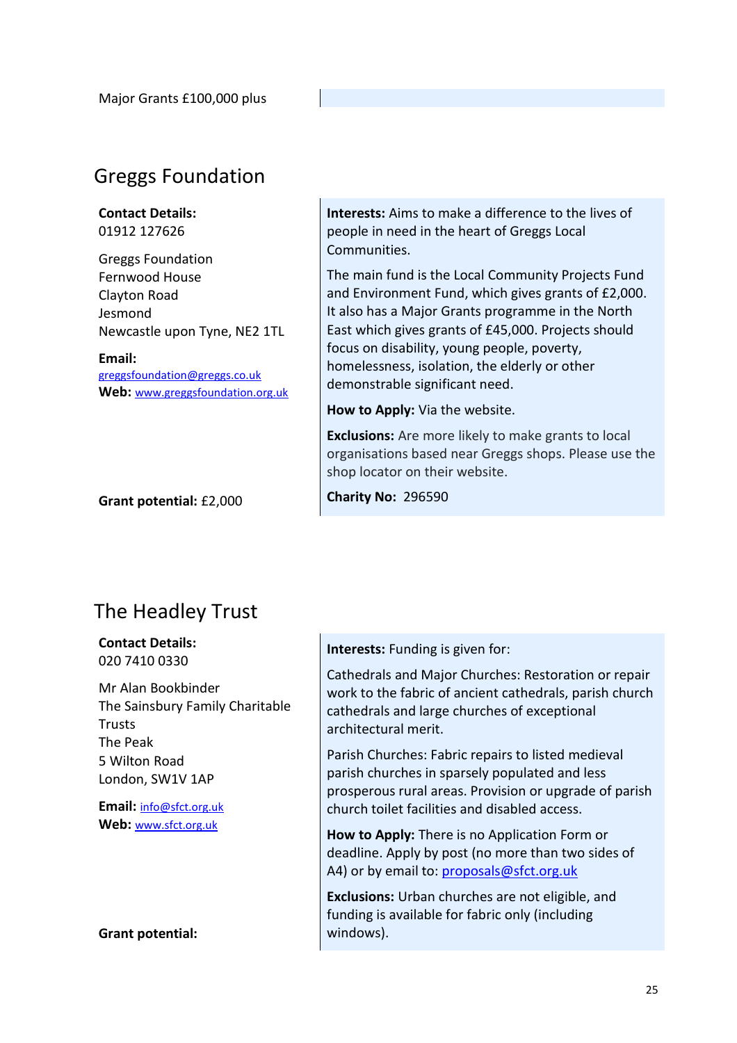Major Grants £100,000 plus

## Greggs Foundation

**Contact Details:**
01912 127626

Greggs Foundation
Fernwood House
Clayton Road
Jesmond
Newcastle upon Tyne, NE2 1TL

**Email:**
greggsfoundation@greggs.co.uk
**Web:** www.greggsfoundation.org.uk

**Grant potential:** £2,000

**Interests:** Aims to make a difference to the lives of people in need in the heart of Greggs Local Communities.

The main fund is the Local Community Projects Fund and Environment Fund, which gives grants of £2,000. It also has a Major Grants programme in the North East which gives grants of £45,000. Projects should focus on disability, young people, poverty, homelessness, isolation, the elderly or other demonstrable significant need.

**How to Apply:** Via the website.

**Exclusions:** Are more likely to make grants to local organisations based near Greggs shops. Please use the shop locator on their website.

**Charity No:** 296590

## The Headley Trust

**Contact Details:**
020 7410 0330

Mr Alan Bookbinder
The Sainsbury Family Charitable Trusts
The Peak
5 Wilton Road
London, SW1V 1AP

**Email:** info@sfct.org.uk
**Web:** www.sfct.org.uk

**Grant potential:**

**Interests:** Funding is given for:

Cathedrals and Major Churches: Restoration or repair work to the fabric of ancient cathedrals, parish church cathedrals and large churches of exceptional architectural merit.

Parish Churches: Fabric repairs to listed medieval parish churches in sparsely populated and less prosperous rural areas. Provision or upgrade of parish church toilet facilities and disabled access.

**How to Apply:** There is no Application Form or deadline. Apply by post (no more than two sides of A4) or by email to: proposals@sfct.org.uk

**Exclusions:** Urban churches are not eligible, and funding is available for fabric only (including windows).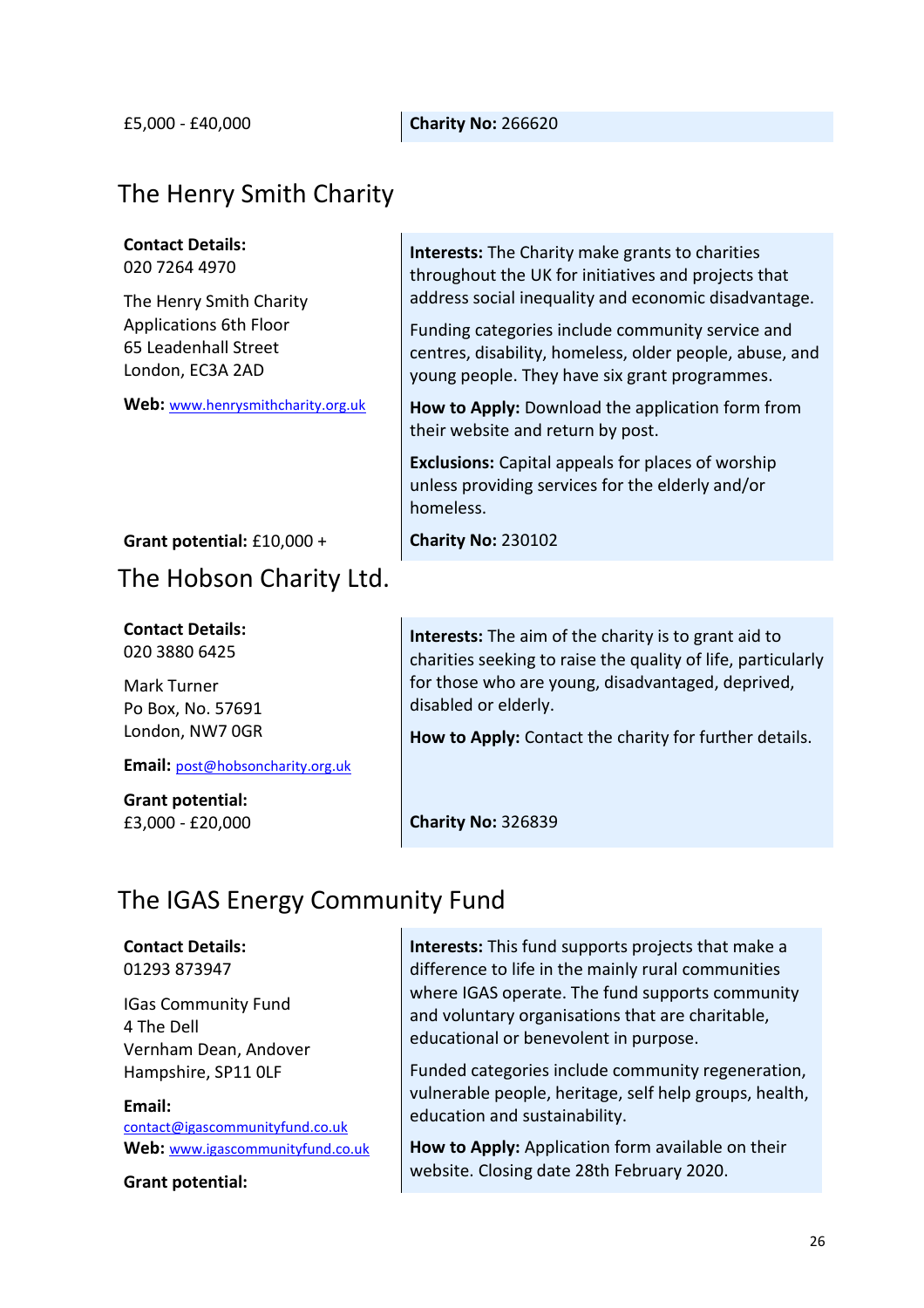£5,000 - £40,000

**Charity No:** 266620

## The Henry Smith Charity

**Contact Details:**
020 7264 4970

The Henry Smith Charity
Applications 6th Floor
65 Leadenhall Street
London, EC3A 2AD

**Web:** www.henrysmithcharity.org.uk

**Interests:** The Charity make grants to charities throughout the UK for initiatives and projects that address social inequality and economic disadvantage.

Funding categories include community service and centres, disability, homeless, older people, abuse, and young people. They have six grant programmes.

**How to Apply:** Download the application form from their website and return by post.

**Exclusions:** Capital appeals for places of worship unless providing services for the elderly and/or homeless.

**Grant potential:** £10,000 +

**Charity No:** 230102

## The Hobson Charity Ltd.

**Contact Details:**
020 3880 6425

Mark Turner
Po Box, No. 57691
London, NW7 0GR

**Email:** post@hobsoncharity.org.uk

**Interests:** The aim of the charity is to grant aid to charities seeking to raise the quality of life, particularly for those who are young, disadvantaged, deprived, disabled or elderly.

**How to Apply:** Contact the charity for further details.

**Grant potential:**
£3,000 - £20,000

**Charity No:** 326839

## The IGAS Energy Community Fund

**Contact Details:**
01293 873947

IGas Community Fund
4 The Dell
Vernham Dean, Andover
Hampshire, SP11 0LF

**Email:**
contact@igascommunityfund.co.uk
**Web:** www.igascommunityfund.co.uk

**Interests:** This fund supports projects that make a difference to life in the mainly rural communities where IGAS operate. The fund supports community and voluntary organisations that are charitable, educational or benevolent in purpose.

Funded categories include community regeneration, vulnerable people, heritage, self help groups, health, education and sustainability.

**How to Apply:** Application form available on their website. Closing date 28th February 2020.

**Grant potential:**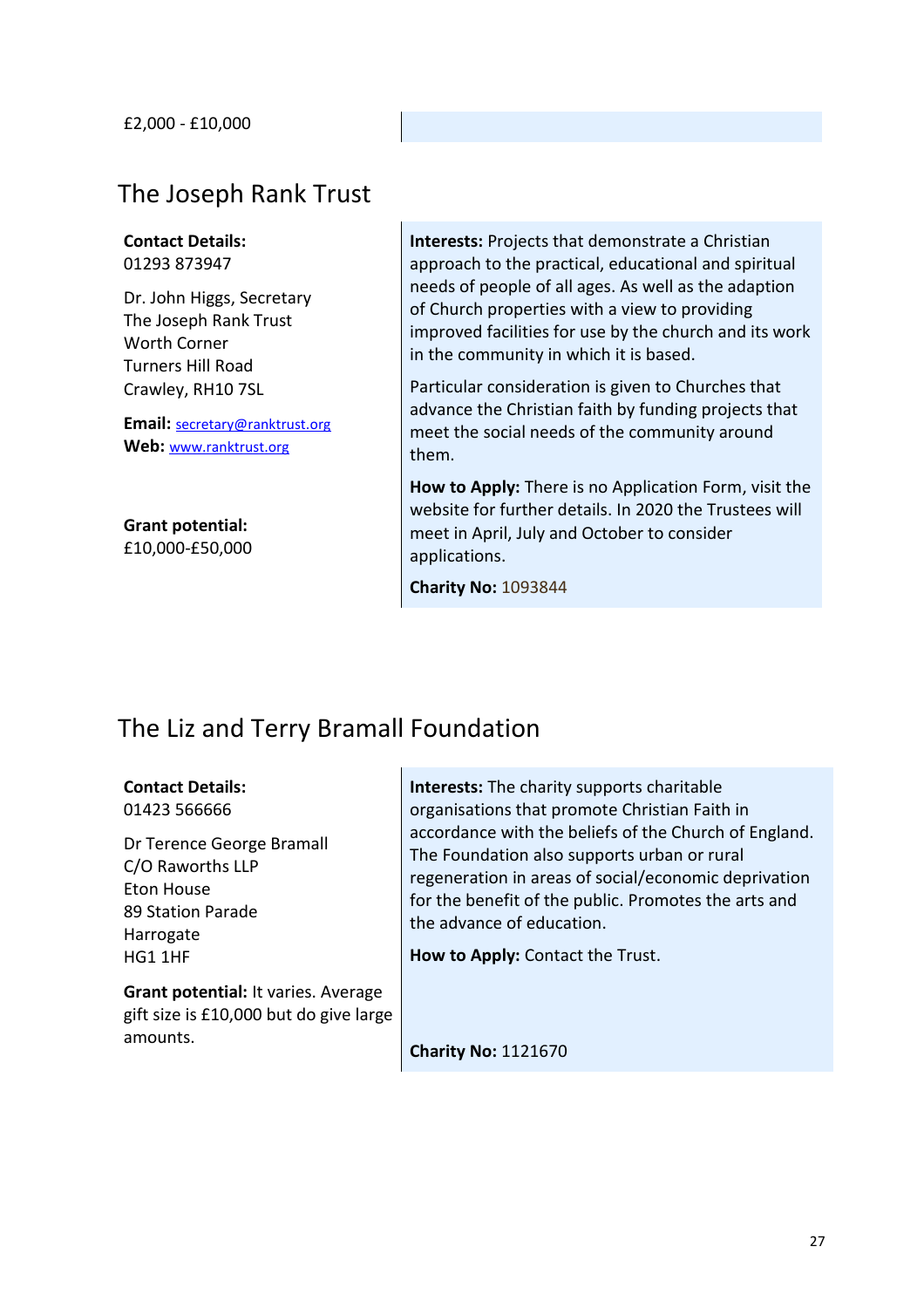£2,000 - £10,000

## The Joseph Rank Trust

**Contact Details:**
01293 873947

Dr. John Higgs, Secretary
The Joseph Rank Trust
Worth Corner
Turners Hill Road
Crawley, RH10 7SL

**Email:** secretary@ranktrust.org
**Web:** www.ranktrust.org

**Grant potential:**
£10,000-£50,000

**Interests:** Projects that demonstrate a Christian approach to the practical, educational and spiritual needs of people of all ages. As well as the adaption of Church properties with a view to providing improved facilities for use by the church and its work in the community in which it is based.

Particular consideration is given to Churches that advance the Christian faith by funding projects that meet the social needs of the community around them.

**How to Apply:** There is no Application Form, visit the website for further details. In 2020 the Trustees will meet in April, July and October to consider applications.

**Charity No:** 1093844

## The Liz and Terry Bramall Foundation

**Contact Details:**
01423 566666

Dr Terence George Bramall
C/O Raworths LLP
Eton House
89 Station Parade
Harrogate
HG1 1HF

**Grant potential:** It varies. Average gift size is £10,000 but do give large amounts.

**Interests:** The charity supports charitable organisations that promote Christian Faith in accordance with the beliefs of the Church of England. The Foundation also supports urban or rural regeneration in areas of social/economic deprivation for the benefit of the public. Promotes the arts and the advance of education.

**How to Apply:** Contact the Trust.

**Charity No:** 1121670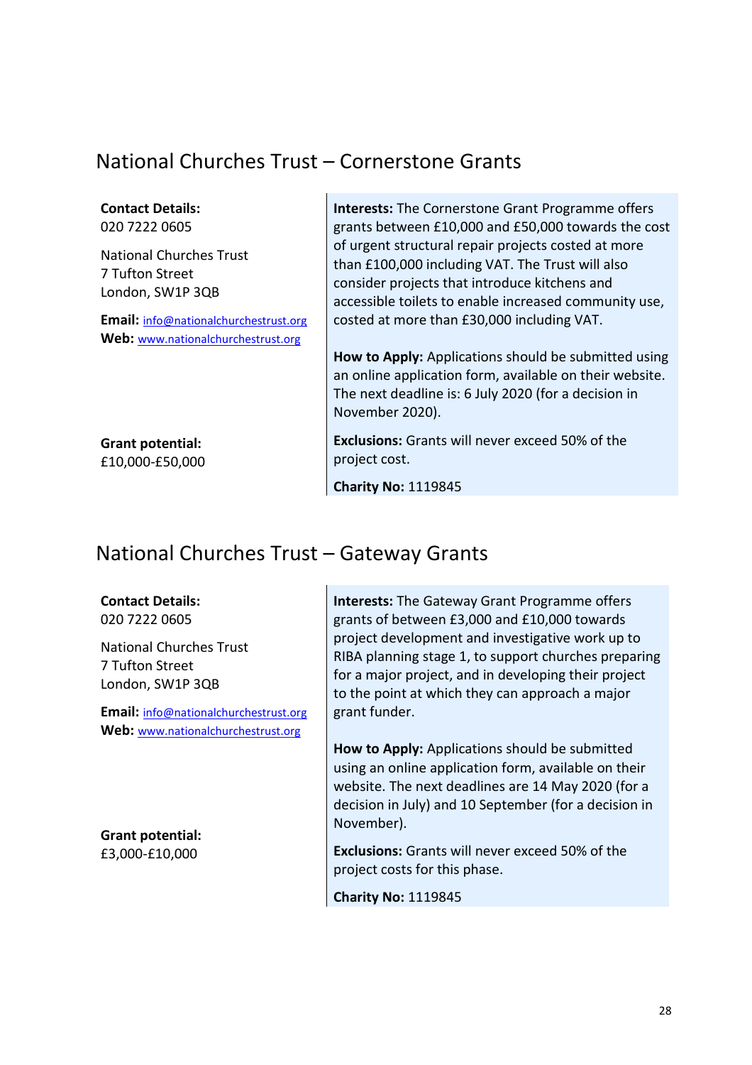## National Churches Trust – Cornerstone Grants

**Contact Details:**
020 7222 0605

National Churches Trust
7 Tufton Street
London, SW1P 3QB

**Email:** info@nationalchurchestrust.org
**Web:** www.nationalchurchestrust.org

**Grant potential:**
£10,000-£50,000

**Interests:** The Cornerstone Grant Programme offers grants between £10,000 and £50,000 towards the cost of urgent structural repair projects costed at more than £100,000 including VAT. The Trust will also consider projects that introduce kitchens and accessible toilets to enable increased community use, costed at more than £30,000 including VAT.

**How to Apply:** Applications should be submitted using an online application form, available on their website. The next deadline is: 6 July 2020 (for a decision in November 2020).

**Exclusions:** Grants will never exceed 50% of the project cost.

**Charity No:** 1119845

## National Churches Trust – Gateway Grants

**Contact Details:**
020 7222 0605

National Churches Trust
7 Tufton Street
London, SW1P 3QB

**Email:** info@nationalchurchestrust.org
**Web:** www.nationalchurchestrust.org

**Grant potential:**
£3,000-£10,000

**Interests:** The Gateway Grant Programme offers grants of between £3,000 and £10,000 towards project development and investigative work up to RIBA planning stage 1, to support churches preparing for a major project, and in developing their project to the point at which they can approach a major grant funder.

**How to Apply:** Applications should be submitted using an online application form, available on their website. The next deadlines are 14 May 2020 (for a decision in July) and 10 September (for a decision in November).

**Exclusions:** Grants will never exceed 50% of the project costs for this phase.

**Charity No:** 1119845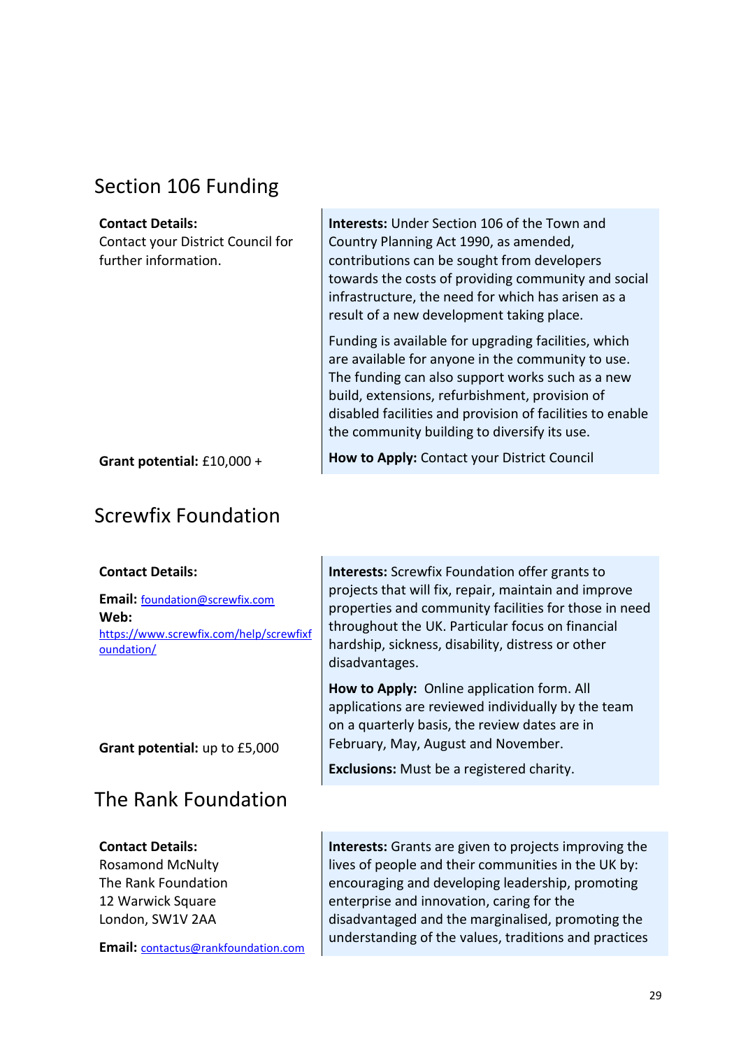## Section 106 Funding

**Contact Details:**
Contact your District Council for further information.

**Grant potential:** £10,000 +

**Interests:** Under Section 106 of the Town and Country Planning Act 1990, as amended, contributions can be sought from developers towards the costs of providing community and social infrastructure, the need for which has arisen as a result of a new development taking place.

Funding is available for upgrading facilities, which are available for anyone in the community to use. The funding can also support works such as a new build, extensions, refurbishment, provision of disabled facilities and provision of facilities to enable the community building to diversify its use.

**How to Apply:** Contact your District Council

## Screwfix Foundation

**Contact Details:**

**Email:** foundation@screwfix.com
**Web:** https://www.screwfix.com/help/screwfixfoundation/

**Grant potential:** up to £5,000

**Interests:** Screwfix Foundation offer grants to projects that will fix, repair, maintain and improve properties and community facilities for those in need throughout the UK. Particular focus on financial hardship, sickness, disability, distress or other disadvantages.

**How to Apply:** Online application form. All applications are reviewed individually by the team on a quarterly basis, the review dates are in February, May, August and November.

**Exclusions:** Must be a registered charity.

## The Rank Foundation

**Contact Details:**
Rosamond McNulty
The Rank Foundation
12 Warwick Square
London, SW1V 2AA

**Email:** contactus@rankfoundation.com

**Interests:** Grants are given to projects improving the lives of people and their communities in the UK by: encouraging and developing leadership, promoting enterprise and innovation, caring for the disadvantaged and the marginalised, promoting the understanding of the values, traditions and practices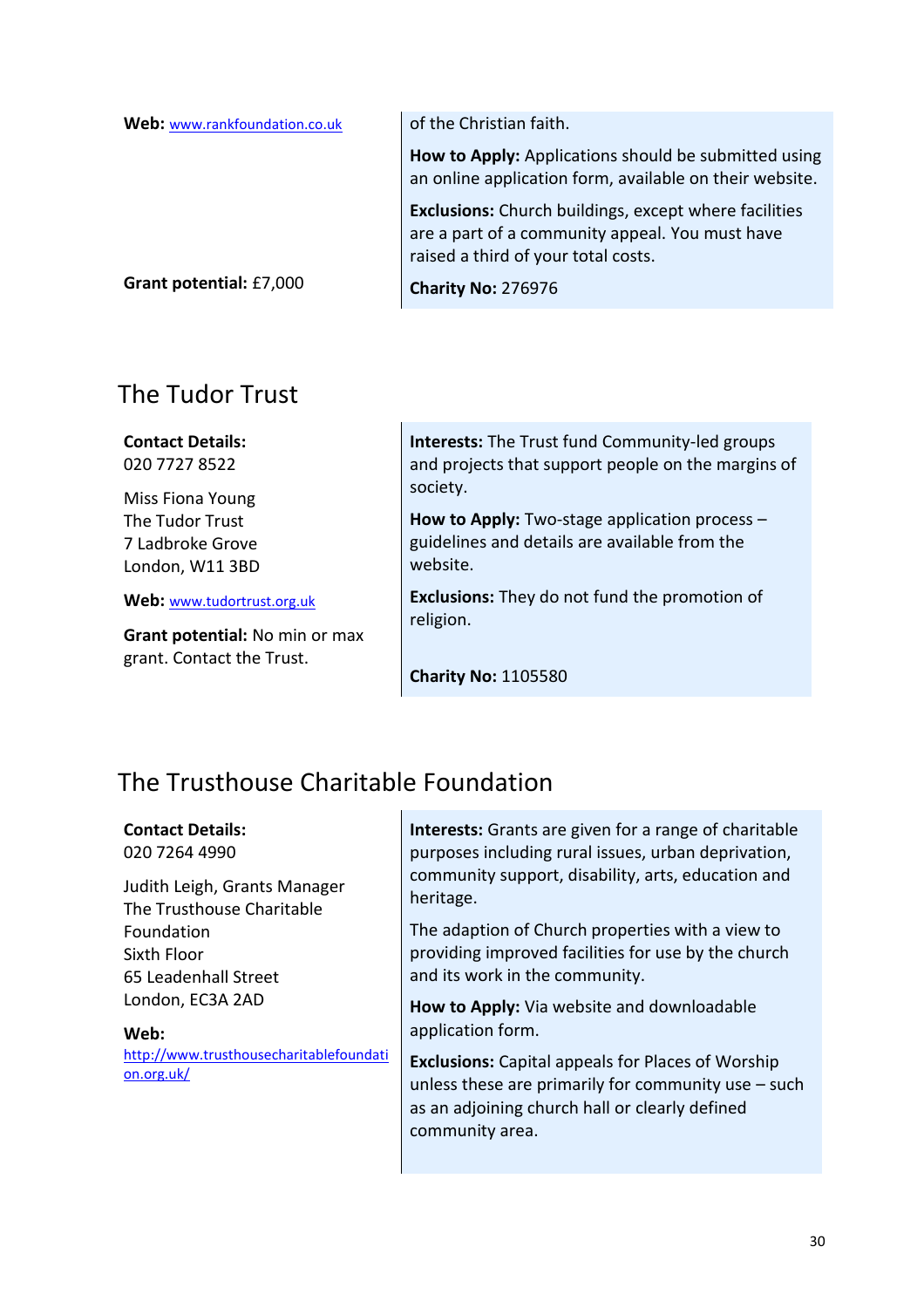**Web:** www.rankfoundation.co.uk

**Grant potential:** £7,000

of the Christian faith.

**How to Apply:** Applications should be submitted using an online application form, available on their website.

**Exclusions:** Church buildings, except where facilities are a part of a community appeal. You must have raised a third of your total costs.

**Charity No:** 276976

## The Tudor Trust

**Contact Details:**
020 7727 8522

Miss Fiona Young
The Tudor Trust
7 Ladbroke Grove
London, W11 3BD

**Web:** www.tudortrust.org.uk

**Grant potential:** No min or max grant. Contact the Trust.

**Interests:** The Trust fund Community-led groups and projects that support people on the margins of society.

**How to Apply:** Two-stage application process – guidelines and details are available from the website.

**Exclusions:** They do not fund the promotion of religion.

**Charity No:** 1105580

## The Trusthouse Charitable Foundation

**Contact Details:**
020 7264 4990

Judith Leigh, Grants Manager
The Trusthouse Charitable Foundation
Sixth Floor
65 Leadenhall Street
London, EC3A 2AD

**Web:**
http://www.trusthousecharitablefoundation.org.uk/

**Interests:** Grants are given for a range of charitable purposes including rural issues, urban deprivation, community support, disability, arts, education and heritage.

The adaption of Church properties with a view to providing improved facilities for use by the church and its work in the community.

**How to Apply:** Via website and downloadable application form.

**Exclusions:** Capital appeals for Places of Worship unless these are primarily for community use – such as an adjoining church hall or clearly defined community area.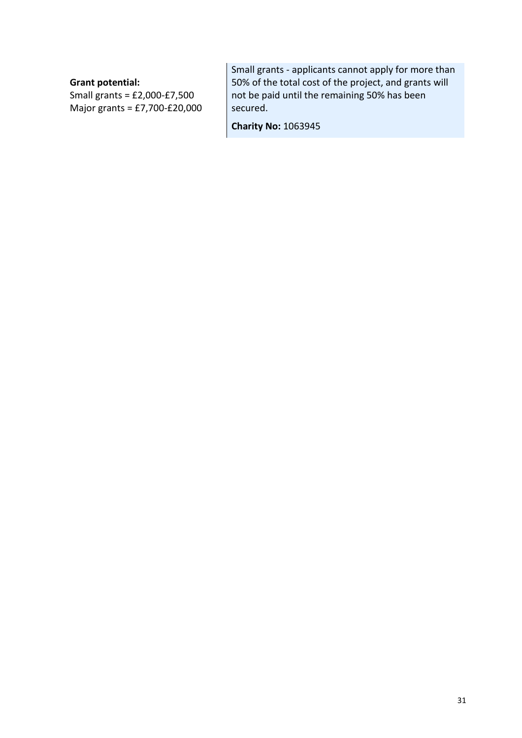**Grant potential:**
Small grants = £2,000-£7,500
Major grants = £7,700-£20,000

Small grants - applicants cannot apply for more than 50% of the total cost of the project, and grants will not be paid until the remaining 50% has been secured.

**Charity No:** 1063945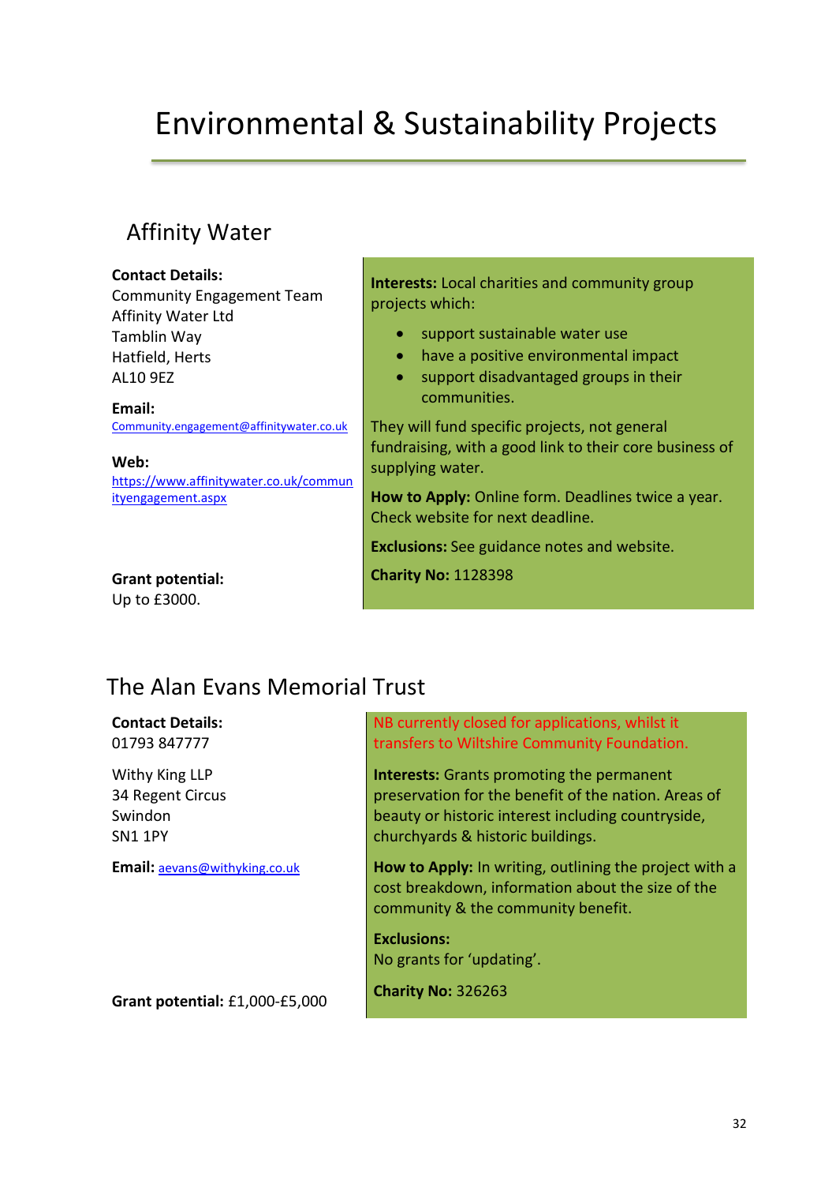# Environmental & Sustainability Projects

## Affinity Water

**Contact Details:**
Community Engagement Team
Affinity Water Ltd
Tamblin Way
Hatfield, Herts
AL10 9EZ

**Email:**
Community.engagement@affinitywater.co.uk

**Web:**
https://www.affinitywater.co.uk/communityengagement.aspx

**Grant potential:**
Up to £3000.

**Interests:** Local charities and community group projects which:

- support sustainable water use
- have a positive environmental impact
- support disadvantaged groups in their communities.

They will fund specific projects, not general fundraising, with a good link to their core business of supplying water.

**How to Apply:** Online form. Deadlines twice a year. Check website for next deadline.

**Exclusions:** See guidance notes and website.

**Charity No:** 1128398

## The Alan Evans Memorial Trust

**Contact Details:**
01793 847777

Withy King LLP
34 Regent Circus
Swindon
SN1 1PY

**Email:** aevans@withyking.co.uk

**Grant potential:** £1,000-£5,000

NB currently closed for applications, whilst it transfers to Wiltshire Community Foundation.

**Interests:** Grants promoting the permanent preservation for the benefit of the nation. Areas of beauty or historic interest including countryside, churchyards & historic buildings.

**How to Apply:** In writing, outlining the project with a cost breakdown, information about the size of the community & the community benefit.

**Exclusions:**
No grants for 'updating'.

**Charity No:** 326263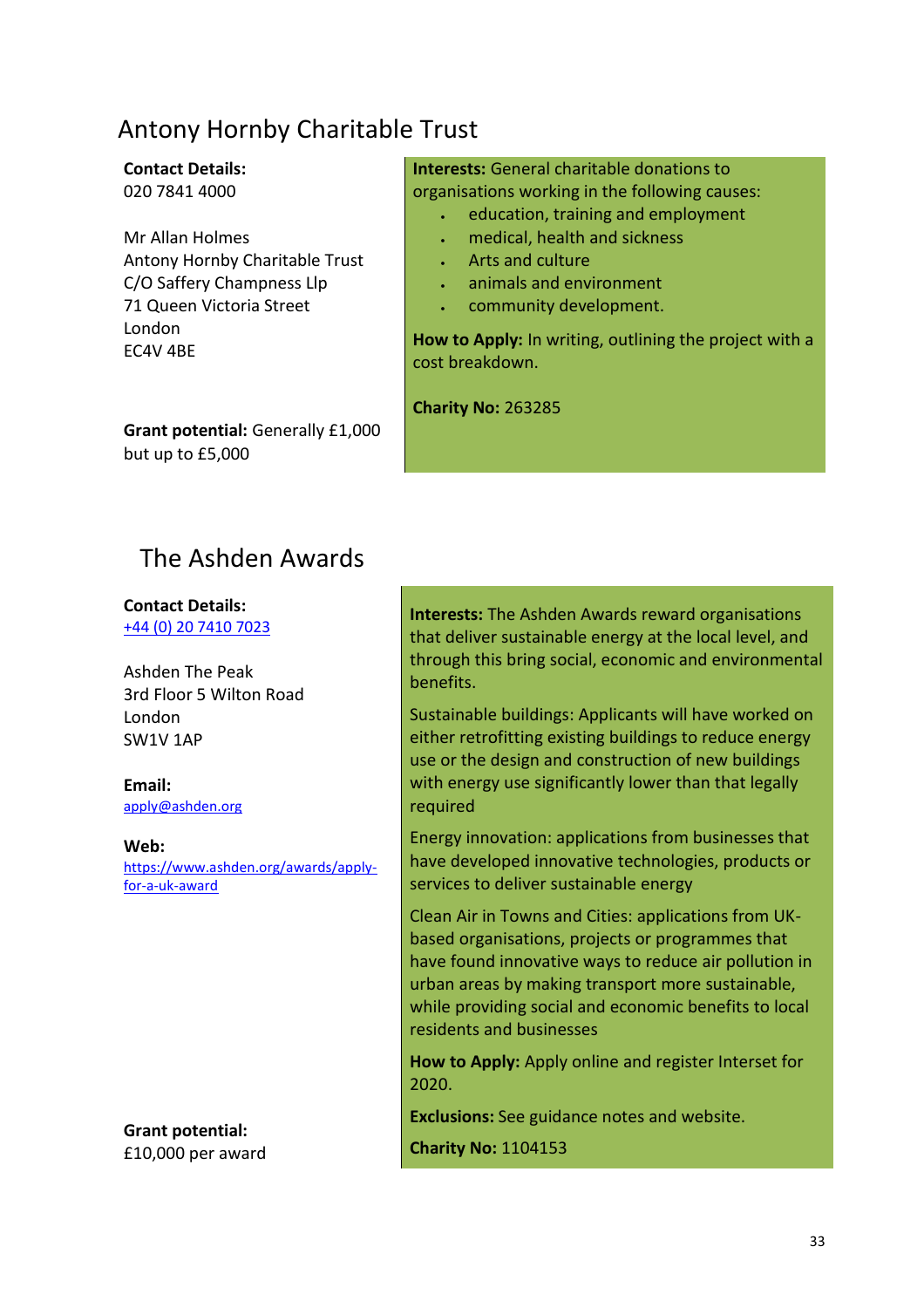## Antony Hornby Charitable Trust

**Contact Details:**
020 7841 4000

Mr Allan Holmes
Antony Hornby Charitable Trust
C/O Saffery Champness Llp
71 Queen Victoria Street
London
EC4V 4BE

**Grant potential:** Generally £1,000 but up to £5,000

**Interests:** General charitable donations to organisations working in the following causes:

- education, training and employment
- medical, health and sickness
- Arts and culture
- animals and environment
- community development.

**How to Apply:** In writing, outlining the project with a cost breakdown.

**Charity No:** 263285

## The Ashden Awards

**Contact Details:**
+44 (0) 20 7410 7023

Ashden The Peak
3rd Floor 5 Wilton Road
London
SW1V 1AP

**Email:**
apply@ashden.org

**Web:**
https://www.ashden.org/awards/apply-for-a-uk-award

**Grant potential:**
£10,000 per award

**Interests:** The Ashden Awards reward organisations that deliver sustainable energy at the local level, and through this bring social, economic and environmental benefits.

Sustainable buildings: Applicants will have worked on either retrofitting existing buildings to reduce energy use or the design and construction of new buildings with energy use significantly lower than that legally required

Energy innovation: applications from businesses that have developed innovative technologies, products or services to deliver sustainable energy

Clean Air in Towns and Cities: applications from UK-based organisations, projects or programmes that have found innovative ways to reduce air pollution in urban areas by making transport more sustainable, while providing social and economic benefits to local residents and businesses

**How to Apply:** Apply online and register Interset for 2020.

**Exclusions:** See guidance notes and website.

**Charity No:** 1104153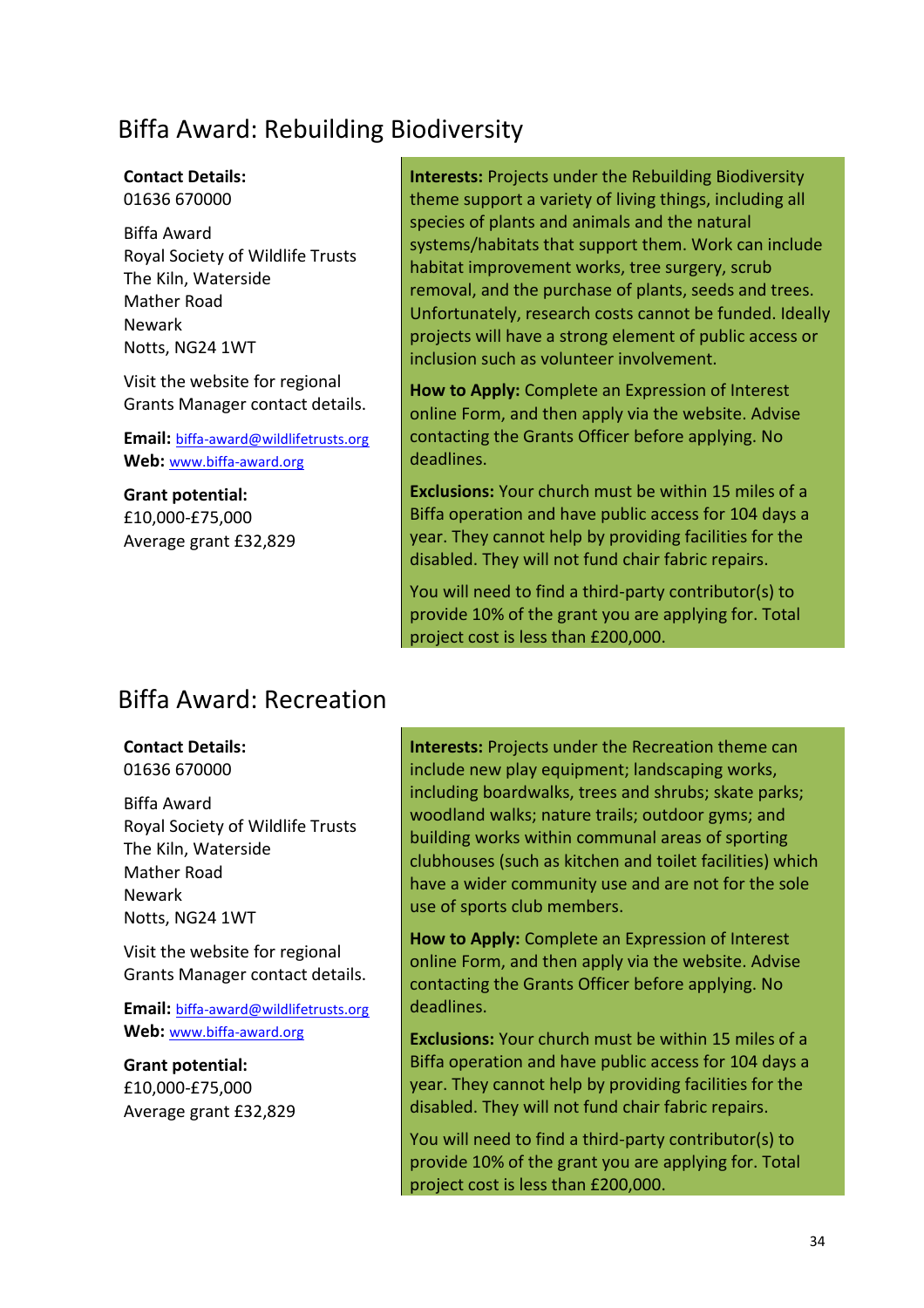## Biffa Award: Rebuilding Biodiversity

**Contact Details:**
01636 670000

Biffa Award
Royal Society of Wildlife Trusts
The Kiln, Waterside
Mather Road
Newark
Notts, NG24 1WT

Visit the website for regional Grants Manager contact details.

**Email:** biffa-award@wildlifetrusts.org
**Web:** www.biffa-award.org

**Grant potential:**
£10,000-£75,000
Average grant £32,829

**Interests:** Projects under the Rebuilding Biodiversity theme support a variety of living things, including all species of plants and animals and the natural systems/habitats that support them. Work can include habitat improvement works, tree surgery, scrub removal, and the purchase of plants, seeds and trees. Unfortunately, research costs cannot be funded. Ideally projects will have a strong element of public access or inclusion such as volunteer involvement.

**How to Apply:** Complete an Expression of Interest online Form, and then apply via the website. Advise contacting the Grants Officer before applying. No deadlines.

**Exclusions:** Your church must be within 15 miles of a Biffa operation and have public access for 104 days a year. They cannot help by providing facilities for the disabled. They will not fund chair fabric repairs.

You will need to find a third-party contributor(s) to provide 10% of the grant you are applying for. Total project cost is less than £200,000.

## Biffa Award: Recreation

**Contact Details:**
01636 670000

Biffa Award
Royal Society of Wildlife Trusts
The Kiln, Waterside
Mather Road
Newark
Notts, NG24 1WT

Visit the website for regional Grants Manager contact details.

**Email:** biffa-award@wildlifetrusts.org
**Web:** www.biffa-award.org

**Grant potential:**
£10,000-£75,000
Average grant £32,829

**Interests:** Projects under the Recreation theme can include new play equipment; landscaping works, including boardwalks, trees and shrubs; skate parks; woodland walks; nature trails; outdoor gyms; and building works within communal areas of sporting clubhouses (such as kitchen and toilet facilities) which have a wider community use and are not for the sole use of sports club members.

**How to Apply:** Complete an Expression of Interest online Form, and then apply via the website. Advise contacting the Grants Officer before applying. No deadlines.

**Exclusions:** Your church must be within 15 miles of a Biffa operation and have public access for 104 days a year. They cannot help by providing facilities for the disabled. They will not fund chair fabric repairs.

You will need to find a third-party contributor(s) to provide 10% of the grant you are applying for. Total project cost is less than £200,000.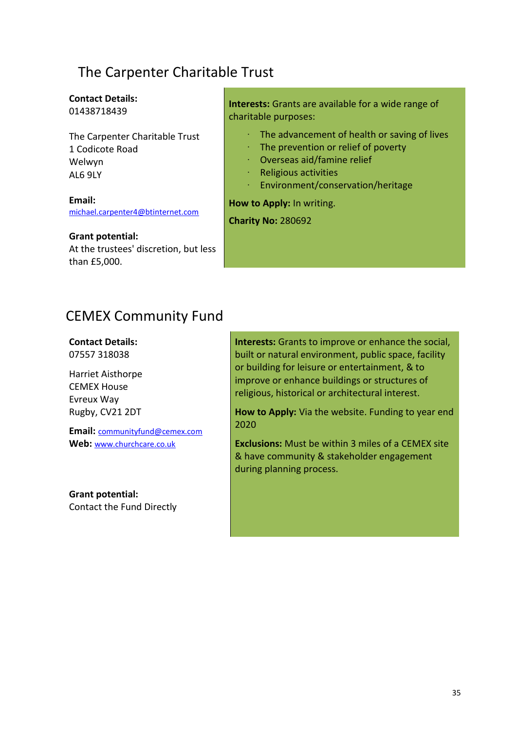## The Carpenter Charitable Trust

**Contact Details:**
01438718439

The Carpenter Charitable Trust
1 Codicote Road
Welwyn
AL6 9LY

**Email:**
michael.carpenter4@btinternet.com

**Grant potential:**
At the trustees' discretion, but less than £5,000.

**Interests:** Grants are available for a wide range of charitable purposes:

- The advancement of health or saving of lives
- The prevention or relief of poverty
- Overseas aid/famine relief
- Religious activities
- Environment/conservation/heritage

**How to Apply:** In writing.

**Charity No:** 280692

## CEMEX Community Fund

**Contact Details:**
07557 318038

Harriet Aisthorpe
CEMEX House
Evreux Way
Rugby, CV21 2DT

**Email:** communityfund@cemex.com
**Web:** www.churchcare.co.uk

**Grant potential:**
Contact the Fund Directly

**Interests:** Grants to improve or enhance the social, built or natural environment, public space, facility or building for leisure or entertainment, & to improve or enhance buildings or structures of religious, historical or architectural interest.

**How to Apply:** Via the website. Funding to year end 2020

**Exclusions:** Must be within 3 miles of a CEMEX site & have community & stakeholder engagement during planning process.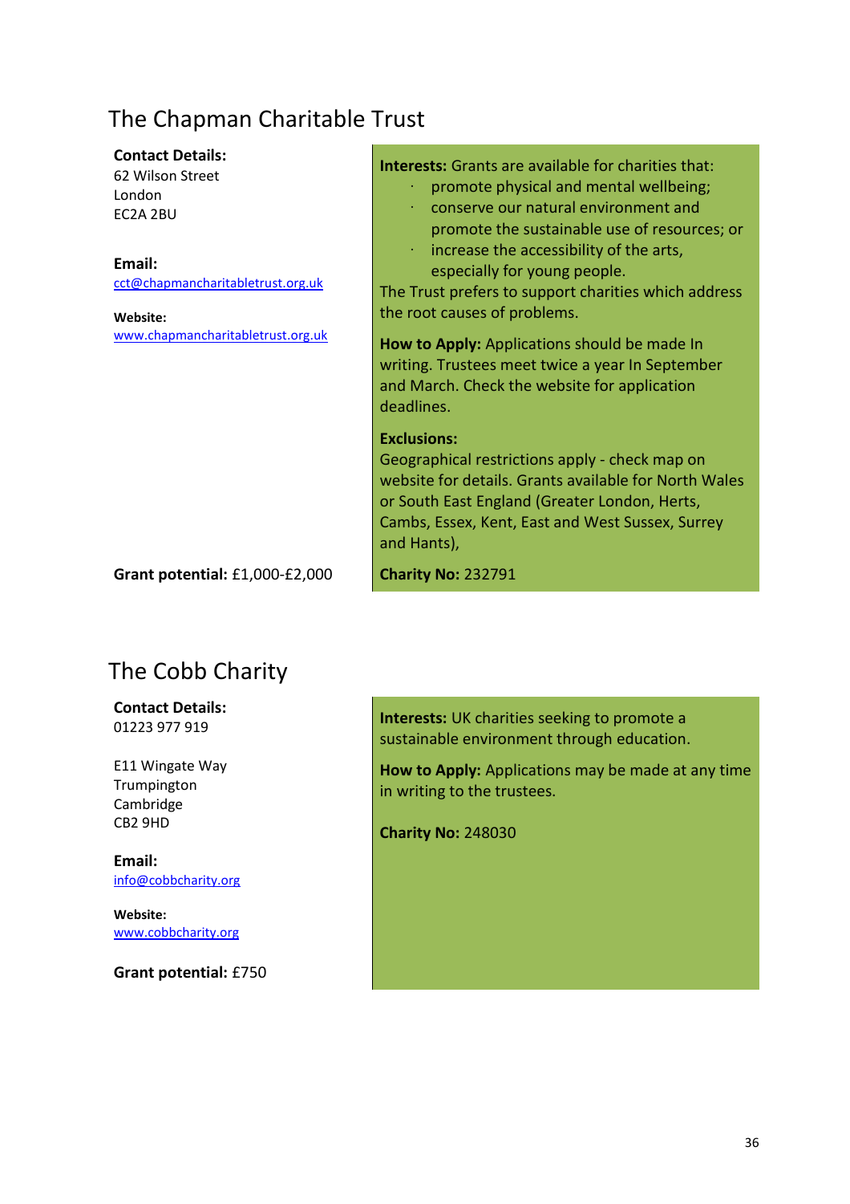## The Chapman Charitable Trust

**Contact Details:**
62 Wilson Street
London
EC2A 2BU

**Email:**
cct@chapmancharitabletrust.org.uk

**Website:**
www.chapmancharitabletrust.org.uk

**Grant potential:** £1,000-£2,000

**Interests:** Grants are available for charities that:

- promote physical and mental wellbeing;
- conserve our natural environment and promote the sustainable use of resources; or
- increase the accessibility of the arts, especially for young people.

The Trust prefers to support charities which address the root causes of problems.

**How to Apply:** Applications should be made In writing. Trustees meet twice a year In September and March. Check the website for application deadlines.

**Exclusions:**
Geographical restrictions apply - check map on website for details. Grants available for North Wales or South East England (Greater London, Herts, Cambs, Essex, Kent, East and West Sussex, Surrey and Hants),

**Charity No:** 232791

## The Cobb Charity

**Contact Details:**
01223 977 919

E11 Wingate Way
Trumpington
Cambridge
CB2 9HD

**Email:**
info@cobbcharity.org

**Website:**
www.cobbcharity.org

**Grant potential:** £750

**Interests:** UK charities seeking to promote a sustainable environment through education.

**How to Apply:** Applications may be made at any time in writing to the trustees.

**Charity No:** 248030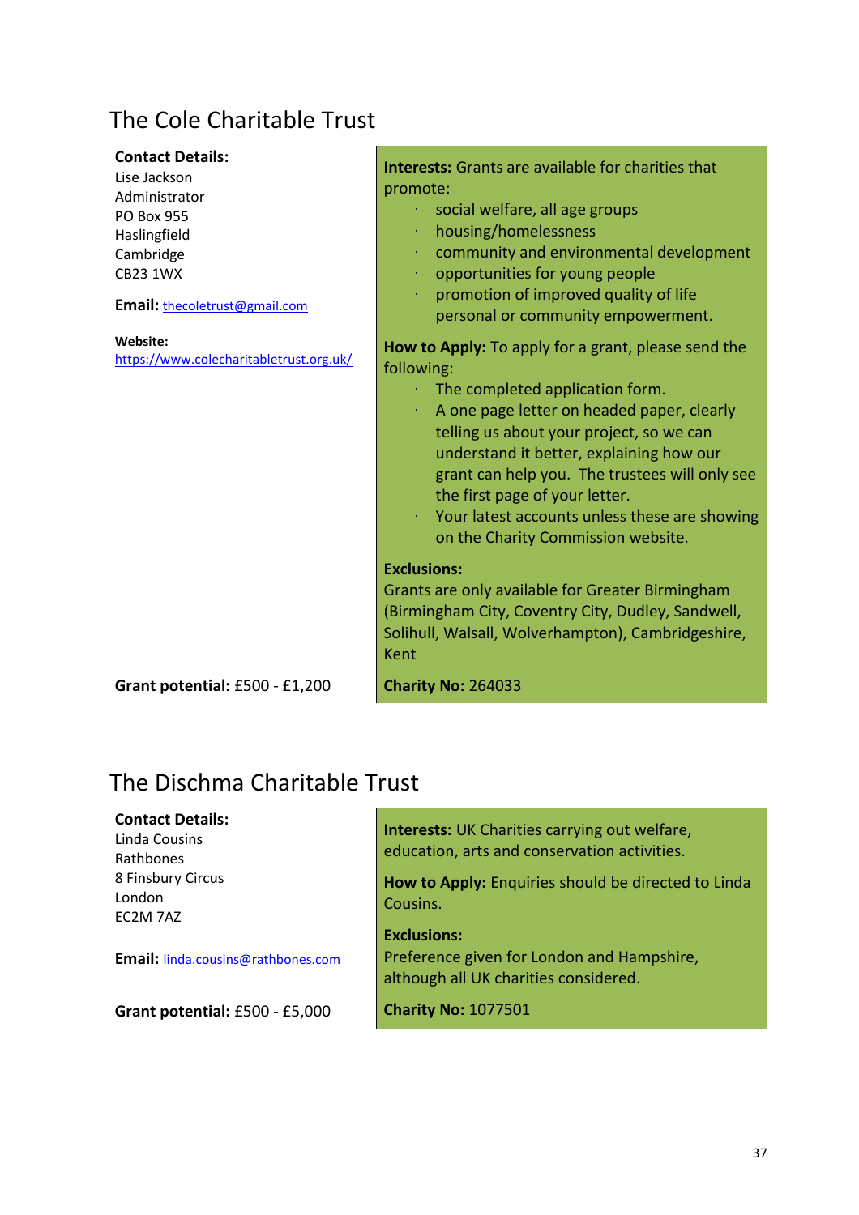## The Cole Charitable Trust

**Contact Details:**
Lise Jackson
Administrator
PO Box 955
Haslingfield
Cambridge
CB23 1WX

**Email:** thecoletrust@gmail.com

**Website:**
https://www.colecharitabletrust.org.uk/

**Interests:** Grants are available for charities that promote:

- social welfare, all age groups
- housing/homelessness
- community and environmental development
- opportunities for young people
- promotion of improved quality of life
- personal or community empowerment.

**How to Apply:** To apply for a grant, please send the following:

- The completed application form.
- A one page letter on headed paper, clearly telling us about your project, so we can understand it better, explaining how our grant can help you. The trustees will only see the first page of your letter.
- Your latest accounts unless these are showing on the Charity Commission website.

**Exclusions:**
Grants are only available for Greater Birmingham (Birmingham City, Coventry City, Dudley, Sandwell, Solihull, Walsall, Wolverhampton), Cambridgeshire, Kent

**Grant potential:** £500 - £1,200

**Charity No:** 264033

## The Dischma Charitable Trust

**Contact Details:**
Linda Cousins
Rathbones
8 Finsbury Circus
London
EC2M 7AZ

**Email:** linda.cousins@rathbones.com

**Interests:** UK Charities carrying out welfare, education, arts and conservation activities.

**How to Apply:** Enquiries should be directed to Linda Cousins.

**Exclusions:**
Preference given for London and Hampshire, although all UK charities considered.

**Grant potential:** £500 - £5,000

**Charity No:** 1077501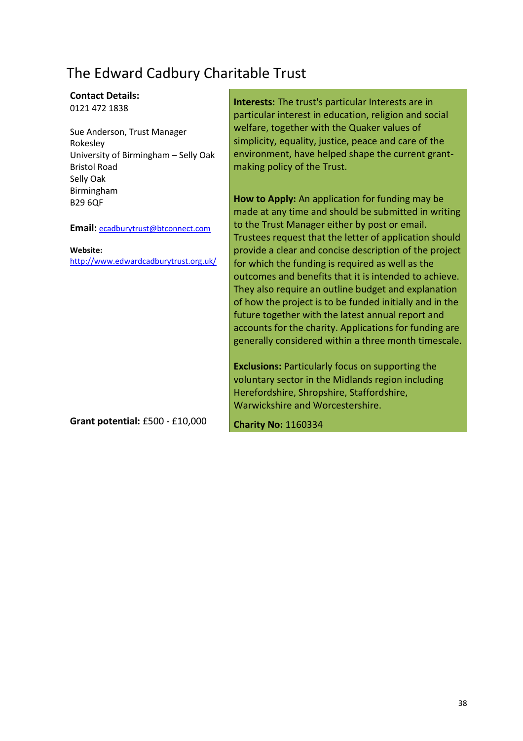# The Edward Cadbury Charitable Trust

**Contact Details:**
0121 472 1838

Sue Anderson, Trust Manager
Rokesley
University of Birmingham – Selly Oak
Bristol Road
Selly Oak
Birmingham
B29 6QF

**Email:** ecadburytrust@btconnect.com

**Website:**
http://www.edwardcadburytrust.org.uk/

**Grant potential:** £500 - £10,000

**Interests:** The trust's particular Interests are in particular interest in education, religion and social welfare, together with the Quaker values of simplicity, equality, justice, peace and care of the environment, have helped shape the current grant-making policy of the Trust.

**How to Apply:** An application for funding may be made at any time and should be submitted in writing to the Trust Manager either by post or email. Trustees request that the letter of application should provide a clear and concise description of the project for which the funding is required as well as the outcomes and benefits that it is intended to achieve. They also require an outline budget and explanation of how the project is to be funded initially and in the future together with the latest annual report and accounts for the charity. Applications for funding are generally considered within a three month timescale.

**Exclusions:** Particularly focus on supporting the voluntary sector in the Midlands region including Herefordshire, Shropshire, Staffordshire, Warwickshire and Worcestershire.

**Charity No:** 1160334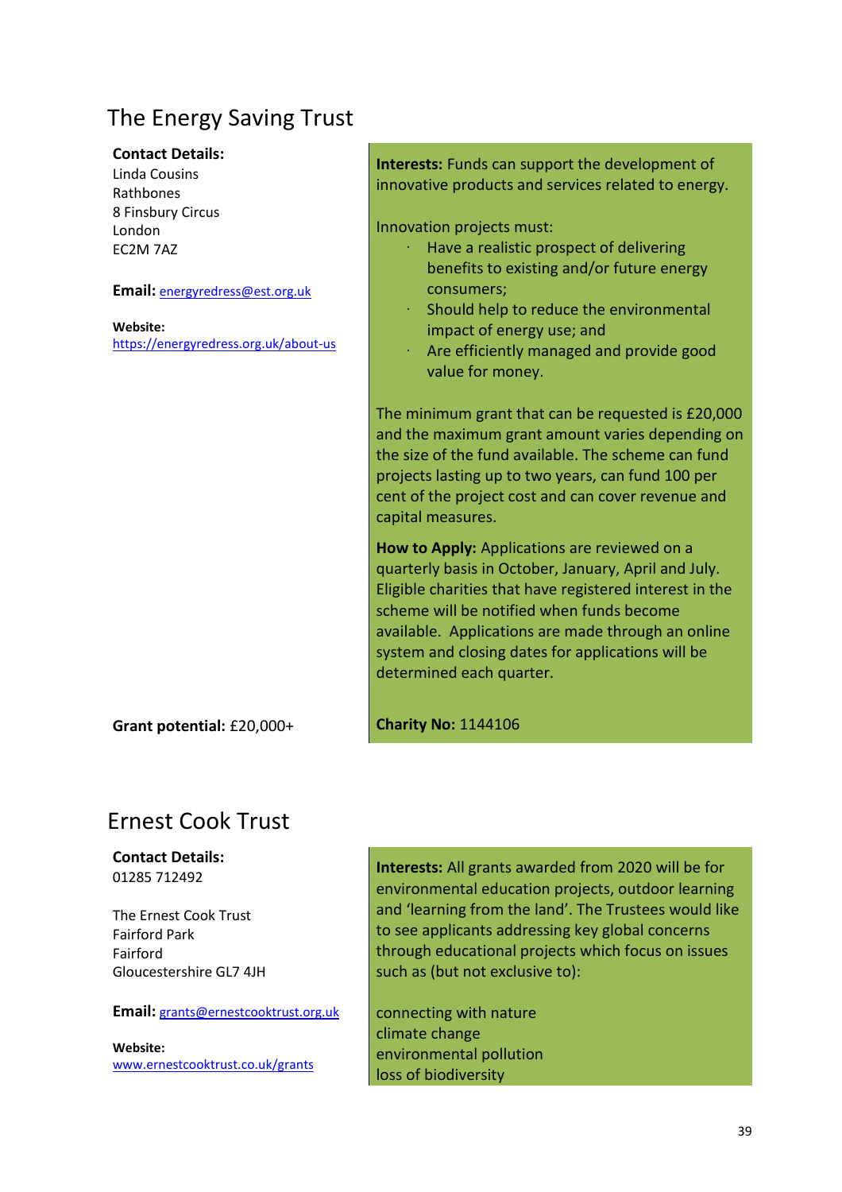## The Energy Saving Trust

**Contact Details:**
Linda Cousins
Rathbones
8 Finsbury Circus
London
EC2M 7AZ

**Email:** energyredress@est.org.uk

**Website:**
https://energyredress.org.uk/about-us

**Grant potential:** £20,000+

**Interests:** Funds can support the development of innovative products and services related to energy.

Innovation projects must:

- Have a realistic prospect of delivering benefits to existing and/or future energy consumers;
- Should help to reduce the environmental impact of energy use; and
- Are efficiently managed and provide good value for money.

The minimum grant that can be requested is £20,000 and the maximum grant amount varies depending on the size of the fund available. The scheme can fund projects lasting up to two years, can fund 100 per cent of the project cost and can cover revenue and capital measures.

**How to Apply:** Applications are reviewed on a quarterly basis in October, January, April and July. Eligible charities that have registered interest in the scheme will be notified when funds become available. Applications are made through an online system and closing dates for applications will be determined each quarter.

**Charity No:** 1144106

## Ernest Cook Trust

**Contact Details:**
01285 712492

The Ernest Cook Trust
Fairford Park
Fairford
Gloucestershire GL7 4JH

**Email:** grants@ernestcooktrust.org.uk

**Website:**
www.ernestcooktrust.co.uk/grants

**Interests:** All grants awarded from 2020 will be for environmental education projects, outdoor learning and 'learning from the land'. The Trustees would like to see applicants addressing key global concerns through educational projects which focus on issues such as (but not exclusive to):

connecting with nature
climate change
environmental pollution
loss of biodiversity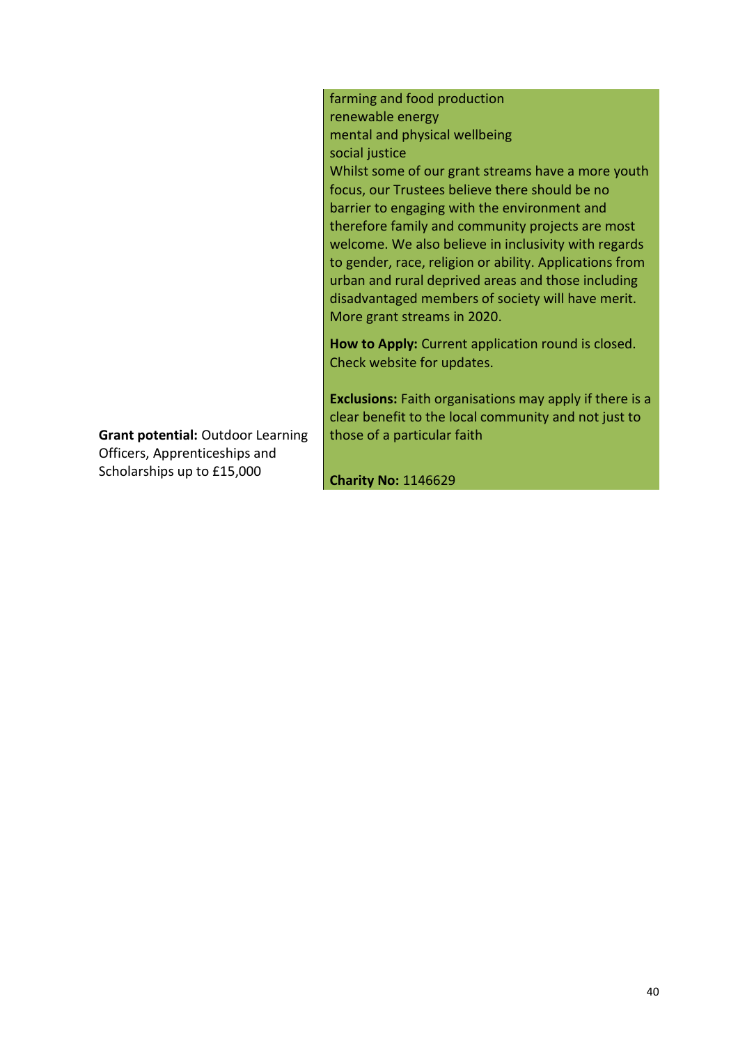farming and food production
renewable energy
mental and physical wellbeing
social justice
Whilst some of our grant streams have a more youth focus, our Trustees believe there should be no barrier to engaging with the environment and therefore family and community projects are most welcome. We also believe in inclusivity with regards to gender, race, religion or ability. Applications from urban and rural deprived areas and those including disadvantaged members of society will have merit. More grant streams in 2020.

**How to Apply:** Current application round is closed. Check website for updates.

**Exclusions:** Faith organisations may apply if there is a clear benefit to the local community and not just to those of a particular faith

**Grant potential:** Outdoor Learning Officers, Apprenticeships and Scholarships up to £15,000

**Charity No:** 1146629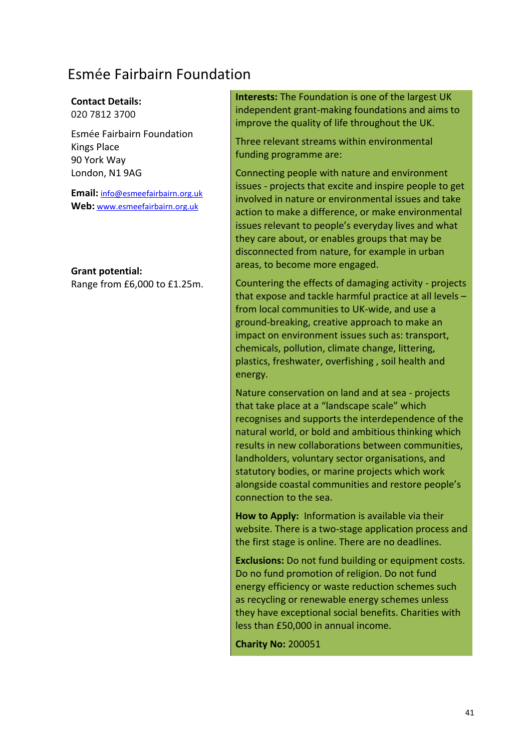# Esmée Fairbairn Foundation

**Contact Details:**
020 7812 3700

Esmée Fairbairn Foundation
Kings Place
90 York Way
London, N1 9AG

**Email:** info@esmeefairbairn.org.uk
**Web:** www.esmeefairbairn.org.uk

**Grant potential:**
Range from £6,000 to £1.25m.

**Interests:** The Foundation is one of the largest UK independent grant-making foundations and aims to improve the quality of life throughout the UK.

Three relevant streams within environmental funding programme are:

Connecting people with nature and environment issues - projects that excite and inspire people to get involved in nature or environmental issues and take action to make a difference, or make environmental issues relevant to people's everyday lives and what they care about, or enables groups that may be disconnected from nature, for example in urban areas, to become more engaged.

Countering the effects of damaging activity - projects that expose and tackle harmful practice at all levels – from local communities to UK-wide, and use a ground-breaking, creative approach to make an impact on environment issues such as: transport, chemicals, pollution, climate change, littering, plastics, freshwater, overfishing , soil health and energy.

Nature conservation on land and at sea - projects that take place at a "landscape scale" which recognises and supports the interdependence of the natural world, or bold and ambitious thinking which results in new collaborations between communities, landholders, voluntary sector organisations, and statutory bodies, or marine projects which work alongside coastal communities and restore people's connection to the sea.

**How to Apply:** Information is available via their website. There is a two-stage application process and the first stage is online. There are no deadlines.

**Exclusions:** Do not fund building or equipment costs. Do no fund promotion of religion. Do not fund energy efficiency or waste reduction schemes such as recycling or renewable energy schemes unless they have exceptional social benefits. Charities with less than £50,000 in annual income.

**Charity No:** 200051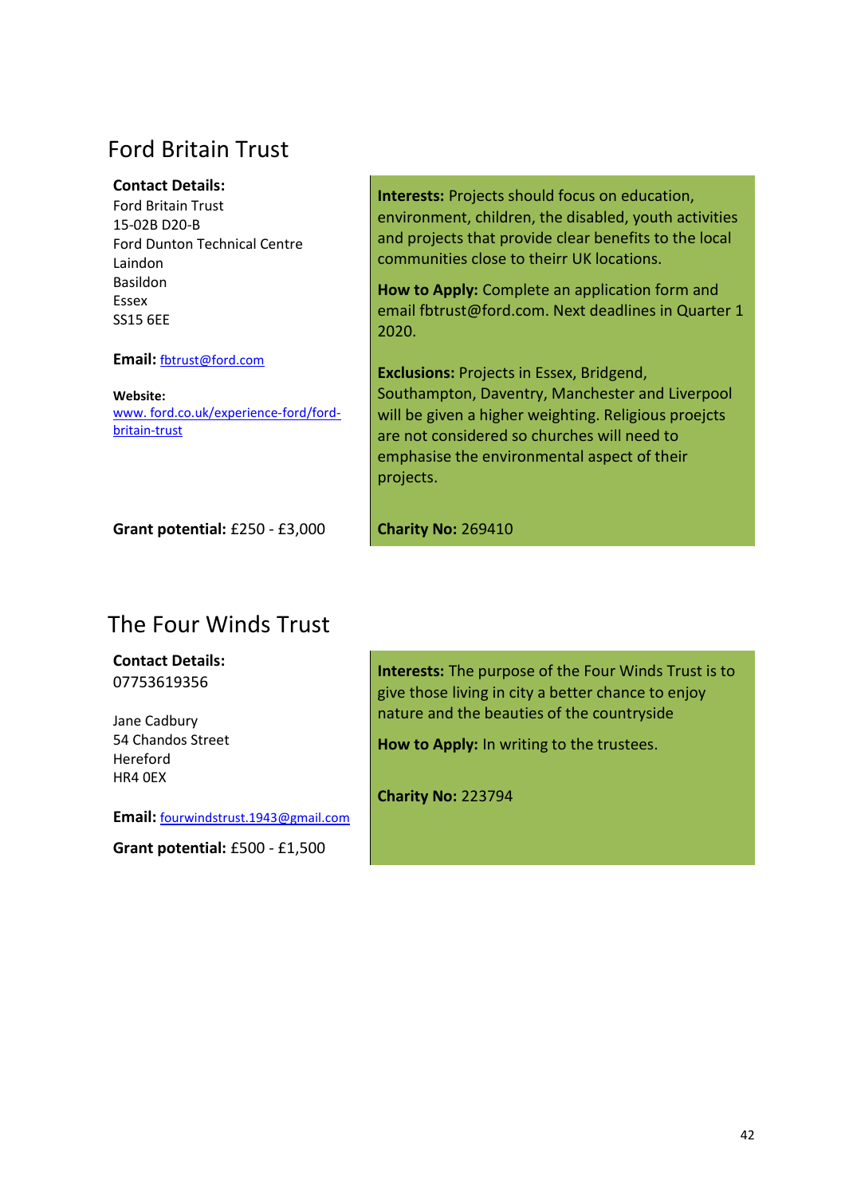## Ford Britain Trust

**Contact Details:**
Ford Britain Trust
15-02B D20-B
Ford Dunton Technical Centre
Laindon
Basildon
Essex
SS15 6EE

**Email:** fbtrust@ford.com

**Website:**
www. ford.co.uk/experience-ford/ford-britain-trust

**Grant potential:** £250 - £3,000

**Interests:** Projects should focus on education, environment, children, the disabled, youth activities and projects that provide clear benefits to the local communities close to theirr UK locations.

**How to Apply:** Complete an application form and email fbtrust@ford.com. Next deadlines in Quarter 1 2020.

**Exclusions:** Projects in Essex, Bridgend, Southampton, Daventry, Manchester and Liverpool will be given a higher weighting. Religious proejcts are not considered so churches will need to emphasise the environmental aspect of their projects.

**Charity No:** 269410

## The Four Winds Trust

**Contact Details:**
07753619356

Jane Cadbury
54 Chandos Street
Hereford
HR4 0EX

**Email:** fourwindstrust.1943@gmail.com

**Grant potential:** £500 - £1,500

**Interests:** The purpose of the Four Winds Trust is to give those living in city a better chance to enjoy nature and the beauties of the countryside

**How to Apply:** In writing to the trustees.

**Charity No:** 223794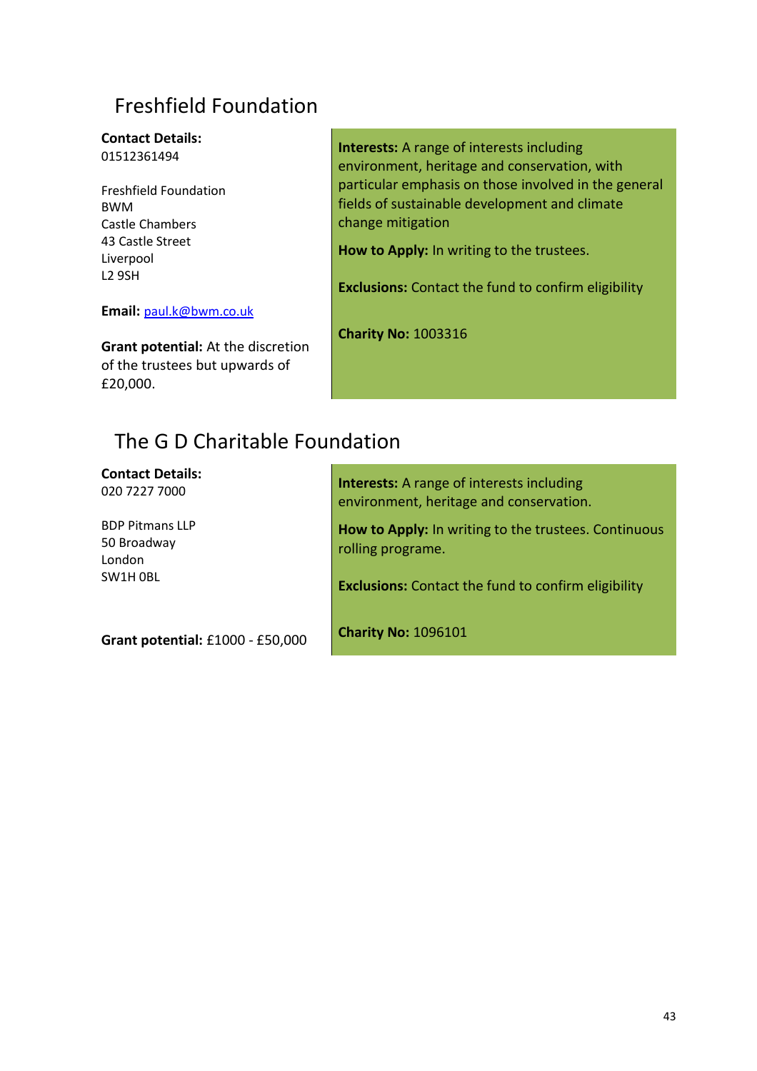## Freshfield Foundation

**Contact Details:**
01512361494

Freshfield Foundation
BWM
Castle Chambers
43 Castle Street
Liverpool
L2 9SH

**Email:** paul.k@bwm.co.uk

**Grant potential:** At the discretion of the trustees but upwards of £20,000.

**Interests:** A range of interests including environment, heritage and conservation, with particular emphasis on those involved in the general fields of sustainable development and climate change mitigation

**How to Apply:** In writing to the trustees.

**Exclusions:** Contact the fund to confirm eligibility

**Charity No:** 1003316

## The G D Charitable Foundation

**Contact Details:**
020 7227 7000

BDP Pitmans LLP
50 Broadway
London
SW1H 0BL

**Grant potential:** £1000 - £50,000

**Interests:** A range of interests including environment, heritage and conservation.

**How to Apply:** In writing to the trustees. Continuous rolling programe.

**Exclusions:** Contact the fund to confirm eligibility

**Charity No:** 1096101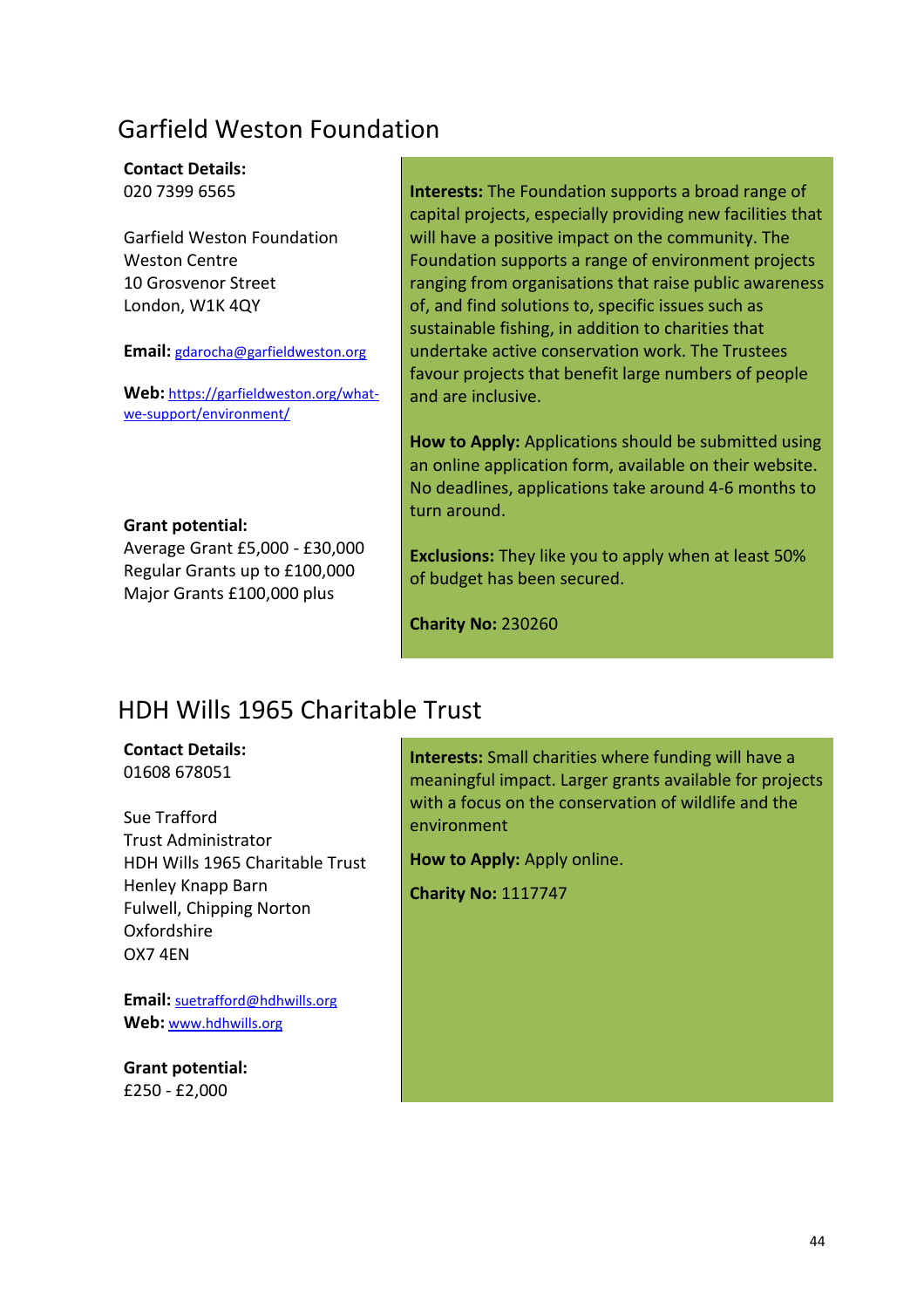## Garfield Weston Foundation

**Contact Details:**
020 7399 6565

Garfield Weston Foundation
Weston Centre
10 Grosvenor Street
London, W1K 4QY

**Email:** gdarocha@garfieldweston.org

**Web:** https://garfieldweston.org/what-we-support/environment/

**Grant potential:**
Average Grant £5,000 - £30,000
Regular Grants up to £100,000
Major Grants £100,000 plus

**Interests:** The Foundation supports a broad range of capital projects, especially providing new facilities that will have a positive impact on the community. The Foundation supports a range of environment projects ranging from organisations that raise public awareness of, and find solutions to, specific issues such as sustainable fishing, in addition to charities that undertake active conservation work. The Trustees favour projects that benefit large numbers of people and are inclusive.

**How to Apply:** Applications should be submitted using an online application form, available on their website. No deadlines, applications take around 4-6 months to turn around.

**Exclusions:** They like you to apply when at least 50% of budget has been secured.

**Charity No:** 230260

## HDH Wills 1965 Charitable Trust

**Contact Details:**
01608 678051

Sue Trafford
Trust Administrator
HDH Wills 1965 Charitable Trust
Henley Knapp Barn
Fulwell, Chipping Norton
Oxfordshire
OX7 4EN

**Email:** suetrafford@hdhwills.org
**Web:** www.hdhwills.org

**Grant potential:**
£250 - £2,000

**Interests:** Small charities where funding will have a meaningful impact. Larger grants available for projects with a focus on the conservation of wildlife and the environment

**How to Apply:** Apply online.

**Charity No:** 1117747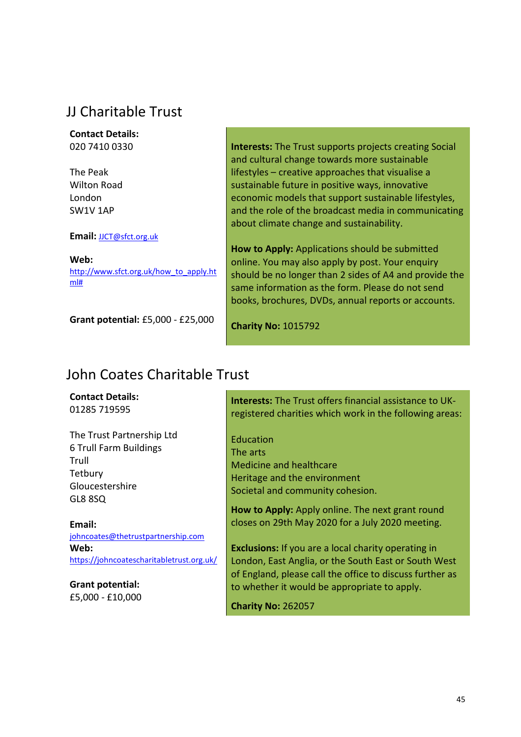## JJ Charitable Trust

**Contact Details:**
020 7410 0330

The Peak
Wilton Road
London
SW1V 1AP

**Email:** JJCT@sfct.org.uk

**Web:**
http://www.sfct.org.uk/how_to_apply.html#

**Grant potential:** £5,000 - £25,000

**Interests:** The Trust supports projects creating Social and cultural change towards more sustainable lifestyles – creative approaches that visualise a sustainable future in positive ways, innovative economic models that support sustainable lifestyles, and the role of the broadcast media in communicating about climate change and sustainability.

**How to Apply:** Applications should be submitted online. You may also apply by post. Your enquiry should be no longer than 2 sides of A4 and provide the same information as the form. Please do not send books, brochures, DVDs, annual reports or accounts.

**Charity No:** 1015792

## John Coates Charitable Trust

**Contact Details:**
01285 719595

The Trust Partnership Ltd
6 Trull Farm Buildings
Trull
Tetbury
Gloucestershire
GL8 8SQ

**Email:**
johncoates@thetrustpartnership.com

**Web:**
https://johncoatescharitabletrust.org.uk/

**Grant potential:**
£5,000 - £10,000

**Interests:** The Trust offers financial assistance to UK-registered charities which work in the following areas:

Education
The arts
Medicine and healthcare
Heritage and the environment
Societal and community cohesion.

**How to Apply:** Apply online. The next grant round closes on 29th May 2020 for a July 2020 meeting.

**Exclusions:** If you are a local charity operating in London, East Anglia, or the South East or South West of England, please call the office to discuss further as to whether it would be appropriate to apply.

**Charity No:** 262057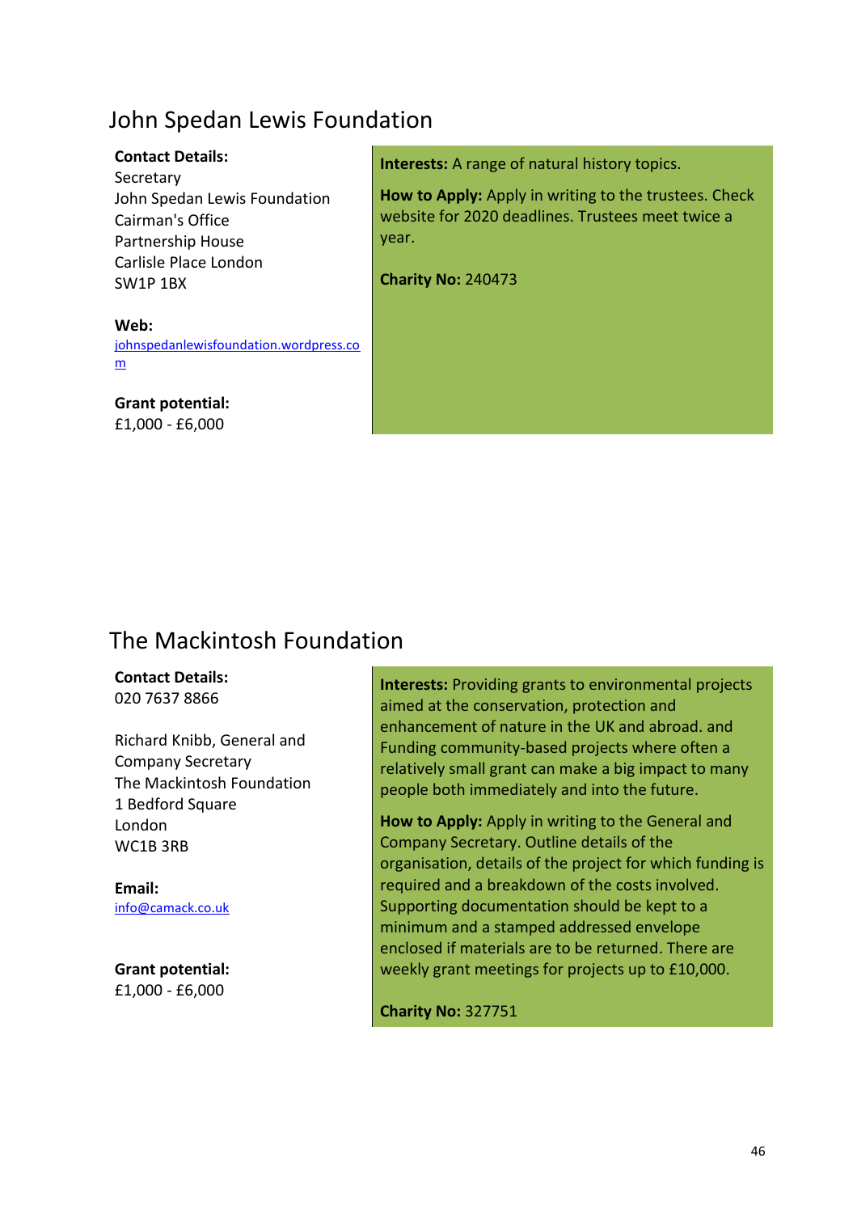## John Spedan Lewis Foundation

**Contact Details:**
Secretary
John Spedan Lewis Foundation
Cairman's Office
Partnership House
Carlisle Place London
SW1P 1BX

**Web:**
johnspedanlewisfoundation.wordpress.com

**Grant potential:**
£1,000 - £6,000

**Interests:** A range of natural history topics.

**How to Apply:** Apply in writing to the trustees. Check website for 2020 deadlines. Trustees meet twice a year.

**Charity No:** 240473

## The Mackintosh Foundation

**Contact Details:**
020 7637 8866

Richard Knibb, General and Company Secretary
The Mackintosh Foundation
1 Bedford Square
London
WC1B 3RB

**Email:**
info@camack.co.uk

**Grant potential:**
£1,000 - £6,000

**Interests:** Providing grants to environmental projects aimed at the conservation, protection and enhancement of nature in the UK and abroad. and Funding community-based projects where often a relatively small grant can make a big impact to many people both immediately and into the future.

**How to Apply:** Apply in writing to the General and Company Secretary. Outline details of the organisation, details of the project for which funding is required and a breakdown of the costs involved. Supporting documentation should be kept to a minimum and a stamped addressed envelope enclosed if materials are to be returned. There are weekly grant meetings for projects up to £10,000.

**Charity No:** 327751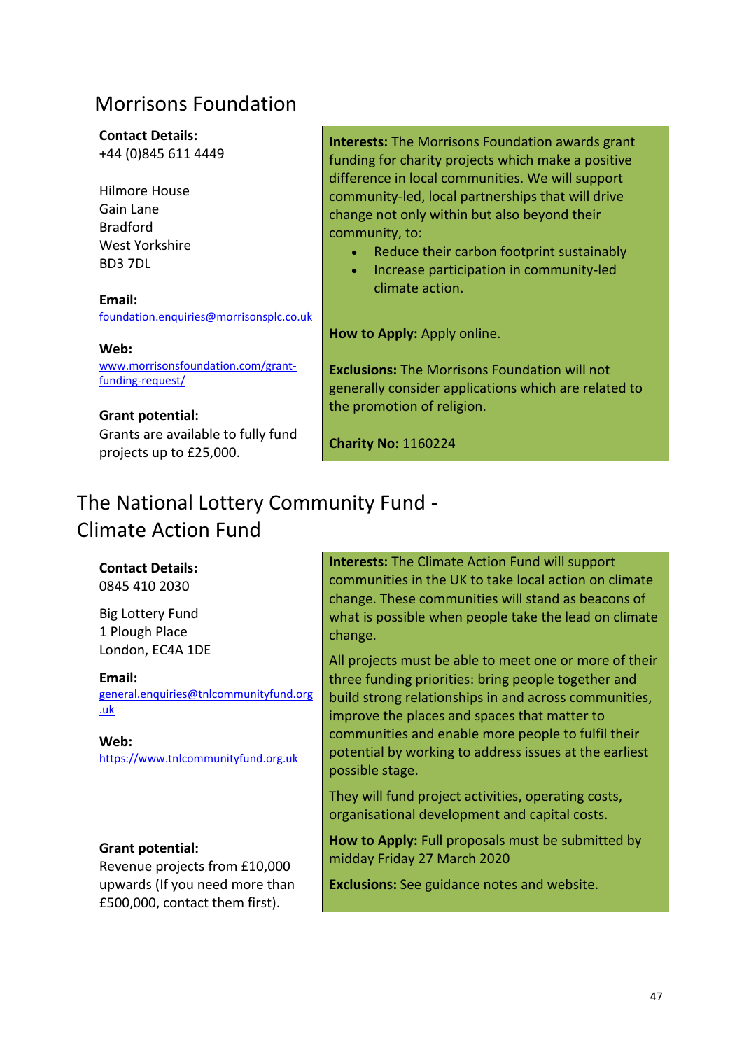## Morrisons Foundation

**Contact Details:**
+44 (0)845 611 4449

Hilmore House
Gain Lane
Bradford
West Yorkshire
BD3 7DL

**Email:**
foundation.enquiries@morrisonsplc.co.uk

**Web:**
www.morrisonsfoundation.com/grant-funding-request/

**Grant potential:**
Grants are available to fully fund projects up to £25,000.

**Interests:** The Morrisons Foundation awards grant funding for charity projects which make a positive difference in local communities. We will support community-led, local partnerships that will drive change not only within but also beyond their community, to:

- Reduce their carbon footprint sustainably
- Increase participation in community-led climate action.

**How to Apply:** Apply online.

**Exclusions:** The Morrisons Foundation will not generally consider applications which are related to the promotion of religion.

**Charity No:** 1160224

## The National Lottery Community Fund - Climate Action Fund

**Contact Details:**
0845 410 2030

Big Lottery Fund
1 Plough Place
London, EC4A 1DE

**Email:**
general.enquiries@tnlcommunityfund.org.uk

**Web:**
https://www.tnlcommunityfund.org.uk

**Grant potential:**
Revenue projects from £10,000 upwards (If you need more than £500,000, contact them first).

**Interests:** The Climate Action Fund will support communities in the UK to take local action on climate change. These communities will stand as beacons of what is possible when people take the lead on climate change.

All projects must be able to meet one or more of their three funding priorities: bring people together and build strong relationships in and across communities, improve the places and spaces that matter to communities and enable more people to fulfil their potential by working to address issues at the earliest possible stage.

They will fund project activities, operating costs, organisational development and capital costs.

**How to Apply:** Full proposals must be submitted by midday Friday 27 March 2020

**Exclusions:** See guidance notes and website.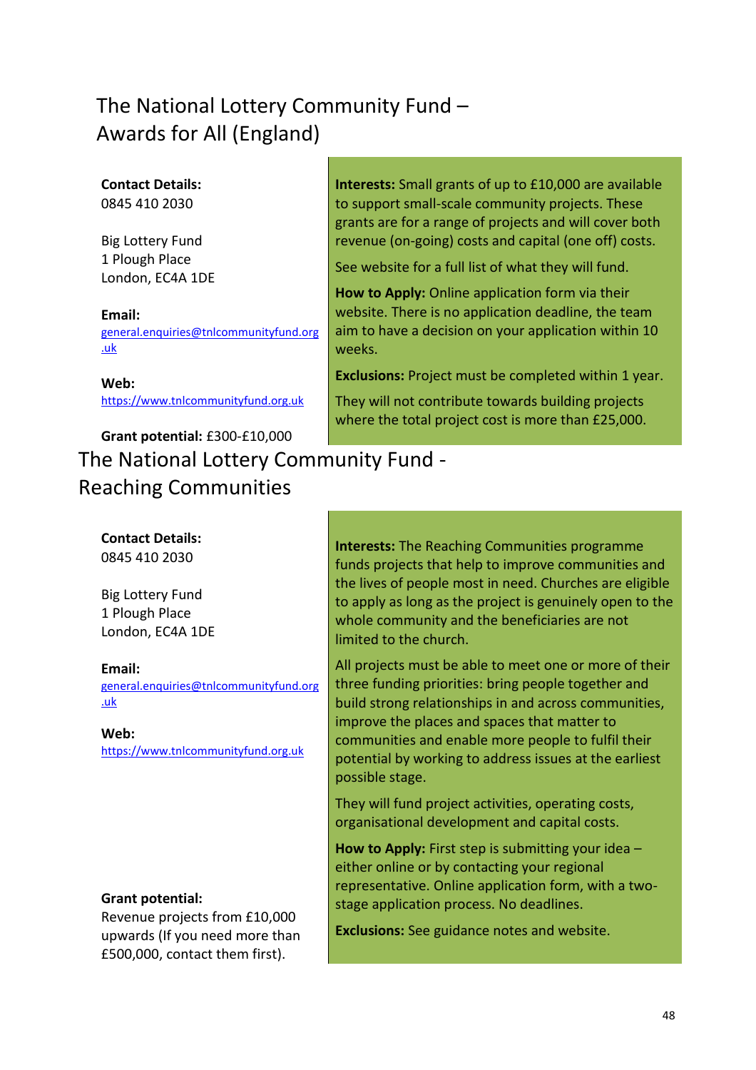## The National Lottery Community Fund – Awards for All (England)

**Contact Details:**
0845 410 2030

Big Lottery Fund
1 Plough Place
London, EC4A 1DE

**Email:**
general.enquiries@tnlcommunityfund.org.uk

**Web:**
https://www.tnlcommunityfund.org.uk

**Grant potential:** £300-£10,000

**Interests:** Small grants of up to £10,000 are available to support small-scale community projects. These grants are for a range of projects and will cover both revenue (on-going) costs and capital (one off) costs.

See website for a full list of what they will fund.

**How to Apply:** Online application form via their website. There is no application deadline, the team aim to have a decision on your application within 10 weeks.

**Exclusions:** Project must be completed within 1 year.

They will not contribute towards building projects where the total project cost is more than £25,000.

## The National Lottery Community Fund - Reaching Communities

**Contact Details:**
0845 410 2030

Big Lottery Fund
1 Plough Place
London, EC4A 1DE

**Email:**
general.enquiries@tnlcommunityfund.org.uk

**Web:**
https://www.tnlcommunityfund.org.uk

**Grant potential:**
Revenue projects from £10,000 upwards (If you need more than £500,000, contact them first).

**Interests:** The Reaching Communities programme funds projects that help to improve communities and the lives of people most in need. Churches are eligible to apply as long as the project is genuinely open to the whole community and the beneficiaries are not limited to the church.

All projects must be able to meet one or more of their three funding priorities: bring people together and build strong relationships in and across communities, improve the places and spaces that matter to communities and enable more people to fulfil their potential by working to address issues at the earliest possible stage.

They will fund project activities, operating costs, organisational development and capital costs.

**How to Apply:** First step is submitting your idea – either online or by contacting your regional representative. Online application form, with a two-stage application process. No deadlines.

**Exclusions:** See guidance notes and website.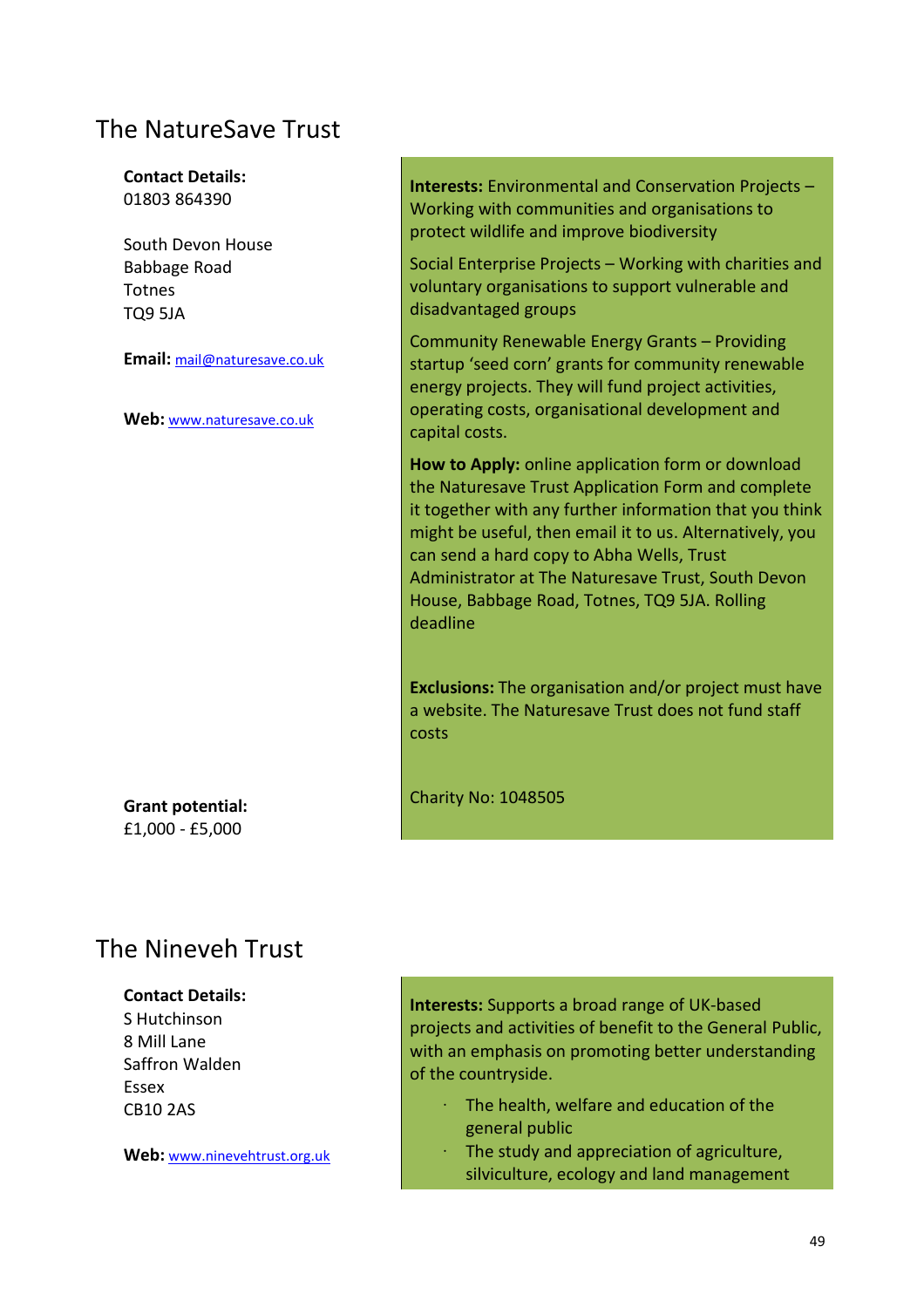## The NatureSave Trust

**Contact Details:**
01803 864390

South Devon House
Babbage Road
Totnes
TQ9 5JA

**Email:** mail@naturesave.co.uk

**Web:** www.naturesave.co.uk

**Grant potential:**
£1,000 - £5,000

**Interests:** Environmental and Conservation Projects – Working with communities and organisations to protect wildlife and improve biodiversity

Social Enterprise Projects – Working with charities and voluntary organisations to support vulnerable and disadvantaged groups

Community Renewable Energy Grants – Providing startup 'seed corn' grants for community renewable energy projects. They will fund project activities, operating costs, organisational development and capital costs.

**How to Apply:** online application form or download the Naturesave Trust Application Form and complete it together with any further information that you think might be useful, then email it to us. Alternatively, you can send a hard copy to Abha Wells, Trust Administrator at The Naturesave Trust, South Devon House, Babbage Road, Totnes, TQ9 5JA. Rolling deadline

**Exclusions:** The organisation and/or project must have a website. The Naturesave Trust does not fund staff costs

Charity No: 1048505

## The Nineveh Trust

**Contact Details:**
S Hutchinson
8 Mill Lane
Saffron Walden
Essex
CB10 2AS

**Web:** www.ninevehtrust.org.uk

**Interests:** Supports a broad range of UK-based projects and activities of benefit to the General Public, with an emphasis on promoting better understanding of the countryside.

- The health, welfare and education of the general public
- The study and appreciation of agriculture, silviculture, ecology and land management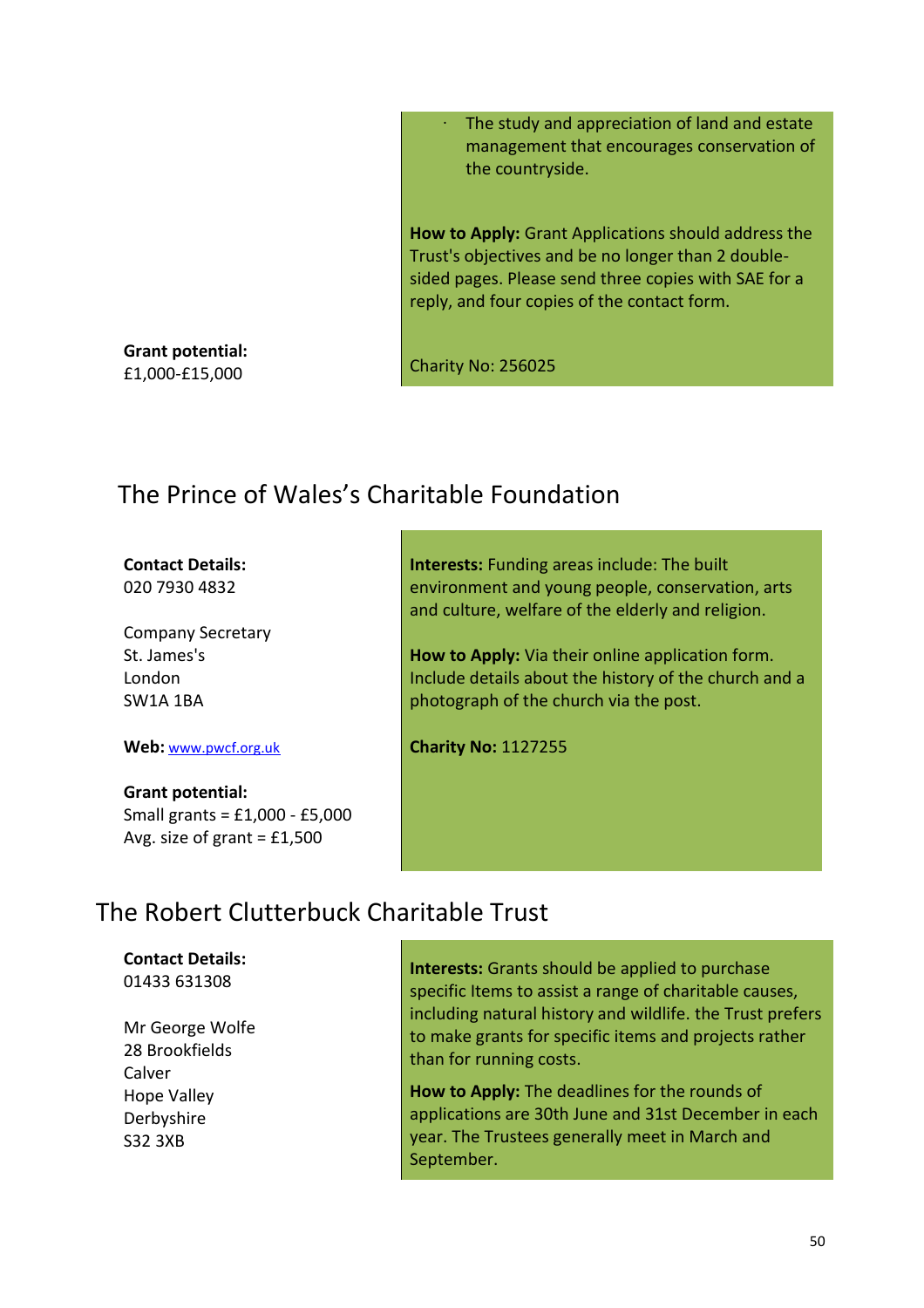- The study and appreciation of land and estate management that encourages conservation of the countryside.

**How to Apply:** Grant Applications should address the Trust's objectives and be no longer than 2 double-sided pages. Please send three copies with SAE for a reply, and four copies of the contact form.

**Grant potential:**
£1,000-£15,000

Charity No: 256025

## The Prince of Wales's Charitable Foundation

**Contact Details:**
020 7930 4832

Company Secretary
St. James's
London
SW1A 1BA

**Web:** www.pwcf.org.uk

**Grant potential:**
Small grants = £1,000 - £5,000
Avg. size of grant = £1,500

**Interests:** Funding areas include: The built environment and young people, conservation, arts and culture, welfare of the elderly and religion.

**How to Apply:** Via their online application form. Include details about the history of the church and a photograph of the church via the post.

**Charity No:** 1127255

## The Robert Clutterbuck Charitable Trust

**Contact Details:**
01433 631308

Mr George Wolfe
28 Brookfields
Calver
Hope Valley
Derbyshire
S32 3XB

**Interests:** Grants should be applied to purchase specific Items to assist a range of charitable causes, including natural history and wildlife. the Trust prefers to make grants for specific items and projects rather than for running costs.

**How to Apply:** The deadlines for the rounds of applications are 30th June and 31st December in each year. The Trustees generally meet in March and September.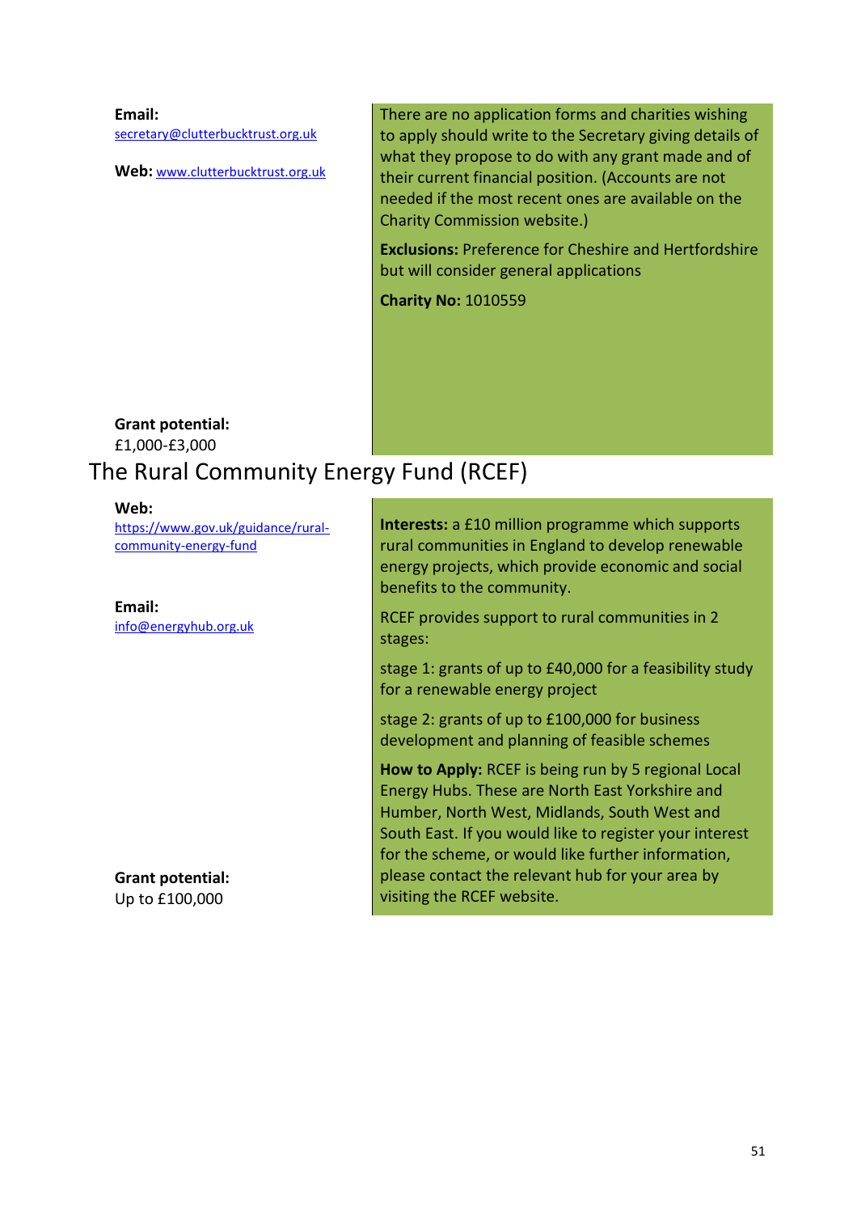**Email:** [secretary@clutterbucktrust.org.uk](mailto:secretary@clutterbucktrust.org.uk)

**Web:** [www.clutterbucktrust.org.uk](http://www.clutterbucktrust.org.uk)

There are no application forms and charities wishing to apply should write to the Secretary giving details of what they propose to do with any grant made and of their current financial position. (Accounts are not needed if the most recent ones are available on the Charity Commission website.)

**Exclusions:** Preference for Cheshire and Hertfordshire but will consider general applications

**Charity No:** 1010559

**Grant potential:**
£1,000-£3,000

## The Rural Community Energy Fund (RCEF)

**Web:**
[https://www.gov.uk/guidance/rural-community-energy-fund](https://www.gov.uk/guidance/rural-community-energy-fund)

**Email:**
[info@energyhub.org.uk](mailto:info@energyhub.org.uk)

**Interests:** a £10 million programme which supports rural communities in England to develop renewable energy projects, which provide economic and social benefits to the community.

RCEF provides support to rural communities in 2 stages:

stage 1: grants of up to £40,000 for a feasibility study for a renewable energy project

stage 2: grants of up to £100,000 for business development and planning of feasible schemes

**How to Apply:** RCEF is being run by 5 regional Local Energy Hubs. These are North East Yorkshire and Humber, North West, Midlands, South West and South East. If you would like to register your interest for the scheme, or would like further information, please contact the relevant hub for your area by visiting the RCEF website.

**Grant potential:**
Up to £100,000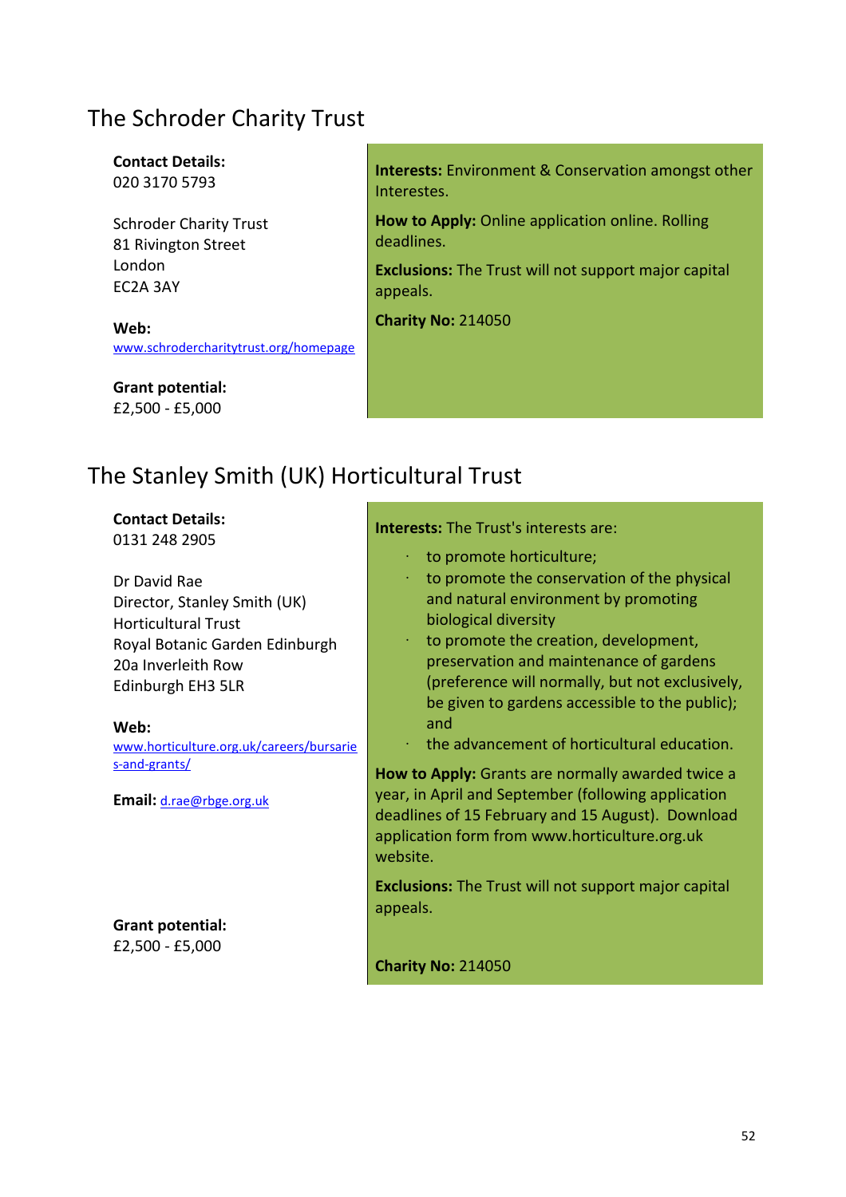## The Schroder Charity Trust

**Contact Details:**
020 3170 5793

Schroder Charity Trust
81 Rivington Street
London
EC2A 3AY

**Web:**
[www.schrodercharitytrust.org/homepage](http://www.schrodercharitytrust.org/homepage)

**Grant potential:**
£2,500 - £5,000

**Interests:** Environment & Conservation amongst other Interestes.

**How to Apply:** Online application online. Rolling deadlines.

**Exclusions:** The Trust will not support major capital appeals.

**Charity No:** 214050

## The Stanley Smith (UK) Horticultural Trust

**Contact Details:**
0131 248 2905

Dr David Rae
Director, Stanley Smith (UK) Horticultural Trust
Royal Botanic Garden Edinburgh
20a Inverleith Row
Edinburgh EH3 5LR

**Web:**
[www.horticulture.org.uk/careers/bursaries-and-grants/](http://www.horticulture.org.uk/careers/bursaries-and-grants/)

**Email:** [d.rae@rbge.org.uk](mailto:d.rae@rbge.org.uk)

**Grant potential:**
£2,500 - £5,000

**Interests:** The Trust's interests are:

- to promote horticulture;
- to promote the conservation of the physical and natural environment by promoting biological diversity
- to promote the creation, development, preservation and maintenance of gardens (preference will normally, but not exclusively, be given to gardens accessible to the public); and
- the advancement of horticultural education.

**How to Apply:** Grants are normally awarded twice a year, in April and September (following application deadlines of 15 February and 15 August). Download application form from www.horticulture.org.uk website.

**Exclusions:** The Trust will not support major capital appeals.

**Charity No:** 214050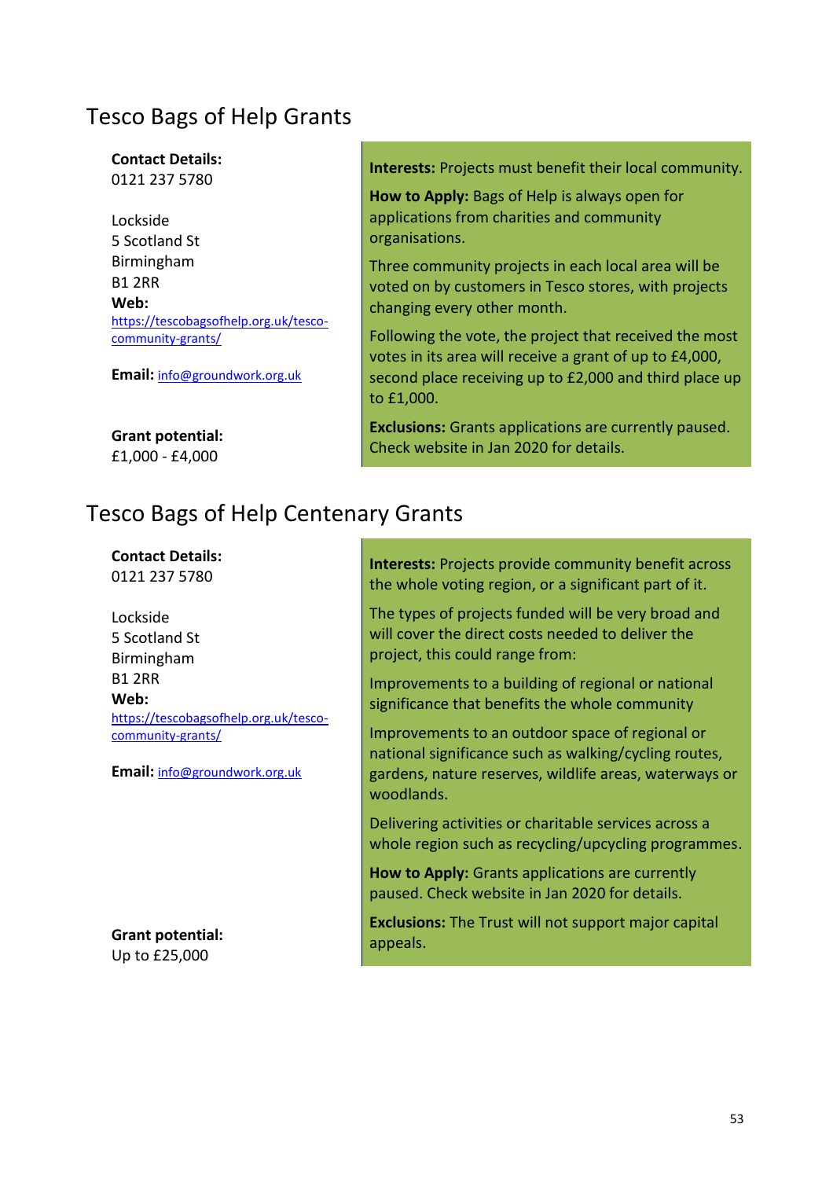## Tesco Bags of Help Grants

**Contact Details:**
0121 237 5780

Lockside
5 Scotland St
Birmingham
B1 2RR

**Web:**
https://tescobagsofhelp.org.uk/tesco-community-grants/

**Email:** info@groundwork.org.uk

**Grant potential:**
£1,000 - £4,000

**Interests:** Projects must benefit their local community.

**How to Apply:** Bags of Help is always open for applications from charities and community organisations.

Three community projects in each local area will be voted on by customers in Tesco stores, with projects changing every other month.

Following the vote, the project that received the most votes in its area will receive a grant of up to £4,000, second place receiving up to £2,000 and third place up to £1,000.

**Exclusions:** Grants applications are currently paused. Check website in Jan 2020 for details.

## Tesco Bags of Help Centenary Grants

**Contact Details:**
0121 237 5780

Lockside
5 Scotland St
Birmingham
B1 2RR

**Web:**
https://tescobagsofhelp.org.uk/tesco-community-grants/

**Email:** info@groundwork.org.uk

**Grant potential:**
Up to £25,000

**Interests:** Projects provide community benefit across the whole voting region, or a significant part of it.

The types of projects funded will be very broad and will cover the direct costs needed to deliver the project, this could range from:

Improvements to a building of regional or national significance that benefits the whole community

Improvements to an outdoor space of regional or national significance such as walking/cycling routes, gardens, nature reserves, wildlife areas, waterways or woodlands.

Delivering activities or charitable services across a whole region such as recycling/upcycling programmes.

**How to Apply:** Grants applications are currently paused. Check website in Jan 2020 for details.

**Exclusions:** The Trust will not support major capital appeals.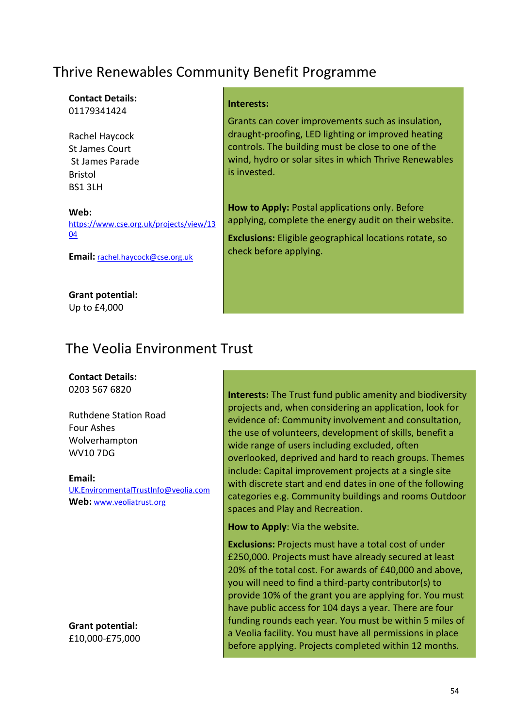## Thrive Renewables Community Benefit Programme

**Contact Details:**
01179341424

Rachel Haycock
St James Court
St James Parade
Bristol
BS1 3LH

**Web:**
https://www.cse.org.uk/projects/view/1304

**Email:** rachel.haycock@cse.org.uk

**Grant potential:**
Up to £4,000

**Interests:**

Grants can cover improvements such as insulation, draught-proofing, LED lighting or improved heating controls. The building must be close to one of the wind, hydro or solar sites in which Thrive Renewables is invested.

**How to Apply:** Postal applications only. Before applying, complete the energy audit on their website.

**Exclusions:** Eligible geographical locations rotate, so check before applying.

## The Veolia Environment Trust

**Contact Details:**
0203 567 6820

Ruthdene Station Road
Four Ashes
Wolverhampton
WV10 7DG

**Email:**
UK.EnvironmentalTrustInfo@veolia.com
**Web:** www.veoliatrust.org

**Grant potential:**
£10,000-£75,000

**Interests:** The Trust fund public amenity and biodiversity projects and, when considering an application, look for evidence of: Community involvement and consultation, the use of volunteers, development of skills, benefit a wide range of users including excluded, often overlooked, deprived and hard to reach groups. Themes include: Capital improvement projects at a single site with discrete start and end dates in one of the following categories e.g. Community buildings and rooms Outdoor spaces and Play and Recreation.

**How to Apply**: Via the website.

**Exclusions:** Projects must have a total cost of under £250,000. Projects must have already secured at least 20% of the total cost. For awards of £40,000 and above, you will need to find a third-party contributor(s) to provide 10% of the grant you are applying for. You must have public access for 104 days a year. There are four funding rounds each year. You must be within 5 miles of a Veolia facility. You must have all permissions in place before applying. Projects completed within 12 months.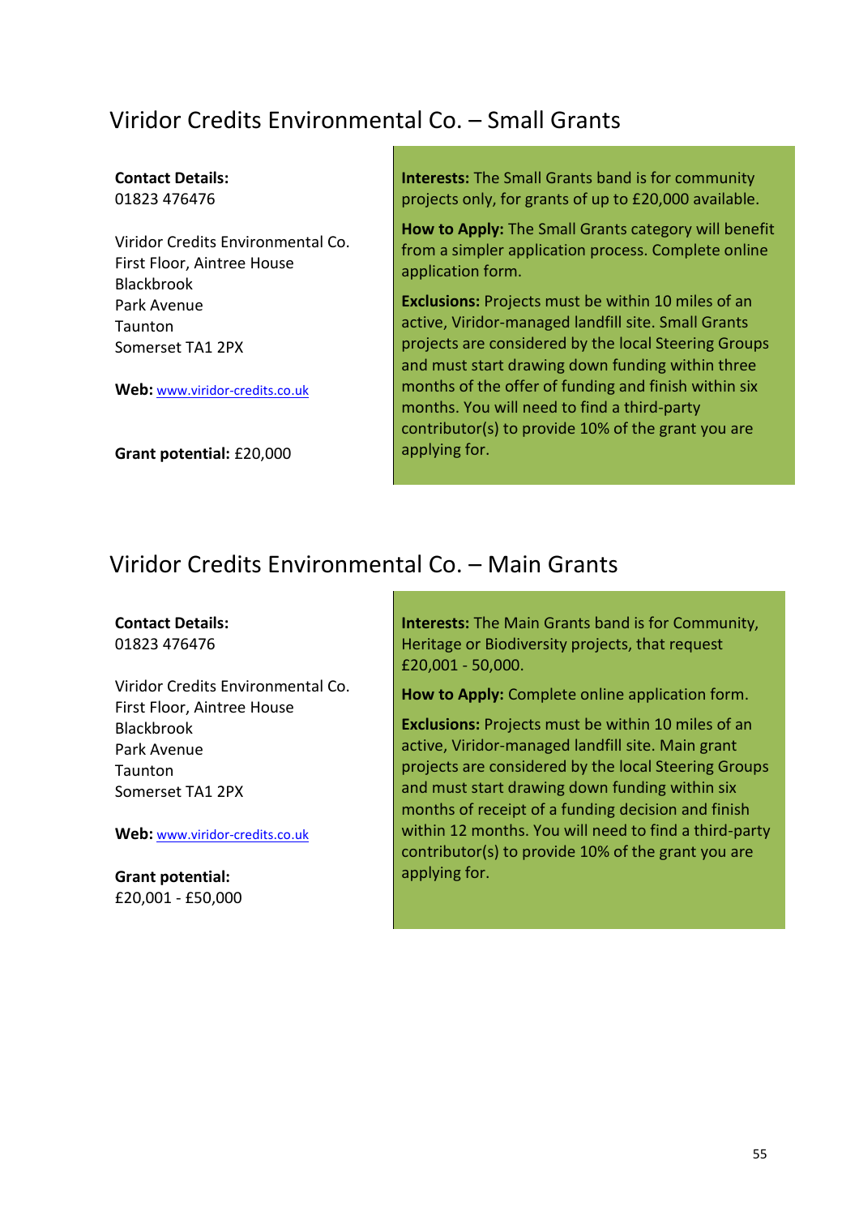## Viridor Credits Environmental Co. – Small Grants

**Contact Details:**
01823 476476

Viridor Credits Environmental Co.
First Floor, Aintree House
Blackbrook
Park Avenue
Taunton
Somerset TA1 2PX

**Web:** www.viridor-credits.co.uk

**Grant potential:** £20,000

**Interests:** The Small Grants band is for community projects only, for grants of up to £20,000 available.

**How to Apply:** The Small Grants category will benefit from a simpler application process. Complete online application form.

**Exclusions:** Projects must be within 10 miles of an active, Viridor-managed landfill site. Small Grants projects are considered by the local Steering Groups and must start drawing down funding within three months of the offer of funding and finish within six months. You will need to find a third-party contributor(s) to provide 10% of the grant you are applying for.

## Viridor Credits Environmental Co. – Main Grants

**Contact Details:**
01823 476476

Viridor Credits Environmental Co.
First Floor, Aintree House
Blackbrook
Park Avenue
Taunton
Somerset TA1 2PX

**Web:** www.viridor-credits.co.uk

**Grant potential:**
£20,001 - £50,000

**Interests:** The Main Grants band is for Community, Heritage or Biodiversity projects, that request £20,001 - 50,000.

**How to Apply:** Complete online application form.

**Exclusions:** Projects must be within 10 miles of an active, Viridor-managed landfill site. Main grant projects are considered by the local Steering Groups and must start drawing down funding within six months of receipt of a funding decision and finish within 12 months. You will need to find a third-party contributor(s) to provide 10% of the grant you are applying for.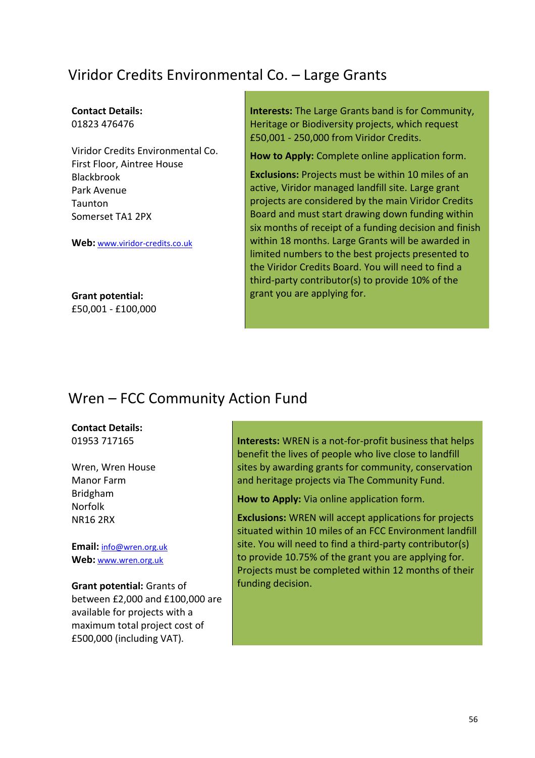## Viridor Credits Environmental Co. – Large Grants

**Contact Details:**
01823 476476

Viridor Credits Environmental Co.
First Floor, Aintree House
Blackbrook
Park Avenue
Taunton
Somerset TA1 2PX

**Web:** www.viridor-credits.co.uk

**Grant potential:**
£50,001 - £100,000

**Interests:** The Large Grants band is for Community, Heritage or Biodiversity projects, which request £50,001 - 250,000 from Viridor Credits.

**How to Apply:** Complete online application form.

**Exclusions:** Projects must be within 10 miles of an active, Viridor managed landfill site. Large grant projects are considered by the main Viridor Credits Board and must start drawing down funding within six months of receipt of a funding decision and finish within 18 months. Large Grants will be awarded in limited numbers to the best projects presented to the Viridor Credits Board. You will need to find a third-party contributor(s) to provide 10% of the grant you are applying for.

## Wren – FCC Community Action Fund

**Contact Details:**
01953 717165

Wren, Wren House
Manor Farm
Bridgham
Norfolk
NR16 2RX

**Email:** info@wren.org.uk
**Web:** www.wren.org.uk

**Grant potential:** Grants of between £2,000 and £100,000 are available for projects with a maximum total project cost of £500,000 (including VAT).

**Interests:** WREN is a not-for-profit business that helps benefit the lives of people who live close to landfill sites by awarding grants for community, conservation and heritage projects via The Community Fund.

**How to Apply:** Via online application form.

**Exclusions:** WREN will accept applications for projects situated within 10 miles of an FCC Environment landfill site. You will need to find a third-party contributor(s) to provide 10.75% of the grant you are applying for. Projects must be completed within 12 months of their funding decision.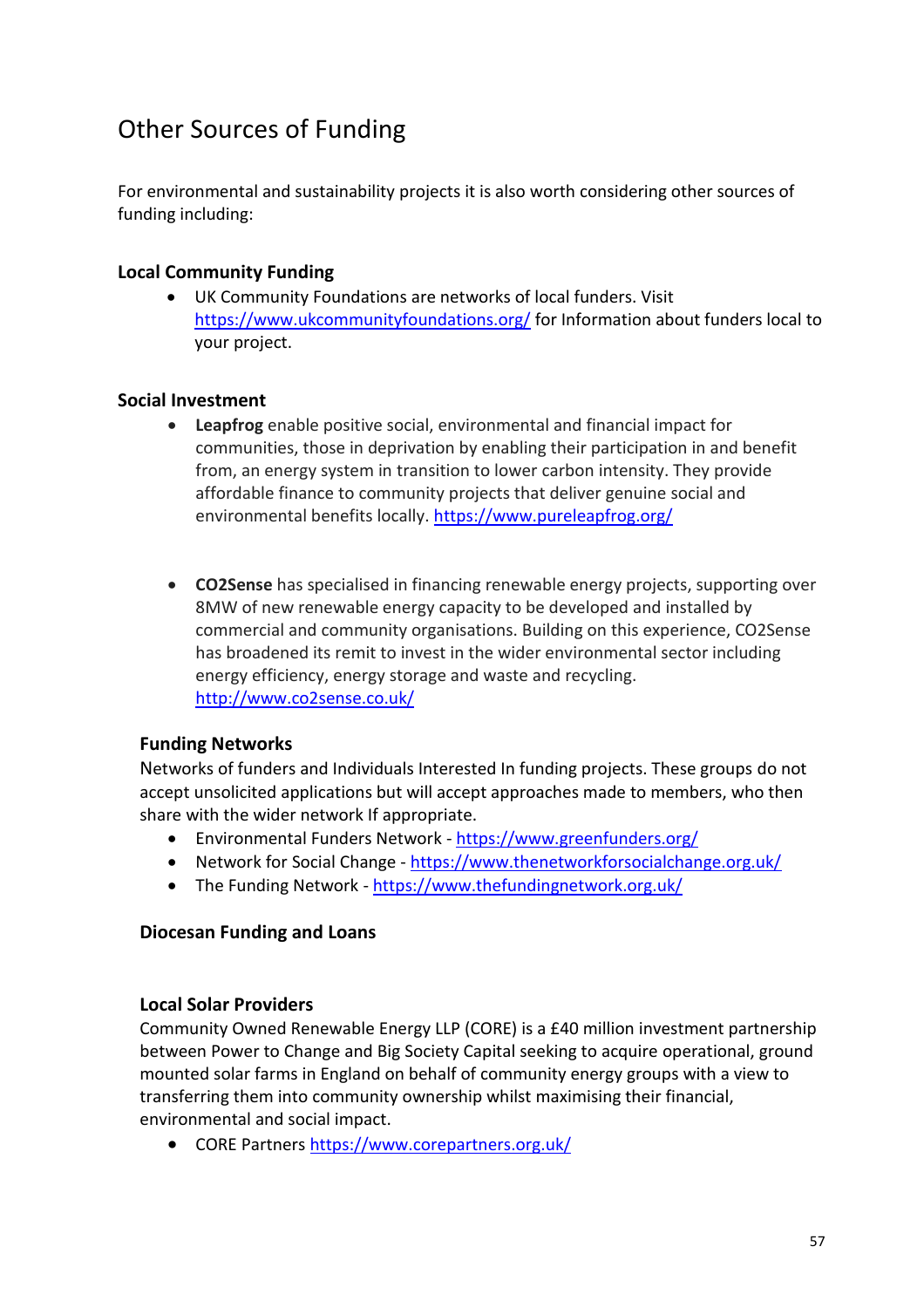# Other Sources of Funding

For environmental and sustainability projects it is also worth considering other sources of funding including:

### Local Community Funding

- UK Community Foundations are networks of local funders. Visit https://www.ukcommunityfoundations.org/ for Information about funders local to your project.

### Social Investment

- **Leapfrog** enable positive social, environmental and financial impact for communities, those in deprivation by enabling their participation in and benefit from, an energy system in transition to lower carbon intensity. They provide affordable finance to community projects that deliver genuine social and environmental benefits locally. https://www.pureleapfrog.org/

- **CO2Sense** has specialised in financing renewable energy projects, supporting over 8MW of new renewable energy capacity to be developed and installed by commercial and community organisations. Building on this experience, CO2Sense has broadened its remit to invest in the wider environmental sector including energy efficiency, energy storage and waste and recycling. http://www.co2sense.co.uk/

### Funding Networks

Networks of funders and Individuals Interested In funding projects. These groups do not accept unsolicited applications but will accept approaches made to members, who then share with the wider network If appropriate.

- Environmental Funders Network - https://www.greenfunders.org/
- Network for Social Change - https://www.thenetworkforsocialchange.org.uk/
- The Funding Network - https://www.thefundingnetwork.org.uk/

### Diocesan Funding and Loans

### Local Solar Providers

Community Owned Renewable Energy LLP (CORE) is a £40 million investment partnership between Power to Change and Big Society Capital seeking to acquire operational, ground mounted solar farms in England on behalf of community energy groups with a view to transferring them into community ownership whilst maximising their financial, environmental and social impact.

- CORE Partners https://www.corepartners.org.uk/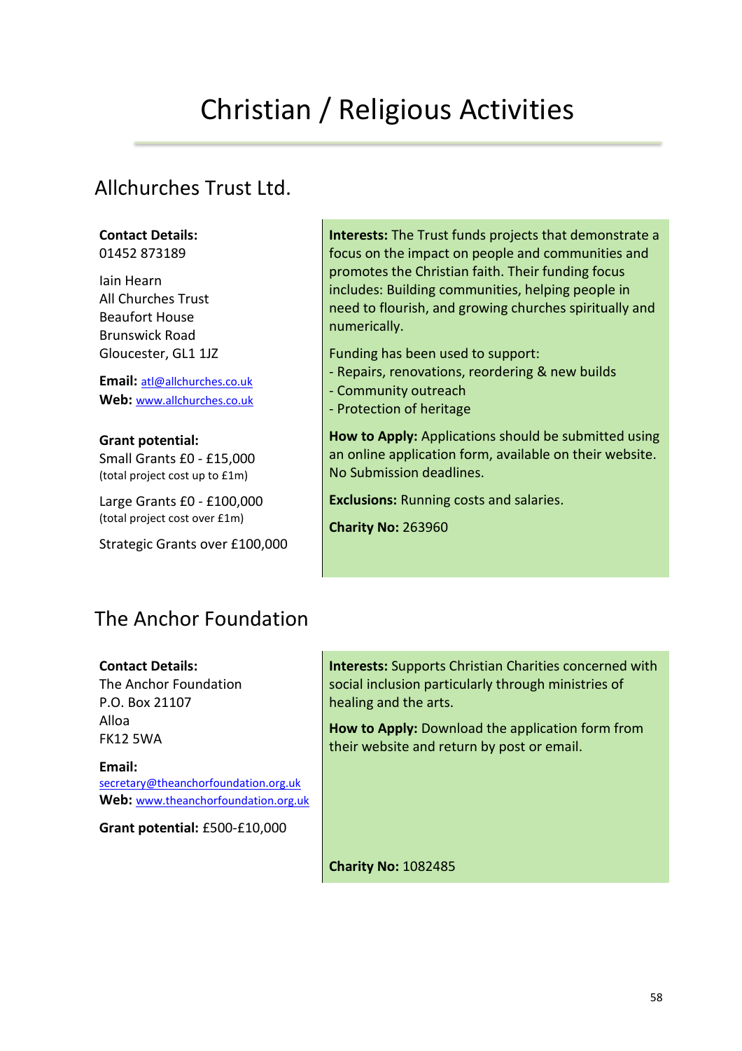# Christian / Religious Activities

## Allchurches Trust Ltd.

**Contact Details:**
01452 873189

Iain Hearn
All Churches Trust
Beaufort House
Brunswick Road
Gloucester, GL1 1JZ

**Email:** atl@allchurches.co.uk
**Web:** www.allchurches.co.uk

**Grant potential:**
Small Grants £0 - £15,000
(total project cost up to £1m)

Large Grants £0 - £100,000
(total project cost over £1m)

Strategic Grants over £100,000

**Interests:** The Trust funds projects that demonstrate a focus on the impact on people and communities and promotes the Christian faith. Their funding focus includes: Building communities, helping people in need to flourish, and growing churches spiritually and numerically.

Funding has been used to support:
- Repairs, renovations, reordering & new builds
- Community outreach
- Protection of heritage

**How to Apply:** Applications should be submitted using an online application form, available on their website. No Submission deadlines.

**Exclusions:** Running costs and salaries.

**Charity No:** 263960

## The Anchor Foundation

**Contact Details:**
The Anchor Foundation
P.O. Box 21107
Alloa
FK12 5WA

**Email:** secretary@theanchorfoundation.org.uk
**Web:** www.theanchorfoundation.org.uk

**Grant potential:** £500-£10,000

**Interests:** Supports Christian Charities concerned with social inclusion particularly through ministries of healing and the arts.

**How to Apply:** Download the application form from their website and return by post or email.

**Charity No:** 1082485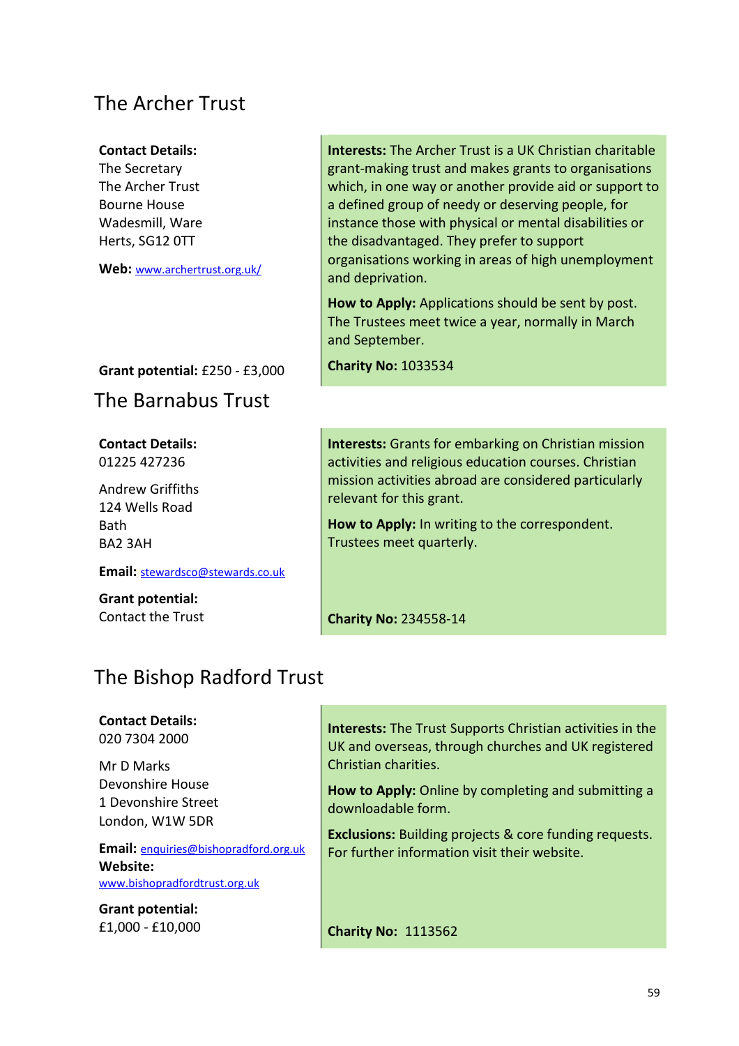## The Archer Trust

**Contact Details:**
The Secretary
The Archer Trust
Bourne House
Wadesmill, Ware
Herts, SG12 0TT

**Web:** www.archertrust.org.uk/

**Grant potential:** £250 - £3,000

**Interests:** The Archer Trust is a UK Christian charitable grant-making trust and makes grants to organisations which, in one way or another provide aid or support to a defined group of needy or deserving people, for instance those with physical or mental disabilities or the disadvantaged. They prefer to support organisations working in areas of high unemployment and deprivation.

**How to Apply:** Applications should be sent by post. The Trustees meet twice a year, normally in March and September.

**Charity No:** 1033534

## The Barnabus Trust

**Contact Details:**
01225 427236

Andrew Griffiths
124 Wells Road
Bath
BA2 3AH

**Email:** stewardsco@stewards.co.uk

**Grant potential:**
Contact the Trust

**Interests:** Grants for embarking on Christian mission activities and religious education courses. Christian mission activities abroad are considered particularly relevant for this grant.

**How to Apply:** In writing to the correspondent. Trustees meet quarterly.

**Charity No:** 234558-14

## The Bishop Radford Trust

**Contact Details:**
020 7304 2000

Mr D Marks
Devonshire House
1 Devonshire Street
London, W1W 5DR

**Email:** enquiries@bishopradford.org.uk
**Website:**
www.bishopradfordtrust.org.uk

**Grant potential:**
£1,000 - £10,000

**Interests:** The Trust Supports Christian activities in the UK and overseas, through churches and UK registered Christian charities.

**How to Apply:** Online by completing and submitting a downloadable form.

**Exclusions:** Building projects & core funding requests. For further information visit their website.

**Charity No:** 1113562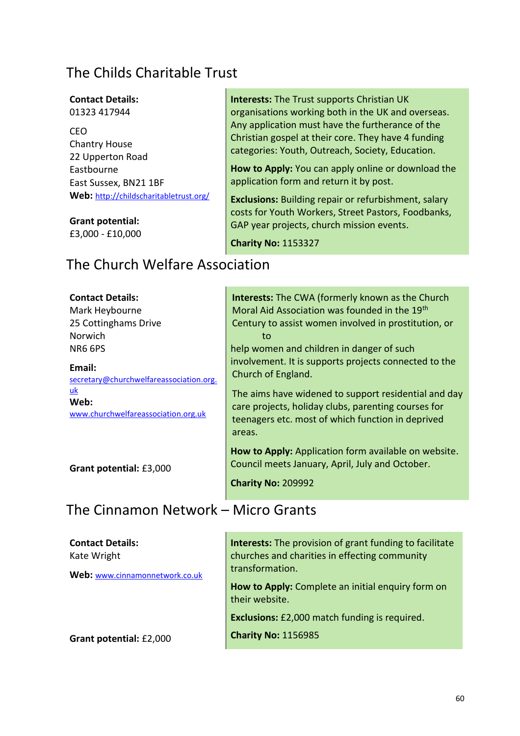## The Childs Charitable Trust

**Contact Details:**
01323 417944

CEO
Chantry House
22 Upperton Road
Eastbourne
East Sussex, BN21 1BF

**Web:** http://childscharitabletrust.org/

**Grant potential:**
£3,000 - £10,000

**Interests:** The Trust supports Christian UK organisations working both in the UK and overseas. Any application must have the furtherance of the Christian gospel at their core. They have 4 funding categories: Youth, Outreach, Society, Education.

**How to Apply:** You can apply online or download the application form and return it by post.

**Exclusions:** Building repair or refurbishment, salary costs for Youth Workers, Street Pastors, Foodbanks, GAP year projects, church mission events.

**Charity No:** 1153327

## The Church Welfare Association

**Contact Details:**
Mark Heybourne
25 Cottinghams Drive
Norwich
NR6 6PS

**Email:**
secretary@churchwelfareassociation.org.uk

**Web:**
www.churchwelfareassociation.org.uk

**Grant potential:** £3,000

**Interests:** The CWA (formerly known as the Church Moral Aid Association was founded in the 19th Century to assist women involved in prostitution, or to help women and children in danger of such involvement. It is supports projects connected to the Church of England.

The aims have widened to support residential and day care projects, holiday clubs, parenting courses for teenagers etc. most of which function in deprived areas.

**How to Apply:** Application form available on website. Council meets January, April, July and October.

**Charity No:** 209992

## The Cinnamon Network – Micro Grants

**Contact Details:**
Kate Wright

**Web:** www.cinnamonnetwork.co.uk

**Grant potential:** £2,000

**Interests:** The provision of grant funding to facilitate churches and charities in effecting community transformation.

**How to Apply:** Complete an initial enquiry form on their website.

**Exclusions:** £2,000 match funding is required.

**Charity No:** 1156985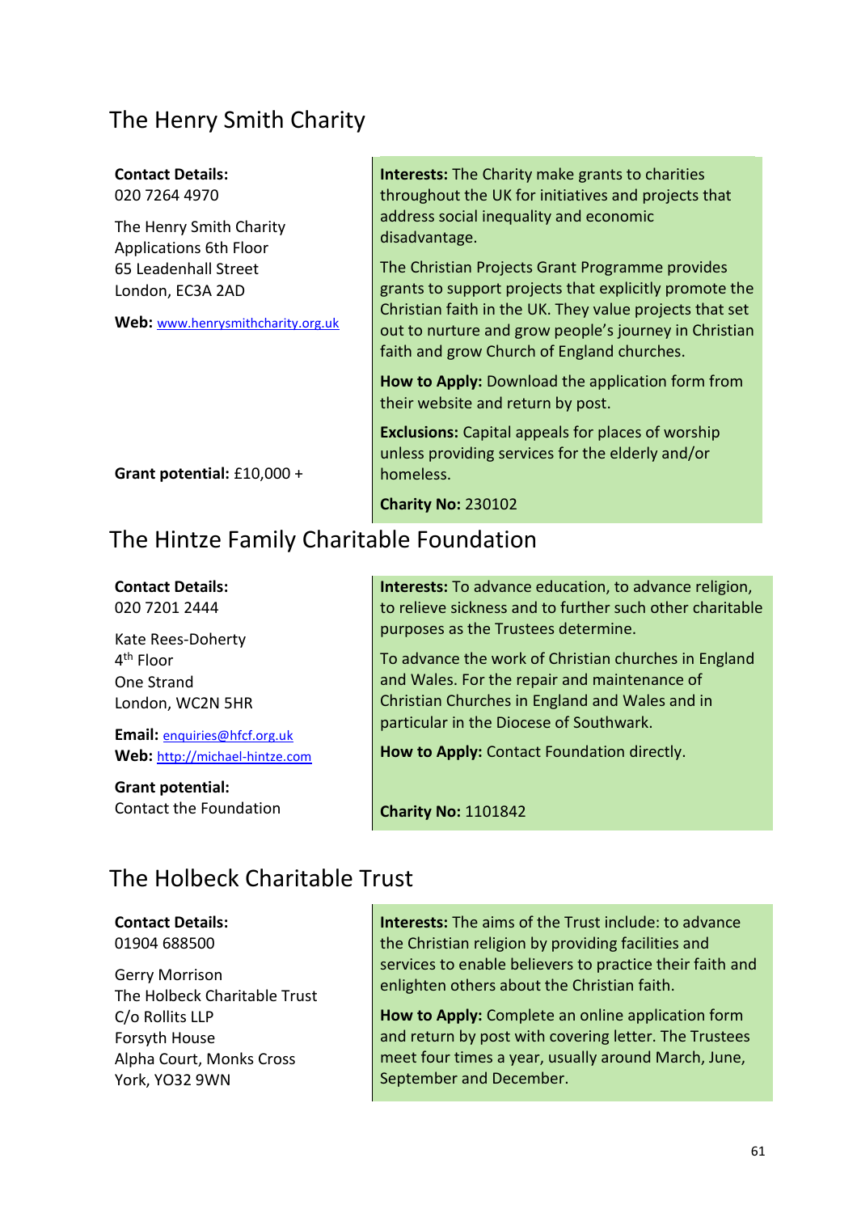## The Henry Smith Charity

**Contact Details:**
020 7264 4970

The Henry Smith Charity
Applications 6th Floor
65 Leadenhall Street
London, EC3A 2AD

**Web:** www.henrysmithcharity.org.uk

**Grant potential:** £10,000 +

**Interests:** The Charity make grants to charities throughout the UK for initiatives and projects that address social inequality and economic disadvantage.

The Christian Projects Grant Programme provides grants to support projects that explicitly promote the Christian faith in the UK. They value projects that set out to nurture and grow people's journey in Christian faith and grow Church of England churches.

**How to Apply:** Download the application form from their website and return by post.

**Exclusions:** Capital appeals for places of worship unless providing services for the elderly and/or homeless.

**Charity No:** 230102

## The Hintze Family Charitable Foundation

**Contact Details:**
020 7201 2444

Kate Rees-Doherty
4th Floor
One Strand
London, WC2N 5HR

**Email:** enquiries@hfcf.org.uk
**Web:** http://michael-hintze.com

**Grant potential:**
Contact the Foundation

**Interests:** To advance education, to advance religion, to relieve sickness and to further such other charitable purposes as the Trustees determine.

To advance the work of Christian churches in England and Wales. For the repair and maintenance of Christian Churches in England and Wales and in particular in the Diocese of Southwark.

**How to Apply:** Contact Foundation directly.

**Charity No:** 1101842

## The Holbeck Charitable Trust

**Contact Details:**
01904 688500

Gerry Morrison
The Holbeck Charitable Trust
C/o Rollits LLP
Forsyth House
Alpha Court, Monks Cross
York, YO32 9WN

**Interests:** The aims of the Trust include: to advance the Christian religion by providing facilities and services to enable believers to practice their faith and enlighten others about the Christian faith.

**How to Apply:** Complete an online application form and return by post with covering letter. The Trustees meet four times a year, usually around March, June, September and December.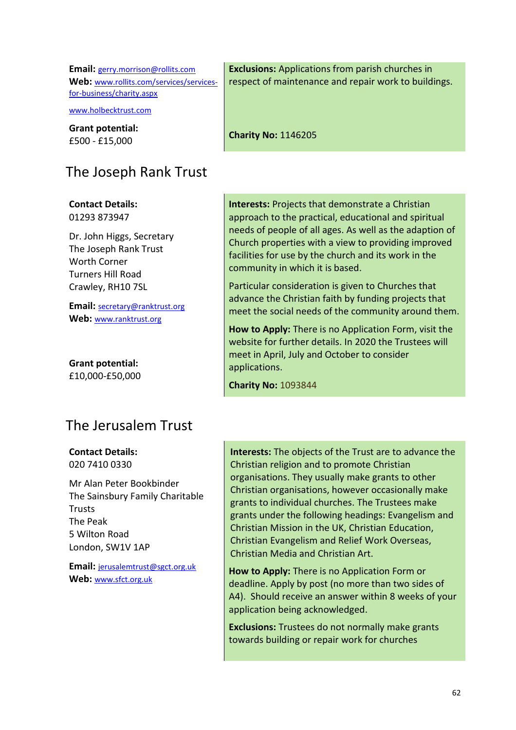**Email:** gerry.morrison@rollits.com
**Web:** www.rollits.com/services/services-for-business/charity.aspx

www.holbecktrust.com

**Grant potential:**
£500 - £15,000

**Exclusions:** Applications from parish churches in respect of maintenance and repair work to buildings.

**Charity No:** 1146205

## The Joseph Rank Trust

**Contact Details:**
01293 873947

Dr. John Higgs, Secretary
The Joseph Rank Trust
Worth Corner
Turners Hill Road
Crawley, RH10 7SL

**Email:** secretary@ranktrust.org
**Web:** www.ranktrust.org

**Grant potential:**
£10,000-£50,000

**Interests:** Projects that demonstrate a Christian approach to the practical, educational and spiritual needs of people of all ages. As well as the adaption of Church properties with a view to providing improved facilities for use by the church and its work in the community in which it is based.

Particular consideration is given to Churches that advance the Christian faith by funding projects that meet the social needs of the community around them.

**How to Apply:** There is no Application Form, visit the website for further details. In 2020 the Trustees will meet in April, July and October to consider applications.

**Charity No:** 1093844

## The Jerusalem Trust

**Contact Details:**
020 7410 0330

Mr Alan Peter Bookbinder
The Sainsbury Family Charitable Trusts
The Peak
5 Wilton Road
London, SW1V 1AP

**Email:** jerusalemtrust@sgct.org.uk
**Web:** www.sfct.org.uk

**Interests:** The objects of the Trust are to advance the Christian religion and to promote Christian organisations. They usually make grants to other Christian organisations, however occasionally make grants to individual churches. The Trustees make grants under the following headings: Evangelism and Christian Mission in the UK, Christian Education, Christian Evangelism and Relief Work Overseas, Christian Media and Christian Art.

**How to Apply:** There is no Application Form or deadline. Apply by post (no more than two sides of A4). Should receive an answer within 8 weeks of your application being acknowledged.

**Exclusions:** Trustees do not normally make grants towards building or repair work for churches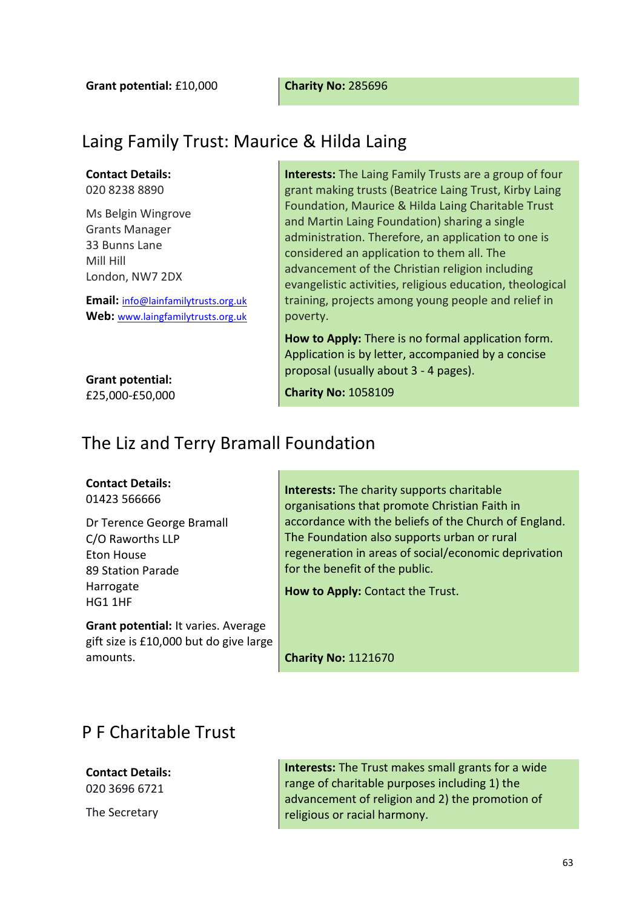**Grant potential:** £10,000

**Charity No:** 285696

## Laing Family Trust: Maurice & Hilda Laing

**Contact Details:**
020 8238 8890

Ms Belgin Wingrove
Grants Manager
33 Bunns Lane
Mill Hill
London, NW7 2DX

**Email:** info@lainfamilytrusts.org.uk
**Web:** www.laingfamilytrusts.org.uk

**Grant potential:**
£25,000-£50,000

**Interests:** The Laing Family Trusts are a group of four grant making trusts (Beatrice Laing Trust, Kirby Laing Foundation, Maurice & Hilda Laing Charitable Trust and Martin Laing Foundation) sharing a single administration. Therefore, an application to one is considered an application to them all. The advancement of the Christian religion including evangelistic activities, religious education, theological training, projects among young people and relief in poverty.

**How to Apply:** There is no formal application form. Application is by letter, accompanied by a concise proposal (usually about 3 - 4 pages).

**Charity No:** 1058109

## The Liz and Terry Bramall Foundation

**Contact Details:**
01423 566666

Dr Terence George Bramall
C/O Raworths LLP
Eton House
89 Station Parade
Harrogate
HG1 1HF

**Grant potential:** It varies. Average gift size is £10,000 but do give large amounts.

**Interests:** The charity supports charitable organisations that promote Christian Faith in accordance with the beliefs of the Church of England. The Foundation also supports urban or rural regeneration in areas of social/economic deprivation for the benefit of the public.

**How to Apply:** Contact the Trust.

**Charity No:** 1121670

## P F Charitable Trust

**Contact Details:**
020 3696 6721

The Secretary

**Interests:** The Trust makes small grants for a wide range of charitable purposes including 1) the advancement of religion and 2) the promotion of religious or racial harmony.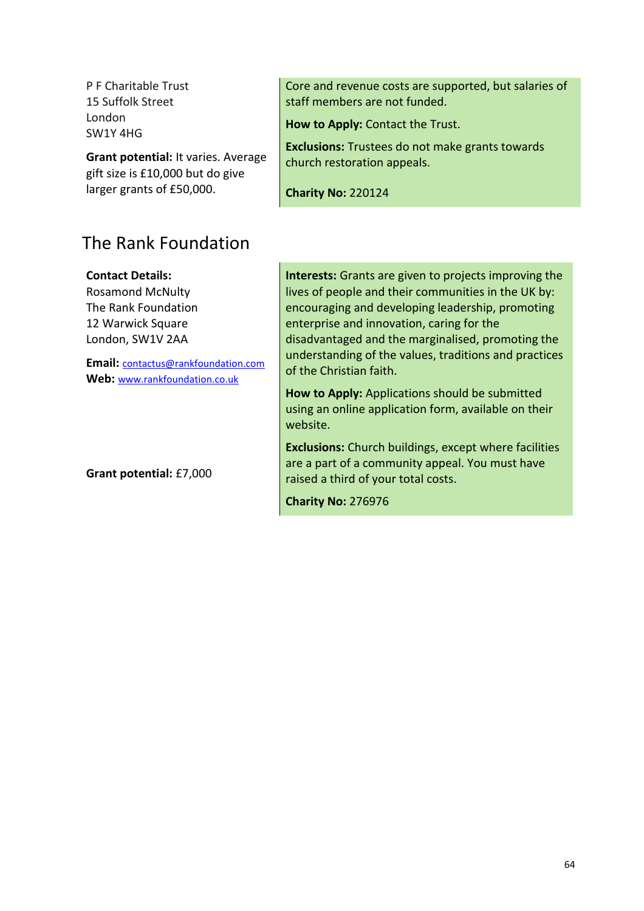P F Charitable Trust
15 Suffolk Street
London
SW1Y 4HG

**Grant potential:** It varies. Average gift size is £10,000 but do give larger grants of £50,000.

Core and revenue costs are supported, but salaries of staff members are not funded.

**How to Apply:** Contact the Trust.

**Exclusions:** Trustees do not make grants towards church restoration appeals.

**Charity No:** 220124

## The Rank Foundation

**Contact Details:**
Rosamond McNulty
The Rank Foundation
12 Warwick Square
London, SW1V 2AA

**Email:** contactus@rankfoundation.com
**Web:** www.rankfoundation.co.uk

**Grant potential:** £7,000

**Interests:** Grants are given to projects improving the lives of people and their communities in the UK by: encouraging and developing leadership, promoting enterprise and innovation, caring for the disadvantaged and the marginalised, promoting the understanding of the values, traditions and practices of the Christian faith.

**How to Apply:** Applications should be submitted using an online application form, available on their website.

**Exclusions:** Church buildings, except where facilities are a part of a community appeal. You must have raised a third of your total costs.

**Charity No:** 276976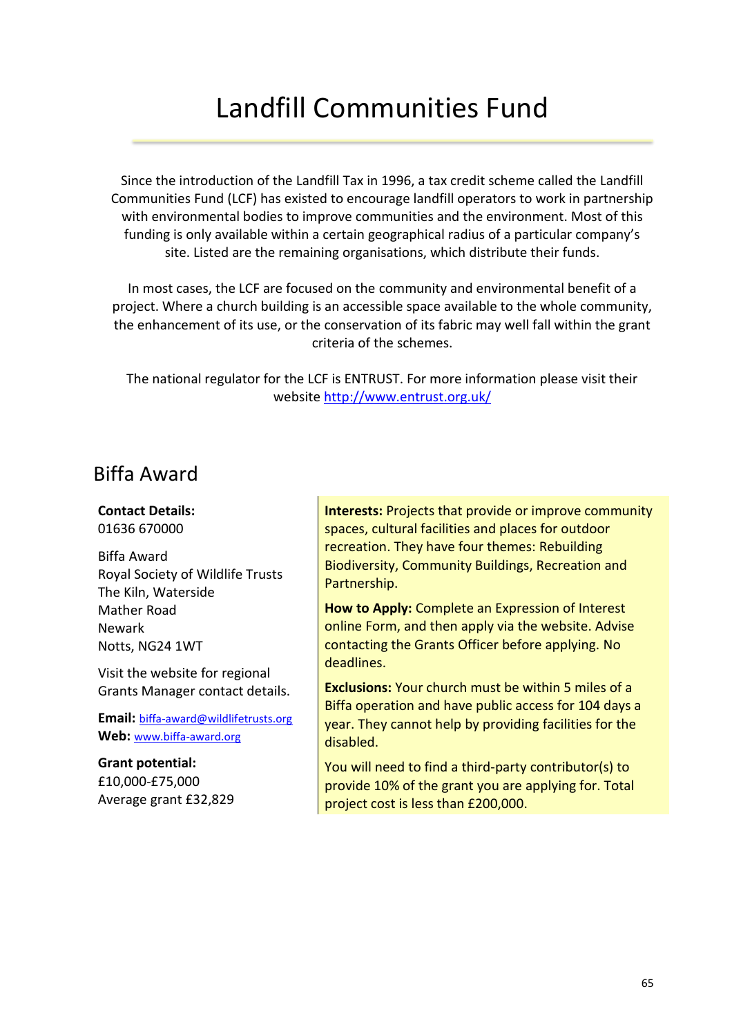# Landfill Communities Fund

Since the introduction of the Landfill Tax in 1996, a tax credit scheme called the Landfill Communities Fund (LCF) has existed to encourage landfill operators to work in partnership with environmental bodies to improve communities and the environment. Most of this funding is only available within a certain geographical radius of a particular company's site. Listed are the remaining organisations, which distribute their funds.

In most cases, the LCF are focused on the community and environmental benefit of a project. Where a church building is an accessible space available to the whole community, the enhancement of its use, or the conservation of its fabric may well fall within the grant criteria of the schemes.

The national regulator for the LCF is ENTRUST. For more information please visit their website http://www.entrust.org.uk/

## Biffa Award

**Contact Details:**
01636 670000

Biffa Award
Royal Society of Wildlife Trusts
The Kiln, Waterside
Mather Road
Newark
Notts, NG24 1WT

Visit the website for regional Grants Manager contact details.

**Email:** biffa-award@wildlifetrusts.org
**Web:** www.biffa-award.org

**Grant potential:**
£10,000-£75,000
Average grant £32,829

**Interests:** Projects that provide or improve community spaces, cultural facilities and places for outdoor recreation. They have four themes: Rebuilding Biodiversity, Community Buildings, Recreation and Partnership.

**How to Apply:** Complete an Expression of Interest online Form, and then apply via the website. Advise contacting the Grants Officer before applying. No deadlines.

**Exclusions:** Your church must be within 5 miles of a Biffa operation and have public access for 104 days a year. They cannot help by providing facilities for the disabled.

You will need to find a third-party contributor(s) to provide 10% of the grant you are applying for. Total project cost is less than £200,000.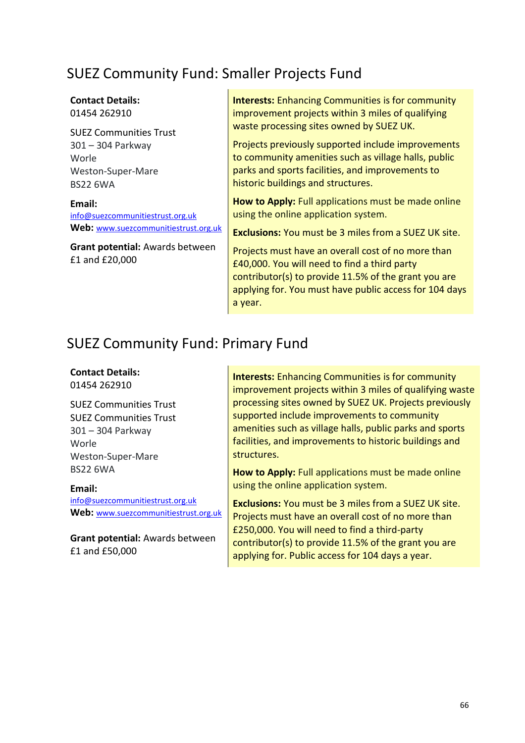## SUEZ Community Fund: Smaller Projects Fund

**Contact Details:**
01454 262910

SUEZ Communities Trust
301 – 304 Parkway
Worle
Weston-Super-Mare
BS22 6WA

**Email:** info@suezcommunitiestrust.org.uk
**Web:** www.suezcommunitiestrust.org.uk

**Grant potential:** Awards between £1 and £20,000

**Interests:** Enhancing Communities is for community improvement projects within 3 miles of qualifying waste processing sites owned by SUEZ UK.

Projects previously supported include improvements to community amenities such as village halls, public parks and sports facilities, and improvements to historic buildings and structures.

**How to Apply:** Full applications must be made online using the online application system.

**Exclusions:** You must be 3 miles from a SUEZ UK site.

Projects must have an overall cost of no more than £40,000. You will need to find a third party contributor(s) to provide 11.5% of the grant you are applying for. You must have public access for 104 days a year.

## SUEZ Community Fund: Primary Fund

**Contact Details:**
01454 262910

SUEZ Communities Trust
SUEZ Communities Trust
301 – 304 Parkway
Worle
Weston-Super-Mare
BS22 6WA

**Email:** info@suezcommunitiestrust.org.uk
**Web:** www.suezcommunitiestrust.org.uk

**Grant potential:** Awards between £1 and £50,000

**Interests:** Enhancing Communities is for community improvement projects within 3 miles of qualifying waste processing sites owned by SUEZ UK. Projects previously supported include improvements to community amenities such as village halls, public parks and sports facilities, and improvements to historic buildings and structures.

**How to Apply:** Full applications must be made online using the online application system.

**Exclusions:** You must be 3 miles from a SUEZ UK site. Projects must have an overall cost of no more than £250,000. You will need to find a third-party contributor(s) to provide 11.5% of the grant you are applying for. Public access for 104 days a year.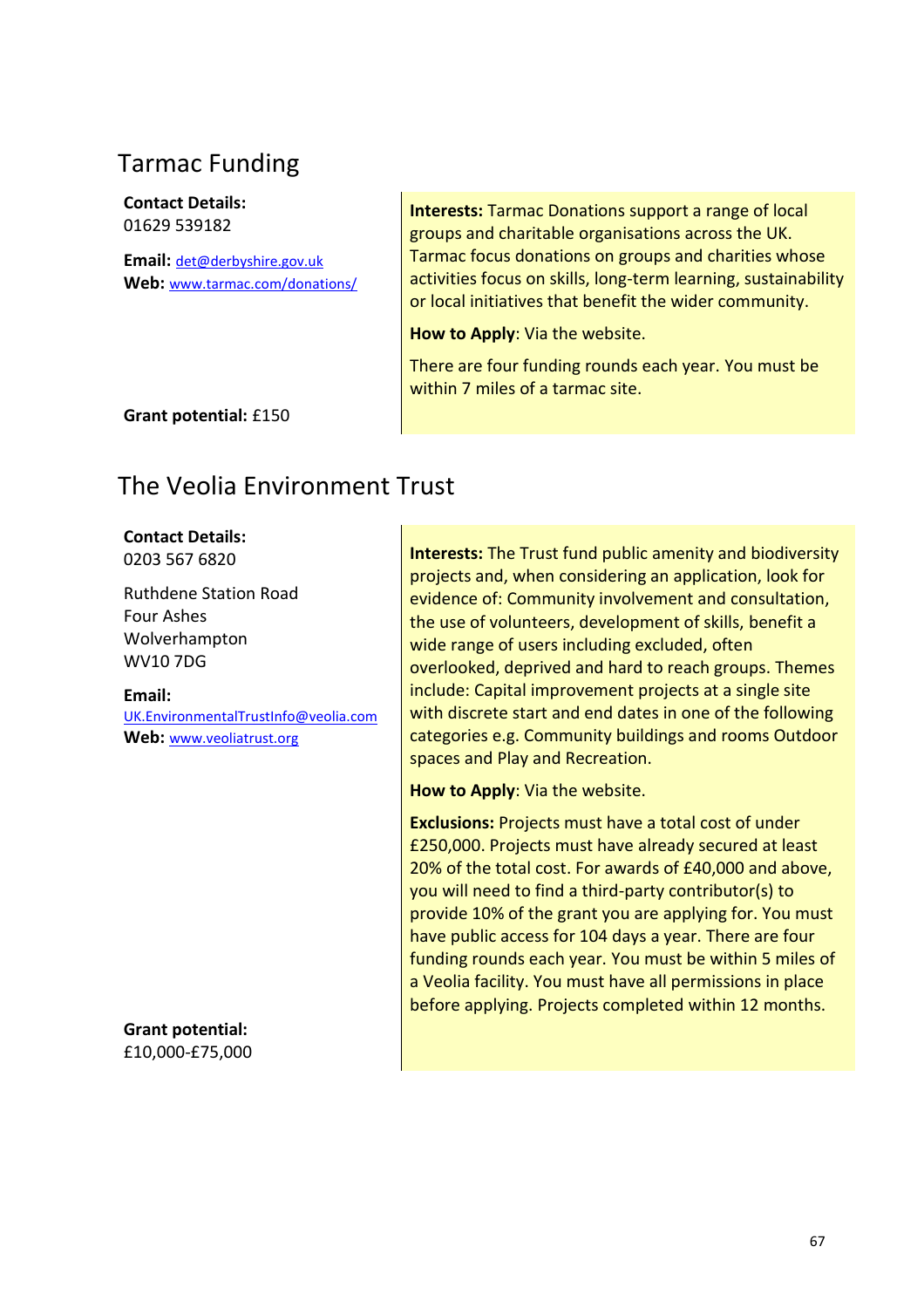## Tarmac Funding

**Contact Details:**
01629 539182

**Email:** det@derbyshire.gov.uk
**Web:** www.tarmac.com/donations/

**Grant potential:** £150

**Interests:** Tarmac Donations support a range of local groups and charitable organisations across the UK. Tarmac focus donations on groups and charities whose activities focus on skills, long-term learning, sustainability or local initiatives that benefit the wider community.

**How to Apply**: Via the website.

There are four funding rounds each year. You must be within 7 miles of a tarmac site.

## The Veolia Environment Trust

**Contact Details:**
0203 567 6820

Ruthdene Station Road
Four Ashes
Wolverhampton
WV10 7DG

**Email:**
UK.EnvironmentalTrustInfo@veolia.com
**Web:** www.veoliatrust.org

**Grant potential:**
£10,000-£75,000

**Interests:** The Trust fund public amenity and biodiversity projects and, when considering an application, look for evidence of: Community involvement and consultation, the use of volunteers, development of skills, benefit a wide range of users including excluded, often overlooked, deprived and hard to reach groups. Themes include: Capital improvement projects at a single site with discrete start and end dates in one of the following categories e.g. Community buildings and rooms Outdoor spaces and Play and Recreation.

**How to Apply**: Via the website.

**Exclusions:** Projects must have a total cost of under £250,000. Projects must have already secured at least 20% of the total cost. For awards of £40,000 and above, you will need to find a third-party contributor(s) to provide 10% of the grant you are applying for. You must have public access for 104 days a year. There are four funding rounds each year. You must be within 5 miles of a Veolia facility. You must have all permissions in place before applying. Projects completed within 12 months.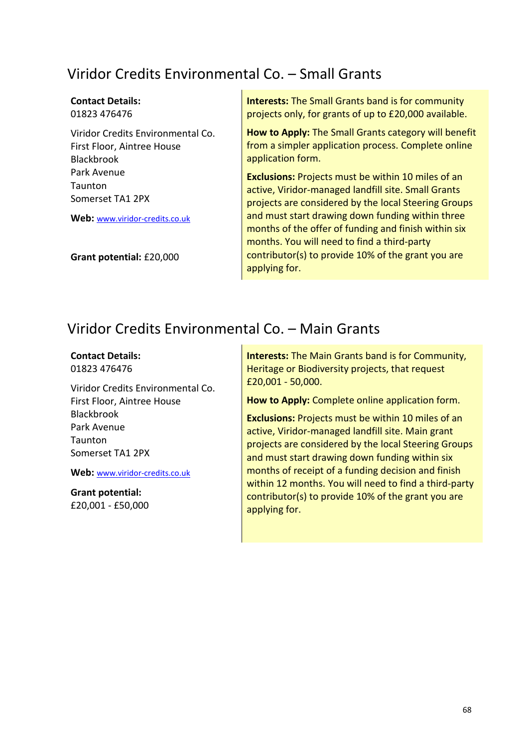## Viridor Credits Environmental Co. – Small Grants

**Contact Details:**
01823 476476

Viridor Credits Environmental Co.
First Floor, Aintree House
Blackbrook
Park Avenue
Taunton
Somerset TA1 2PX

**Web:** www.viridor-credits.co.uk

**Grant potential:** £20,000

**Interests:** The Small Grants band is for community projects only, for grants of up to £20,000 available.

**How to Apply:** The Small Grants category will benefit from a simpler application process. Complete online application form.

**Exclusions:** Projects must be within 10 miles of an active, Viridor-managed landfill site. Small Grants projects are considered by the local Steering Groups and must start drawing down funding within three months of the offer of funding and finish within six months. You will need to find a third-party contributor(s) to provide 10% of the grant you are applying for.

## Viridor Credits Environmental Co. – Main Grants

**Contact Details:**
01823 476476

Viridor Credits Environmental Co.
First Floor, Aintree House
Blackbrook
Park Avenue
Taunton
Somerset TA1 2PX

**Web:** www.viridor-credits.co.uk

**Grant potential:**
£20,001 - £50,000

**Interests:** The Main Grants band is for Community, Heritage or Biodiversity projects, that request £20,001 - 50,000.

**How to Apply:** Complete online application form.

**Exclusions:** Projects must be within 10 miles of an active, Viridor-managed landfill site. Main grant projects are considered by the local Steering Groups and must start drawing down funding within six months of receipt of a funding decision and finish within 12 months. You will need to find a third-party contributor(s) to provide 10% of the grant you are applying for.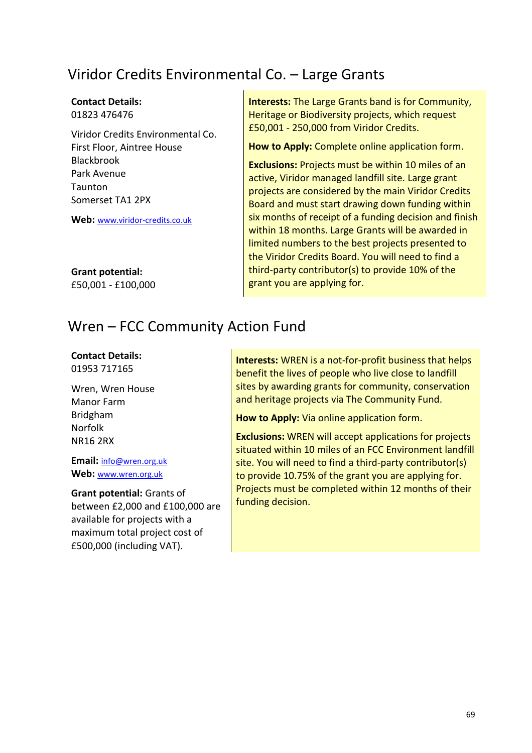## Viridor Credits Environmental Co. – Large Grants

**Contact Details:**
01823 476476

Viridor Credits Environmental Co.
First Floor, Aintree House
Blackbrook
Park Avenue
Taunton
Somerset TA1 2PX

**Web:** www.viridor-credits.co.uk

**Grant potential:**
£50,001 - £100,000

**Interests:** The Large Grants band is for Community, Heritage or Biodiversity projects, which request £50,001 - 250,000 from Viridor Credits.

**How to Apply:** Complete online application form.

**Exclusions:** Projects must be within 10 miles of an active, Viridor managed landfill site. Large grant projects are considered by the main Viridor Credits Board and must start drawing down funding within six months of receipt of a funding decision and finish within 18 months. Large Grants will be awarded in limited numbers to the best projects presented to the Viridor Credits Board. You will need to find a third-party contributor(s) to provide 10% of the grant you are applying for.

## Wren – FCC Community Action Fund

**Contact Details:**
01953 717165

Wren, Wren House
Manor Farm
Bridgham
Norfolk
NR16 2RX

**Email:** info@wren.org.uk
**Web:** www.wren.org.uk

**Grant potential:** Grants of between £2,000 and £100,000 are available for projects with a maximum total project cost of £500,000 (including VAT).

**Interests:** WREN is a not-for-profit business that helps benefit the lives of people who live close to landfill sites by awarding grants for community, conservation and heritage projects via The Community Fund.

**How to Apply:** Via online application form.

**Exclusions:** WREN will accept applications for projects situated within 10 miles of an FCC Environment landfill site. You will need to find a third-party contributor(s) to provide 10.75% of the grant you are applying for. Projects must be completed within 12 months of their funding decision.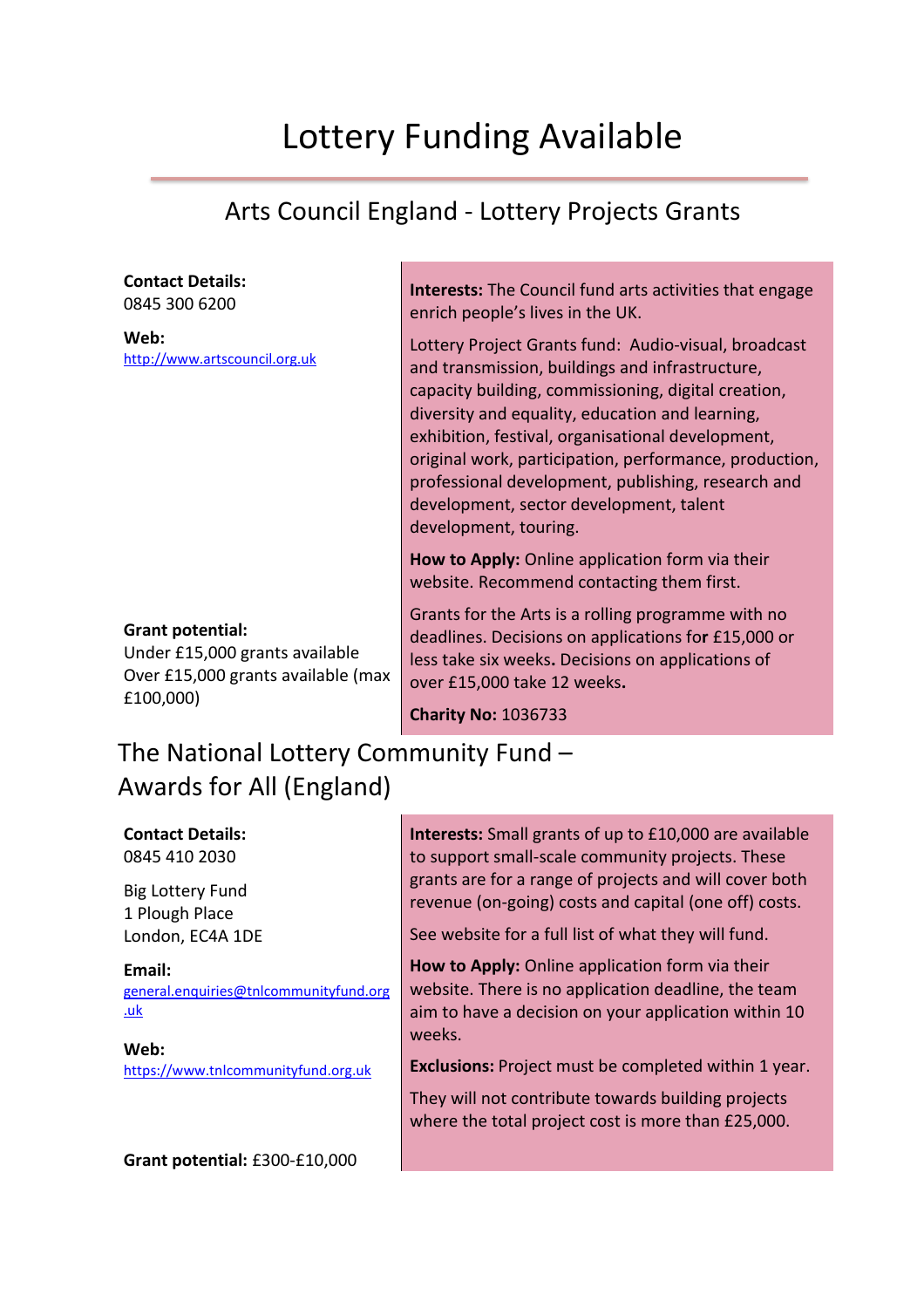# Lottery Funding Available

## Arts Council England - Lottery Projects Grants

**Contact Details:**
0845 300 6200

**Web:**
http://www.artscouncil.org.uk

**Grant potential:**
Under £15,000 grants available
Over £15,000 grants available (max £100,000)

**Interests:** The Council fund arts activities that engage enrich people's lives in the UK.

Lottery Project Grants fund: Audio-visual, broadcast and transmission, buildings and infrastructure, capacity building, commissioning, digital creation, diversity and equality, education and learning, exhibition, festival, organisational development, original work, participation, performance, production, professional development, publishing, research and development, sector development, talent development, touring.

**How to Apply:** Online application form via their website. Recommend contacting them first.

Grants for the Arts is a rolling programme with no deadlines. Decisions on applications for £15,000 or less take six weeks. Decisions on applications of over £15,000 take 12 weeks.

**Charity No:** 1036733

## The National Lottery Community Fund – Awards for All (England)

**Contact Details:**
0845 410 2030

Big Lottery Fund
1 Plough Place
London, EC4A 1DE

**Email:**
general.enquiries@tnlcommunityfund.org.uk

**Web:**
https://www.tnlcommunityfund.org.uk

**Grant potential:** £300-£10,000

**Interests:** Small grants of up to £10,000 are available to support small-scale community projects. These grants are for a range of projects and will cover both revenue (on-going) costs and capital (one off) costs.

See website for a full list of what they will fund.

**How to Apply:** Online application form via their website. There is no application deadline, the team aim to have a decision on your application within 10 weeks.

**Exclusions:** Project must be completed within 1 year.

They will not contribute towards building projects where the total project cost is more than £25,000.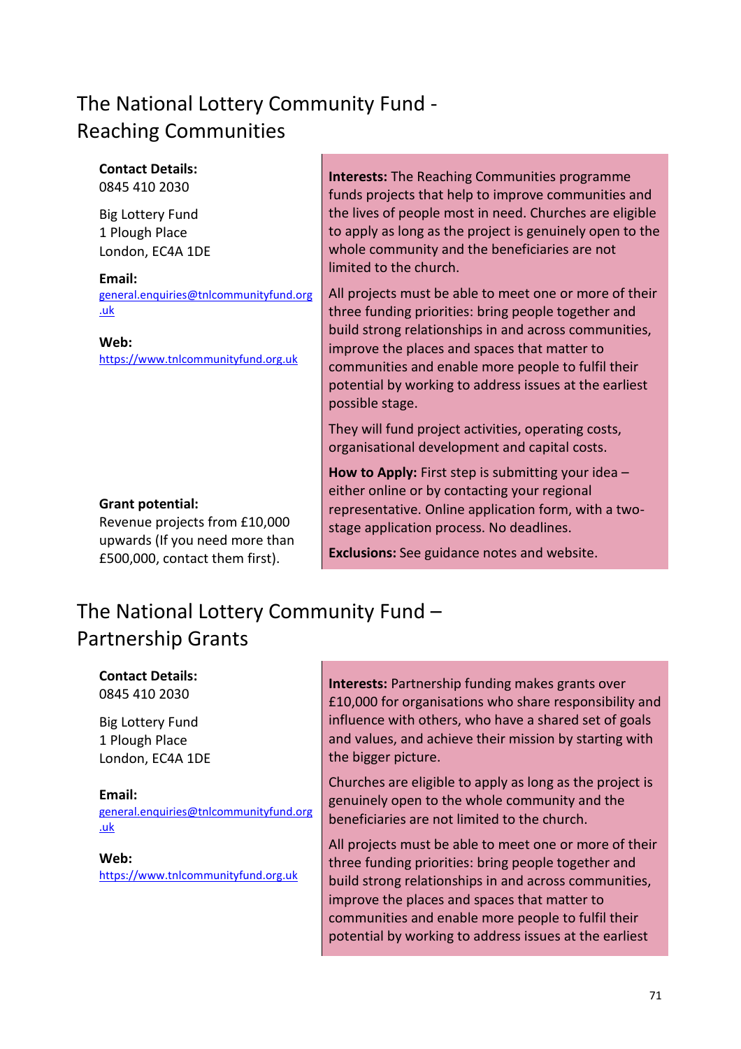## The National Lottery Community Fund - Reaching Communities

**Contact Details:**
0845 410 2030

Big Lottery Fund
1 Plough Place
London, EC4A 1DE

**Email:**
general.enquiries@tnlcommunityfund.org.uk

**Web:**
https://www.tnlcommunityfund.org.uk

**Grant potential:**
Revenue projects from £10,000 upwards (If you need more than £500,000, contact them first).

**Interests:** The Reaching Communities programme funds projects that help to improve communities and the lives of people most in need. Churches are eligible to apply as long as the project is genuinely open to the whole community and the beneficiaries are not limited to the church.

All projects must be able to meet one or more of their three funding priorities: bring people together and build strong relationships in and across communities, improve the places and spaces that matter to communities and enable more people to fulfil their potential by working to address issues at the earliest possible stage.

They will fund project activities, operating costs, organisational development and capital costs.

**How to Apply:** First step is submitting your idea – either online or by contacting your regional representative. Online application form, with a two-stage application process. No deadlines.

**Exclusions:** See guidance notes and website.

## The National Lottery Community Fund – Partnership Grants

**Contact Details:**
0845 410 2030

Big Lottery Fund
1 Plough Place
London, EC4A 1DE

**Email:**
general.enquiries@tnlcommunityfund.org.uk

**Web:**
https://www.tnlcommunityfund.org.uk

**Interests:** Partnership funding makes grants over £10,000 for organisations who share responsibility and influence with others, who have a shared set of goals and values, and achieve their mission by starting with the bigger picture.

Churches are eligible to apply as long as the project is genuinely open to the whole community and the beneficiaries are not limited to the church.

All projects must be able to meet one or more of their three funding priorities: bring people together and build strong relationships in and across communities, improve the places and spaces that matter to communities and enable more people to fulfil their potential by working to address issues at the earliest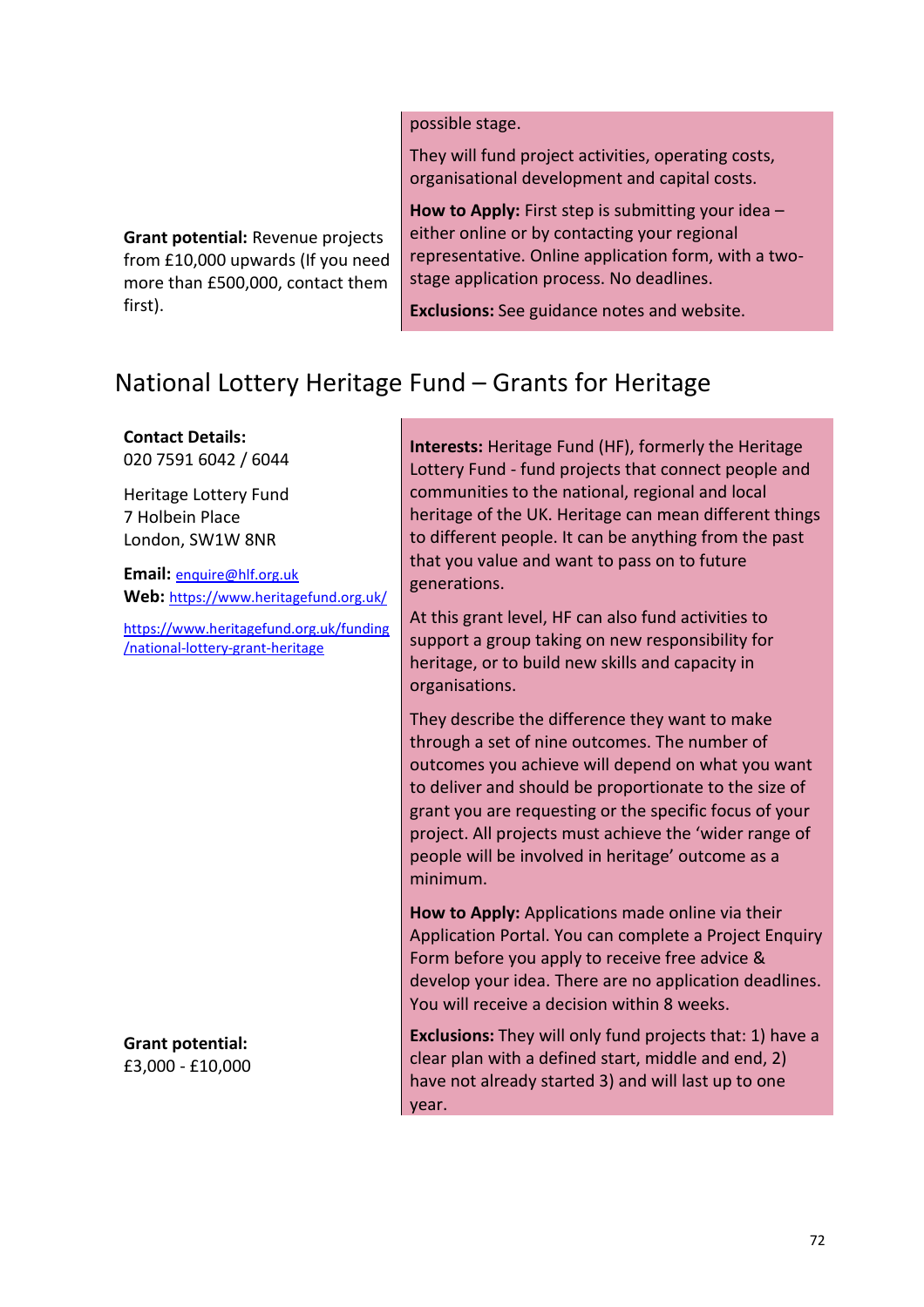possible stage.

They will fund project activities, operating costs, organisational development and capital costs.

**How to Apply:** First step is submitting your idea – either online or by contacting your regional representative. Online application form, with a two-stage application process. No deadlines.

**Exclusions:** See guidance notes and website.

**Grant potential:** Revenue projects from £10,000 upwards (If you need more than £500,000, contact them first).

## National Lottery Heritage Fund – Grants for Heritage

**Contact Details:**
020 7591 6042 / 6044

Heritage Lottery Fund
7 Holbein Place
London, SW1W 8NR

**Email:** enquire@hlf.org.uk
**Web:** https://www.heritagefund.org.uk/

https://www.heritagefund.org.uk/funding/national-lottery-grant-heritage

**Interests:** Heritage Fund (HF), formerly the Heritage Lottery Fund - fund projects that connect people and communities to the national, regional and local heritage of the UK. Heritage can mean different things to different people. It can be anything from the past that you value and want to pass on to future generations.

At this grant level, HF can also fund activities to support a group taking on new responsibility for heritage, or to build new skills and capacity in organisations.

They describe the difference they want to make through a set of nine outcomes. The number of outcomes you achieve will depend on what you want to deliver and should be proportionate to the size of grant you are requesting or the specific focus of your project. All projects must achieve the 'wider range of people will be involved in heritage' outcome as a minimum.

**How to Apply:** Applications made online via their Application Portal. You can complete a Project Enquiry Form before you apply to receive free advice & develop your idea. There are no application deadlines. You will receive a decision within 8 weeks.

**Exclusions:** They will only fund projects that: 1) have a clear plan with a defined start, middle and end, 2) have not already started 3) and will last up to one year.

**Grant potential:**
£3,000 - £10,000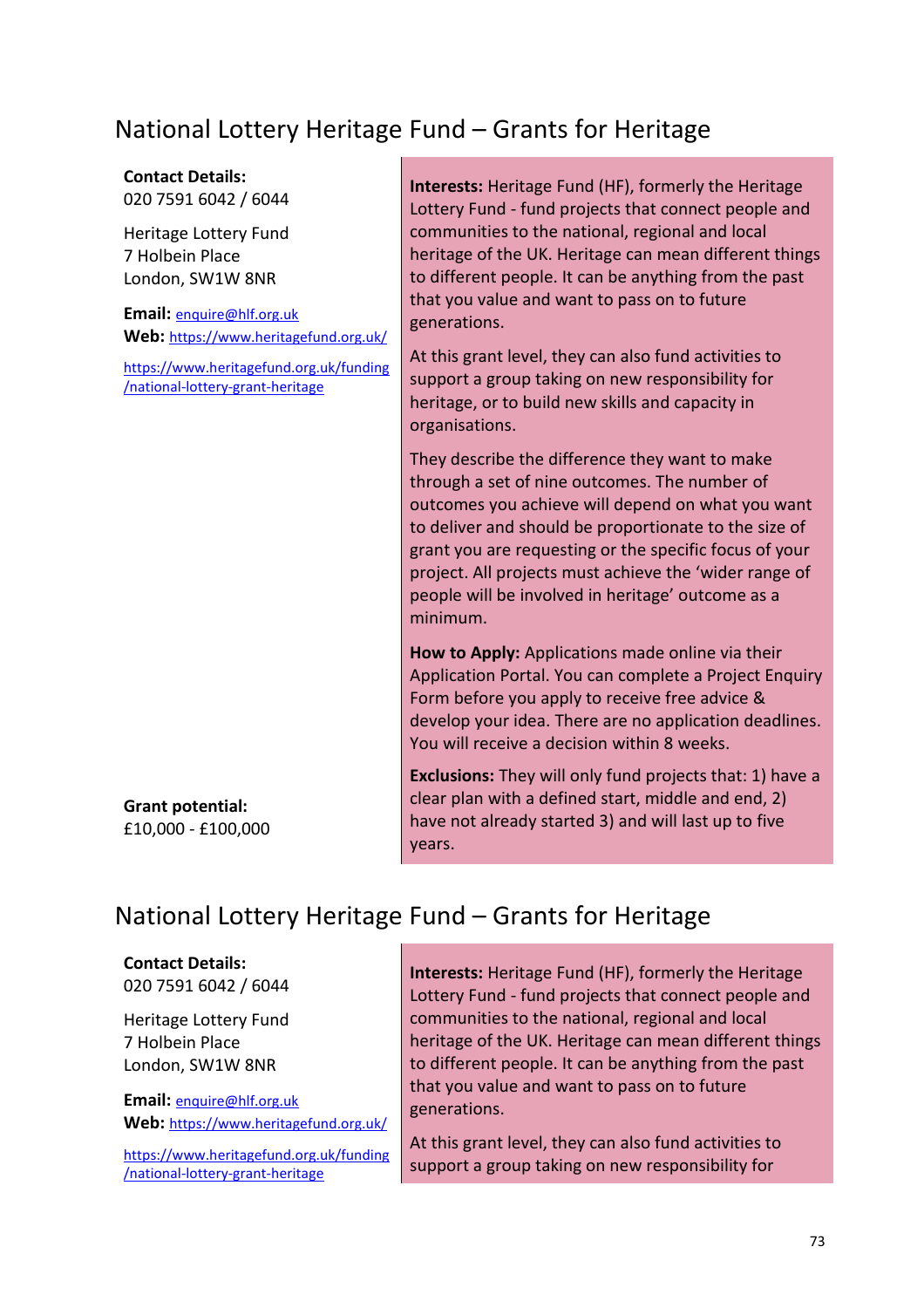## National Lottery Heritage Fund – Grants for Heritage

**Contact Details:**
020 7591 6042 / 6044

Heritage Lottery Fund
7 Holbein Place
London, SW1W 8NR

**Email:** enquire@hlf.org.uk
**Web:** https://www.heritagefund.org.uk/

https://www.heritagefund.org.uk/funding/national-lottery-grant-heritage

**Grant potential:**
£10,000 - £100,000

**Interests:** Heritage Fund (HF), formerly the Heritage Lottery Fund - fund projects that connect people and communities to the national, regional and local heritage of the UK. Heritage can mean different things to different people. It can be anything from the past that you value and want to pass on to future generations.

At this grant level, they can also fund activities to support a group taking on new responsibility for heritage, or to build new skills and capacity in organisations.

They describe the difference they want to make through a set of nine outcomes. The number of outcomes you achieve will depend on what you want to deliver and should be proportionate to the size of grant you are requesting or the specific focus of your project. All projects must achieve the 'wider range of people will be involved in heritage' outcome as a minimum.

**How to Apply:** Applications made online via their Application Portal. You can complete a Project Enquiry Form before you apply to receive free advice & develop your idea. There are no application deadlines. You will receive a decision within 8 weeks.

**Exclusions:** They will only fund projects that: 1) have a clear plan with a defined start, middle and end, 2) have not already started 3) and will last up to five years.

## National Lottery Heritage Fund – Grants for Heritage

**Contact Details:**
020 7591 6042 / 6044

Heritage Lottery Fund
7 Holbein Place
London, SW1W 8NR

**Email:** enquire@hlf.org.uk
**Web:** https://www.heritagefund.org.uk/

https://www.heritagefund.org.uk/funding/national-lottery-grant-heritage

**Interests:** Heritage Fund (HF), formerly the Heritage Lottery Fund - fund projects that connect people and communities to the national, regional and local heritage of the UK. Heritage can mean different things to different people. It can be anything from the past that you value and want to pass on to future generations.

At this grant level, they can also fund activities to support a group taking on new responsibility for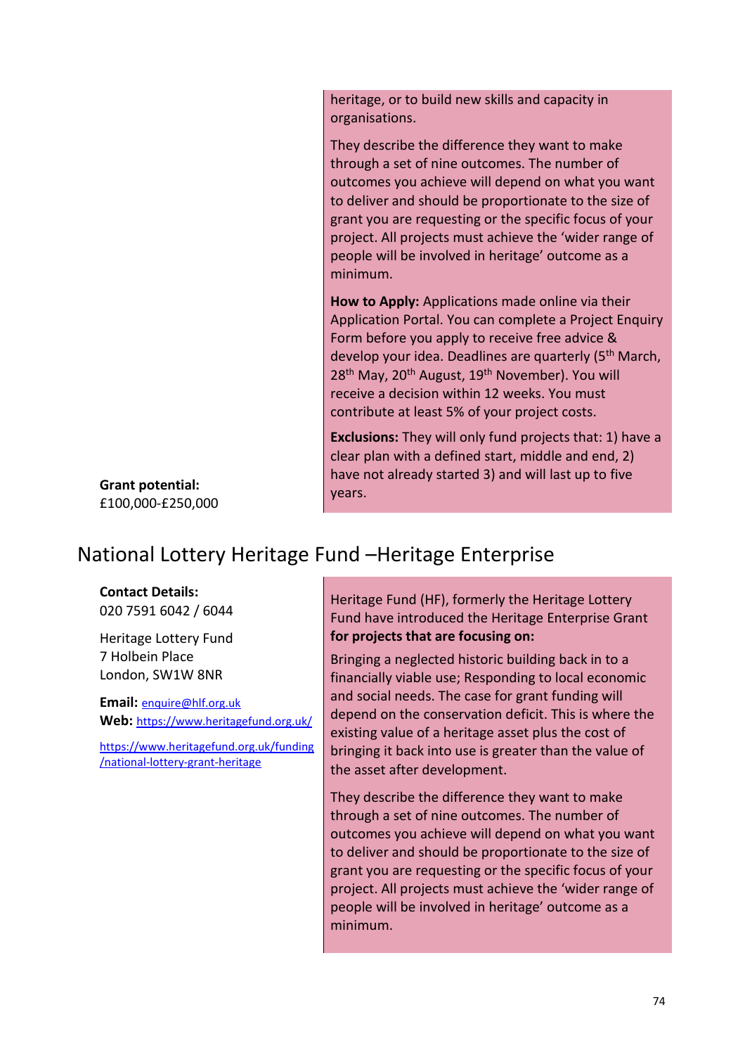heritage, or to build new skills and capacity in organisations.

They describe the difference they want to make through a set of nine outcomes. The number of outcomes you achieve will depend on what you want to deliver and should be proportionate to the size of grant you are requesting or the specific focus of your project. All projects must achieve the 'wider range of people will be involved in heritage' outcome as a minimum.

**How to Apply:** Applications made online via their Application Portal. You can complete a Project Enquiry Form before you apply to receive free advice & develop your idea. Deadlines are quarterly (5th March, 28th May, 20th August, 19th November). You will receive a decision within 12 weeks. You must contribute at least 5% of your project costs.

**Exclusions:** They will only fund projects that: 1) have a clear plan with a defined start, middle and end, 2) have not already started 3) and will last up to five years.

**Grant potential:**
£100,000-£250,000

## National Lottery Heritage Fund –Heritage Enterprise

**Contact Details:**
020 7591 6042 / 6044

Heritage Lottery Fund
7 Holbein Place
London, SW1W 8NR

**Email:** enquire@hlf.org.uk
**Web:** https://www.heritagefund.org.uk/

https://www.heritagefund.org.uk/funding/national-lottery-grant-heritage

Heritage Fund (HF), formerly the Heritage Lottery Fund have introduced the Heritage Enterprise Grant **for projects that are focusing on:**

Bringing a neglected historic building back in to a financially viable use; Responding to local economic and social needs. The case for grant funding will depend on the conservation deficit. This is where the existing value of a heritage asset plus the cost of bringing it back into use is greater than the value of the asset after development.

They describe the difference they want to make through a set of nine outcomes. The number of outcomes you achieve will depend on what you want to deliver and should be proportionate to the size of grant you are requesting or the specific focus of your project. All projects must achieve the 'wider range of people will be involved in heritage' outcome as a minimum.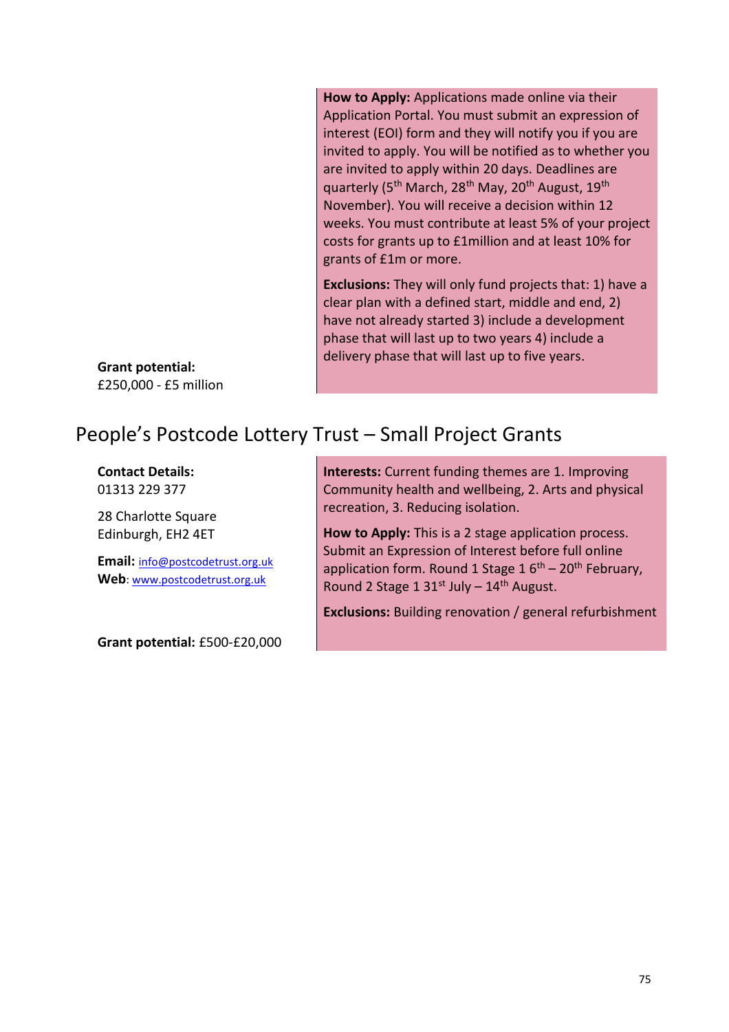**How to Apply:** Applications made online via their Application Portal. You must submit an expression of interest (EOI) form and they will notify you if you are invited to apply. You will be notified as to whether you are invited to apply within 20 days. Deadlines are quarterly (5th March, 28th May, 20th August, 19th November). You will receive a decision within 12 weeks. You must contribute at least 5% of your project costs for grants up to £1million and at least 10% for grants of £1m or more.

**Exclusions:** They will only fund projects that: 1) have a clear plan with a defined start, middle and end, 2) have not already started 3) include a development phase that will last up to two years 4) include a delivery phase that will last up to five years.

**Grant potential:**
£250,000 - £5 million

## People's Postcode Lottery Trust – Small Project Grants

**Contact Details:**
01313 229 377

28 Charlotte Square
Edinburgh, EH2 4ET

**Email:** info@postcodetrust.org.uk
**Web**: www.postcodetrust.org.uk

**Grant potential:** £500-£20,000

**Interests:** Current funding themes are 1. Improving Community health and wellbeing, 2. Arts and physical recreation, 3. Reducing isolation.

**How to Apply:** This is a 2 stage application process. Submit an Expression of Interest before full online application form. Round 1 Stage 1 6th – 20th February, Round 2 Stage 1 31st July – 14th August.

**Exclusions:** Building renovation / general refurbishment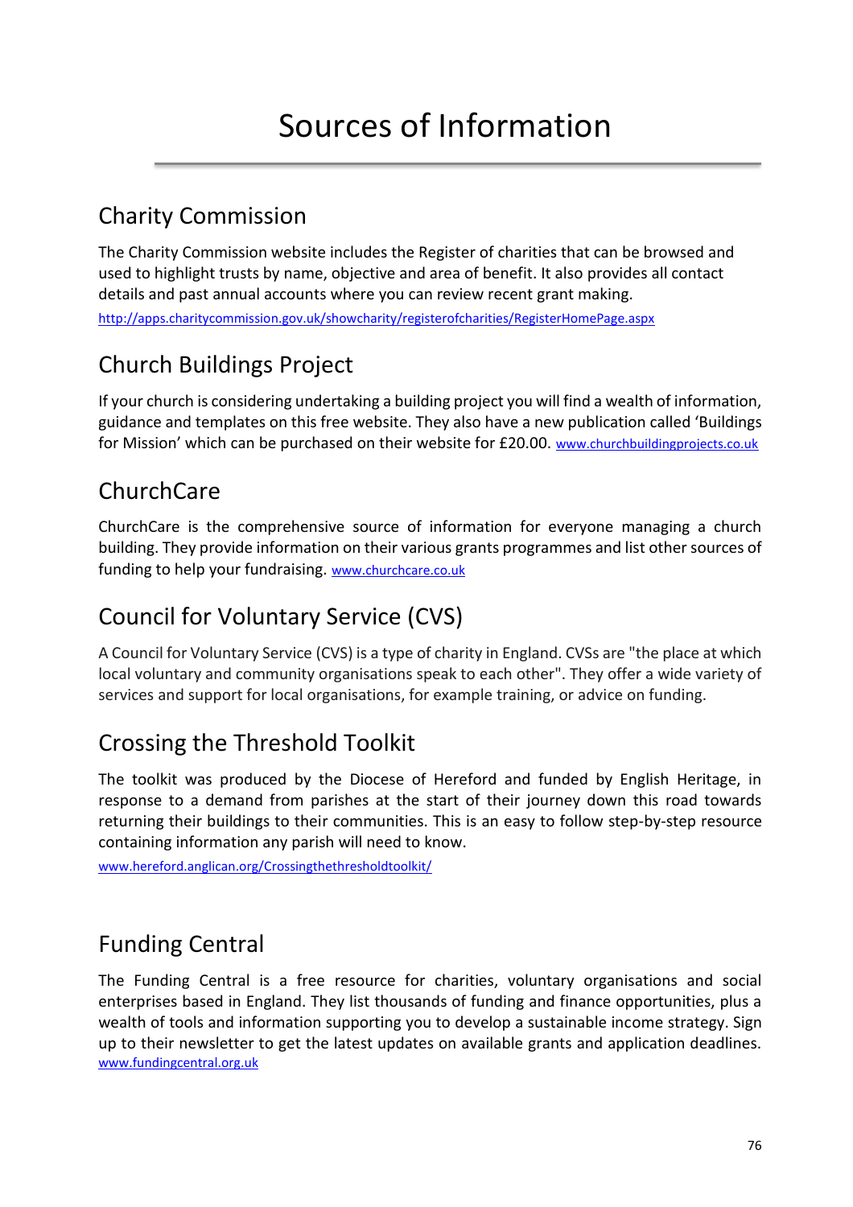# Sources of Information

## Charity Commission

The Charity Commission website includes the Register of charities that can be browsed and used to highlight trusts by name, objective and area of benefit. It also provides all contact details and past annual accounts where you can review recent grant making.

http://apps.charitycommission.gov.uk/showcharity/registerofcharities/RegisterHomePage.aspx

## Church Buildings Project

If your church is considering undertaking a building project you will find a wealth of information, guidance and templates on this free website. They also have a new publication called 'Buildings for Mission' which can be purchased on their website for £20.00. www.churchbuildingprojects.co.uk

## ChurchCare

ChurchCare is the comprehensive source of information for everyone managing a church building. They provide information on their various grants programmes and list other sources of funding to help your fundraising. www.churchcare.co.uk

## Council for Voluntary Service (CVS)

A Council for Voluntary Service (CVS) is a type of charity in England. CVSs are "the place at which local voluntary and community organisations speak to each other". They offer a wide variety of services and support for local organisations, for example training, or advice on funding.

## Crossing the Threshold Toolkit

The toolkit was produced by the Diocese of Hereford and funded by English Heritage, in response to a demand from parishes at the start of their journey down this road towards returning their buildings to their communities. This is an easy to follow step-by-step resource containing information any parish will need to know.

www.hereford.anglican.org/Crossingthethresholdtoolkit/

## Funding Central

The Funding Central is a free resource for charities, voluntary organisations and social enterprises based in England. They list thousands of funding and finance opportunities, plus a wealth of tools and information supporting you to develop a sustainable income strategy. Sign up to their newsletter to get the latest updates on available grants and application deadlines.
www.fundingcentral.org.uk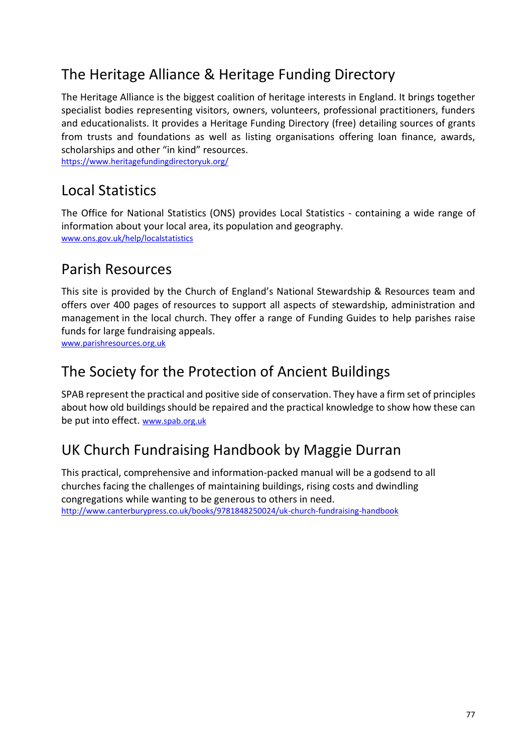## The Heritage Alliance & Heritage Funding Directory

The Heritage Alliance is the biggest coalition of heritage interests in England. It brings together specialist bodies representing visitors, owners, volunteers, professional practitioners, funders and educationalists. It provides a Heritage Funding Directory (free) detailing sources of grants from trusts and foundations as well as listing organisations offering loan finance, awards, scholarships and other "in kind" resources.
https://www.heritagefundingdirectoryuk.org/

## Local Statistics

The Office for National Statistics (ONS) provides Local Statistics - containing a wide range of information about your local area, its population and geography.
www.ons.gov.uk/help/localstatistics

## Parish Resources

This site is provided by the Church of England's National Stewardship & Resources team and offers over 400 pages of resources to support all aspects of stewardship, administration and management in the local church. They offer a range of Funding Guides to help parishes raise funds for large fundraising appeals.
www.parishresources.org.uk

## The Society for the Protection of Ancient Buildings

SPAB represent the practical and positive side of conservation. They have a firm set of principles about how old buildings should be repaired and the practical knowledge to show how these can be put into effect. www.spab.org.uk

## UK Church Fundraising Handbook by Maggie Durran

This practical, comprehensive and information-packed manual will be a godsend to all churches facing the challenges of maintaining buildings, rising costs and dwindling congregations while wanting to be generous to others in need.
http://www.canterburypress.co.uk/books/9781848250024/uk-church-fundraising-handbook